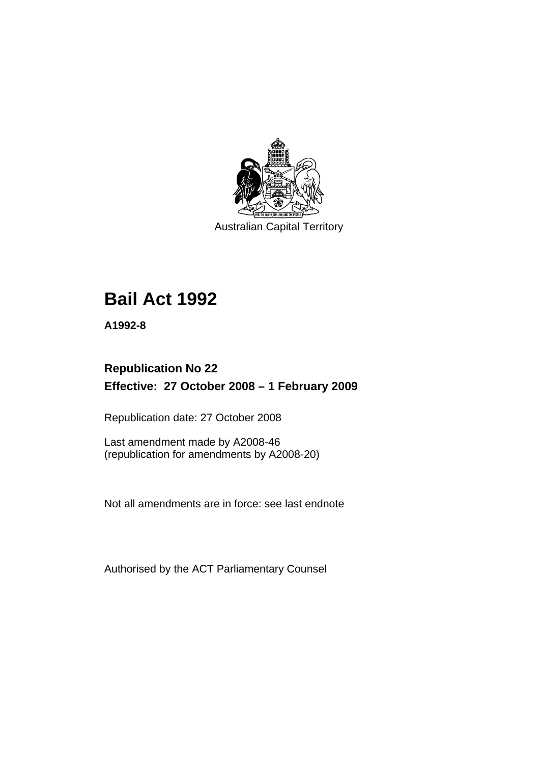Australian Capital Territory

# Bail Act 1992

**A1992-8**

**Republication No 22**
**Effective: 27 October 2008 – 1 February 2009**

Republication date: 27 October 2008

Last amendment made by A2008-46
(republication for amendments by A2008-20)

Not all amendments are in force: see last endnote

Authorised by the ACT Parliamentary Counsel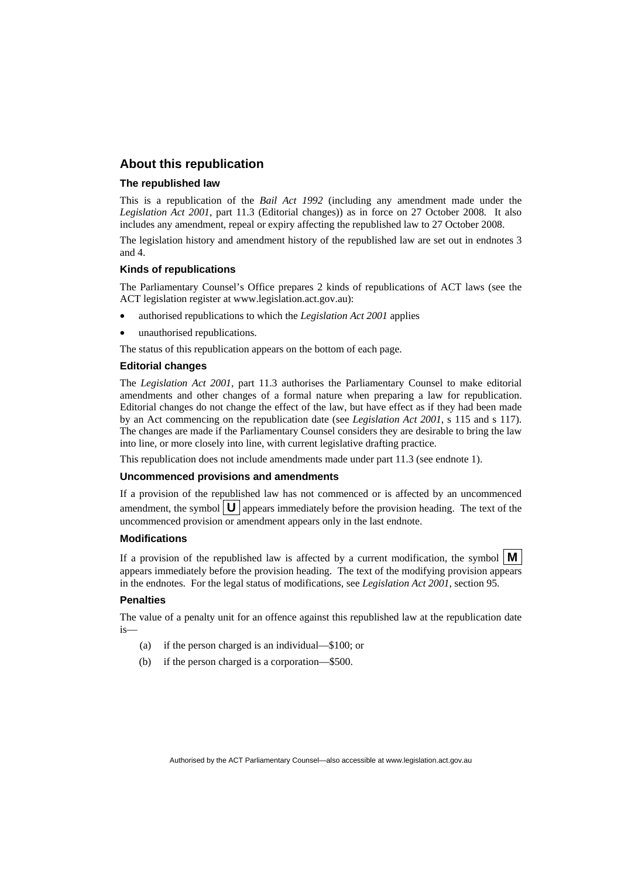## About this republication

### The republished law

This is a republication of the *Bail Act 1992* (including any amendment made under the *Legislation Act 2001*, part 11.3 (Editorial changes)) as in force on 27 October 2008. It also includes any amendment, repeal or expiry affecting the republished law to 27 October 2008.

The legislation history and amendment history of the republished law are set out in endnotes 3 and 4.

### Kinds of republications

The Parliamentary Counsel's Office prepares 2 kinds of republications of ACT laws (see the ACT legislation register at www.legislation.act.gov.au):

- authorised republications to which the *Legislation Act 2001* applies
- unauthorised republications.

The status of this republication appears on the bottom of each page.

### Editorial changes

The *Legislation Act 2001*, part 11.3 authorises the Parliamentary Counsel to make editorial amendments and other changes of a formal nature when preparing a law for republication. Editorial changes do not change the effect of the law, but have effect as if they had been made by an Act commencing on the republication date (see *Legislation Act 2001*, s 115 and s 117). The changes are made if the Parliamentary Counsel considers they are desirable to bring the law into line, or more closely into line, with current legislative drafting practice.

This republication does not include amendments made under part 11.3 (see endnote 1).

### Uncommenced provisions and amendments

If a provision of the republished law has not commenced or is affected by an uncommenced amendment, the symbol **U** appears immediately before the provision heading. The text of the uncommenced provision or amendment appears only in the last endnote.

### Modifications

If a provision of the republished law is affected by a current modification, the symbol **M** appears immediately before the provision heading. The text of the modifying provision appears in the endnotes. For the legal status of modifications, see *Legislation Act 2001*, section 95.

### Penalties

The value of a penalty unit for an offence against this republished law at the republication date is—

(a) if the person charged is an individual—$100; or

(b) if the person charged is a corporation—$500.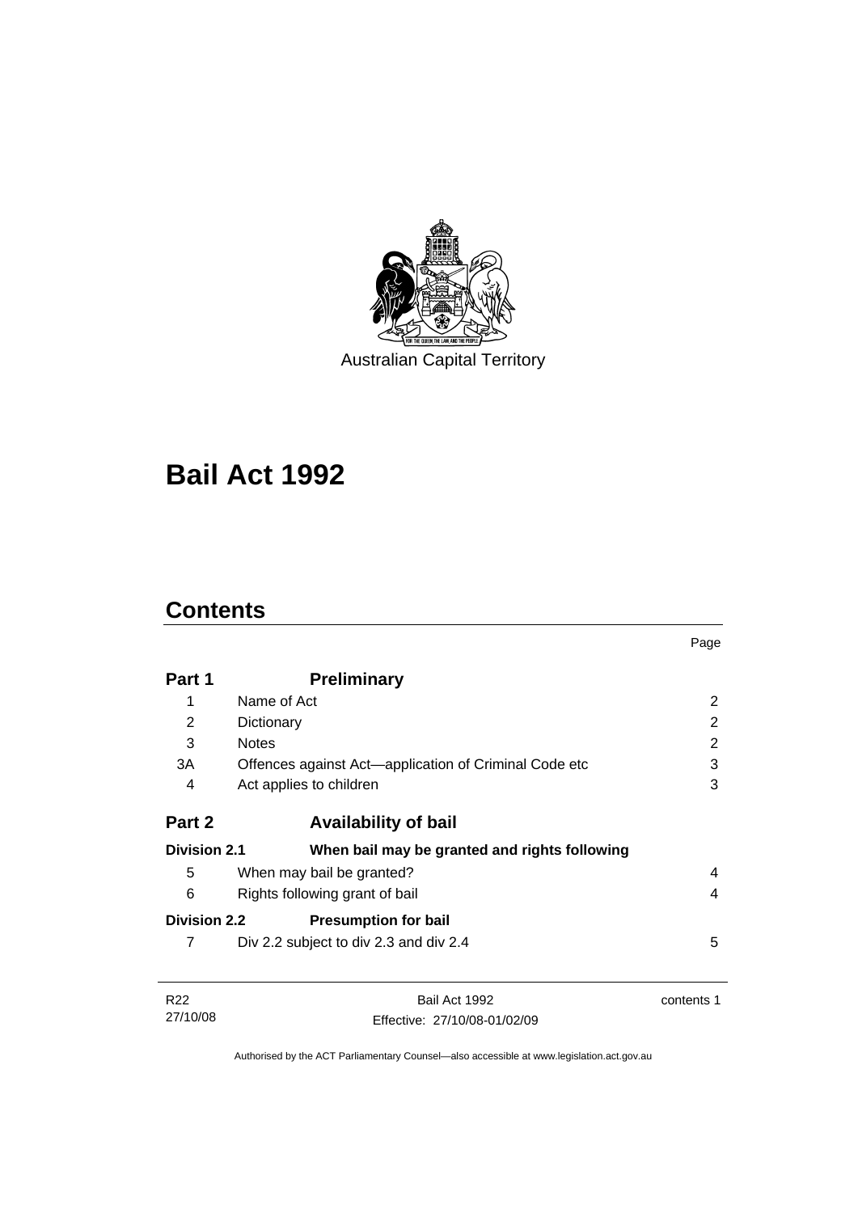Australian Capital Territory

# Bail Act 1992

## Contents

| | | Page |
|---|---|---|
| **Part 1** | **Preliminary** | |
| 1 | Name of Act | 2 |
| 2 | Dictionary | 2 |
| 3 | Notes | 2 |
| 3A | Offences against Act—application of Criminal Code etc | 3 |
| 4 | Act applies to children | 3 |
| **Part 2** | **Availability of bail** | |
| **Division 2.1** | **When bail may be granted and rights following** | |
| 5 | When may bail be granted? | 4 |
| 6 | Rights following grant of bail | 4 |
| **Division 2.2** | **Presumption for bail** | |
| 7 | Div 2.2 subject to div 2.3 and div 2.4 | 5 |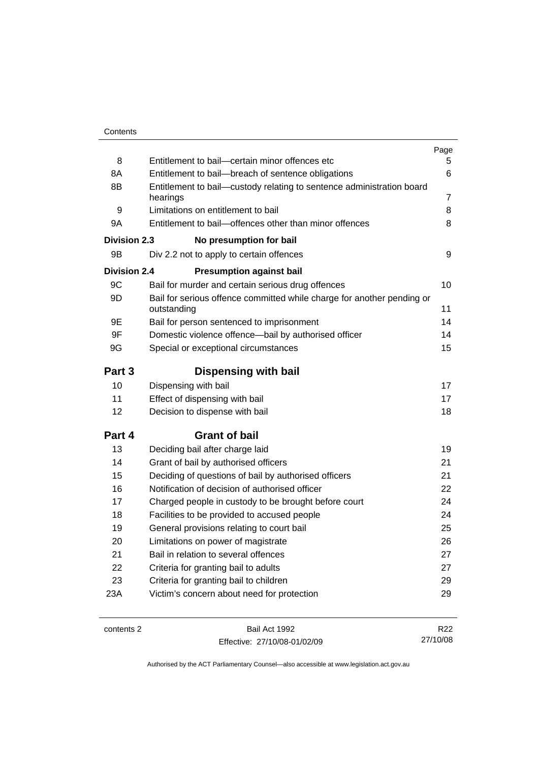| | | Page |
|---|---|---|
| 8 | Entitlement to bail—certain minor offences etc | 5 |
| 8A | Entitlement to bail—breach of sentence obligations | 6 |
| 8B | Entitlement to bail—custody relating to sentence administration board hearings | 7 |
| 9 | Limitations on entitlement to bail | 8 |
| 9A | Entitlement to bail—offences other than minor offences | 8 |
| **Division 2.3** | **No presumption for bail** | |
| 9B | Div 2.2 not to apply to certain offences | 9 |
| **Division 2.4** | **Presumption against bail** | |
| 9C | Bail for murder and certain serious drug offences | 10 |
| 9D | Bail for serious offence committed while charge for another pending or outstanding | 11 |
| 9E | Bail for person sentenced to imprisonment | 14 |
| 9F | Domestic violence offence—bail by authorised officer | 14 |
| 9G | Special or exceptional circumstances | 15 |
| **Part 3** | **Dispensing with bail** | |
| 10 | Dispensing with bail | 17 |
| 11 | Effect of dispensing with bail | 17 |
| 12 | Decision to dispense with bail | 18 |
| **Part 4** | **Grant of bail** | |
| 13 | Deciding bail after charge laid | 19 |
| 14 | Grant of bail by authorised officers | 21 |
| 15 | Deciding of questions of bail by authorised officers | 21 |
| 16 | Notification of decision of authorised officer | 22 |
| 17 | Charged people in custody to be brought before court | 24 |
| 18 | Facilities to be provided to accused people | 24 |
| 19 | General provisions relating to court bail | 25 |
| 20 | Limitations on power of magistrate | 26 |
| 21 | Bail in relation to several offences | 27 |
| 22 | Criteria for granting bail to adults | 27 |
| 23 | Criteria for granting bail to children | 29 |
| 23A | Victim's concern about need for protection | 29 |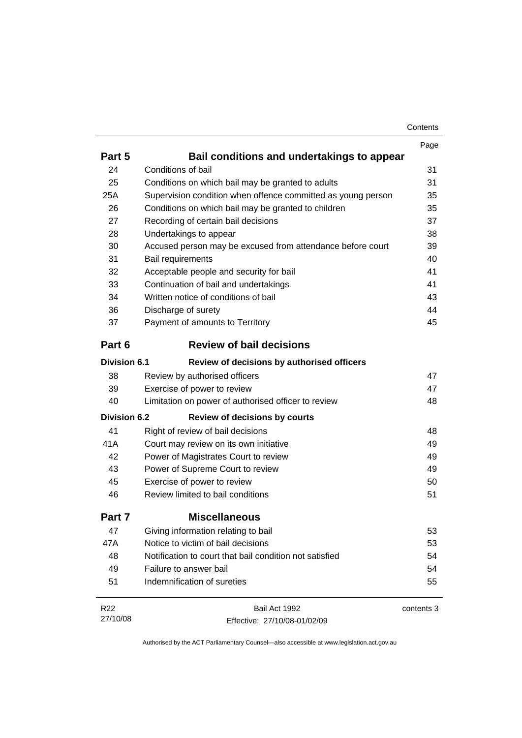| | | Page |
|---|---|---|
| **Part 5** | **Bail conditions and undertakings to appear** | |
| 24 | Conditions of bail | 31 |
| 25 | Conditions on which bail may be granted to adults | 31 |
| 25A | Supervision condition when offence committed as young person | 35 |
| 26 | Conditions on which bail may be granted to children | 35 |
| 27 | Recording of certain bail decisions | 37 |
| 28 | Undertakings to appear | 38 |
| 30 | Accused person may be excused from attendance before court | 39 |
| 31 | Bail requirements | 40 |
| 32 | Acceptable people and security for bail | 41 |
| 33 | Continuation of bail and undertakings | 41 |
| 34 | Written notice of conditions of bail | 43 |
| 36 | Discharge of surety | 44 |
| 37 | Payment of amounts to Territory | 45 |
| **Part 6** | **Review of bail decisions** | |
| **Division 6.1** | **Review of decisions by authorised officers** | |
| 38 | Review by authorised officers | 47 |
| 39 | Exercise of power to review | 47 |
| 40 | Limitation on power of authorised officer to review | 48 |
| **Division 6.2** | **Review of decisions by courts** | |
| 41 | Right of review of bail decisions | 48 |
| 41A | Court may review on its own initiative | 49 |
| 42 | Power of Magistrates Court to review | 49 |
| 43 | Power of Supreme Court to review | 49 |
| 45 | Exercise of power to review | 50 |
| 46 | Review limited to bail conditions | 51 |
| **Part 7** | **Miscellaneous** | |
| 47 | Giving information relating to bail | 53 |
| 47A | Notice to victim of bail decisions | 53 |
| 48 | Notification to court that bail condition not satisfied | 54 |
| 49 | Failure to answer bail | 54 |
| 51 | Indemnification of sureties | 55 |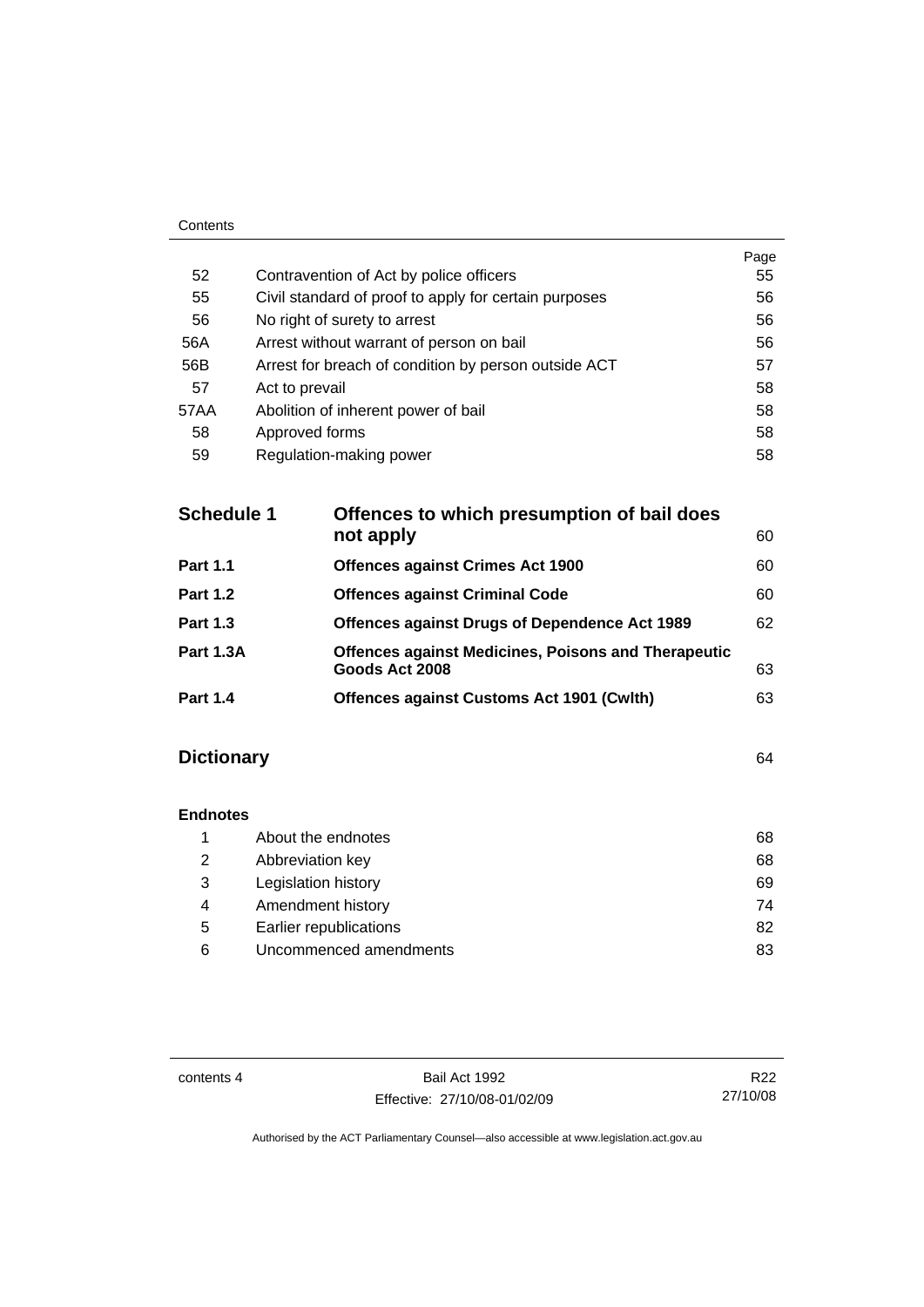| | | Page |
|---|---|---|
| 52 | Contravention of Act by police officers | 55 |
| 55 | Civil standard of proof to apply for certain purposes | 56 |
| 56 | No right of surety to arrest | 56 |
| 56A | Arrest without warrant of person on bail | 56 |
| 56B | Arrest for breach of condition by person outside ACT | 57 |
| 57 | Act to prevail | 58 |
| 57AA | Abolition of inherent power of bail | 58 |
| 58 | Approved forms | 58 |
| 59 | Regulation-making power | 58 |

| | | |
|---|---|---|
| **Schedule 1** | **Offences to which presumption of bail does not apply** | 60 |
| **Part 1.1** | **Offences against Crimes Act 1900** | 60 |
| **Part 1.2** | **Offences against Criminal Code** | 60 |
| **Part 1.3** | **Offences against Drugs of Dependence Act 1989** | 62 |
| **Part 1.3A** | **Offences against Medicines, Poisons and Therapeutic Goods Act 2008** | 63 |
| **Part 1.4** | **Offences against Customs Act 1901 (Cwlth)** | 63 |

**Dictionary** 64

**Endnotes**

| | | |
|---|---|---|
| 1 | About the endnotes | 68 |
| 2 | Abbreviation key | 68 |
| 3 | Legislation history | 69 |
| 4 | Amendment history | 74 |
| 5 | Earlier republications | 82 |
| 6 | Uncommenced amendments | 83 |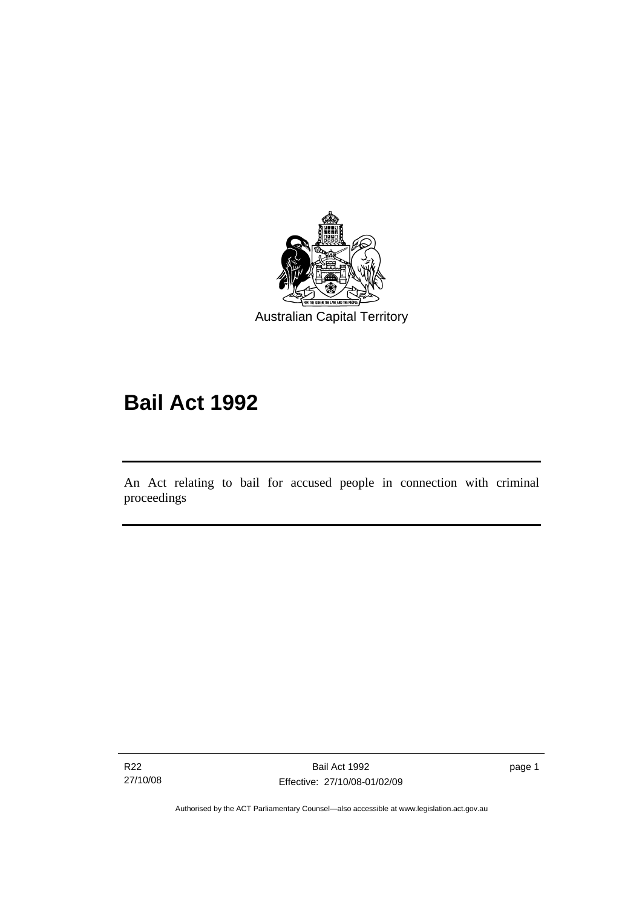Australian Capital Territory

# Bail Act 1992

An Act relating to bail for accused people in connection with criminal proceedings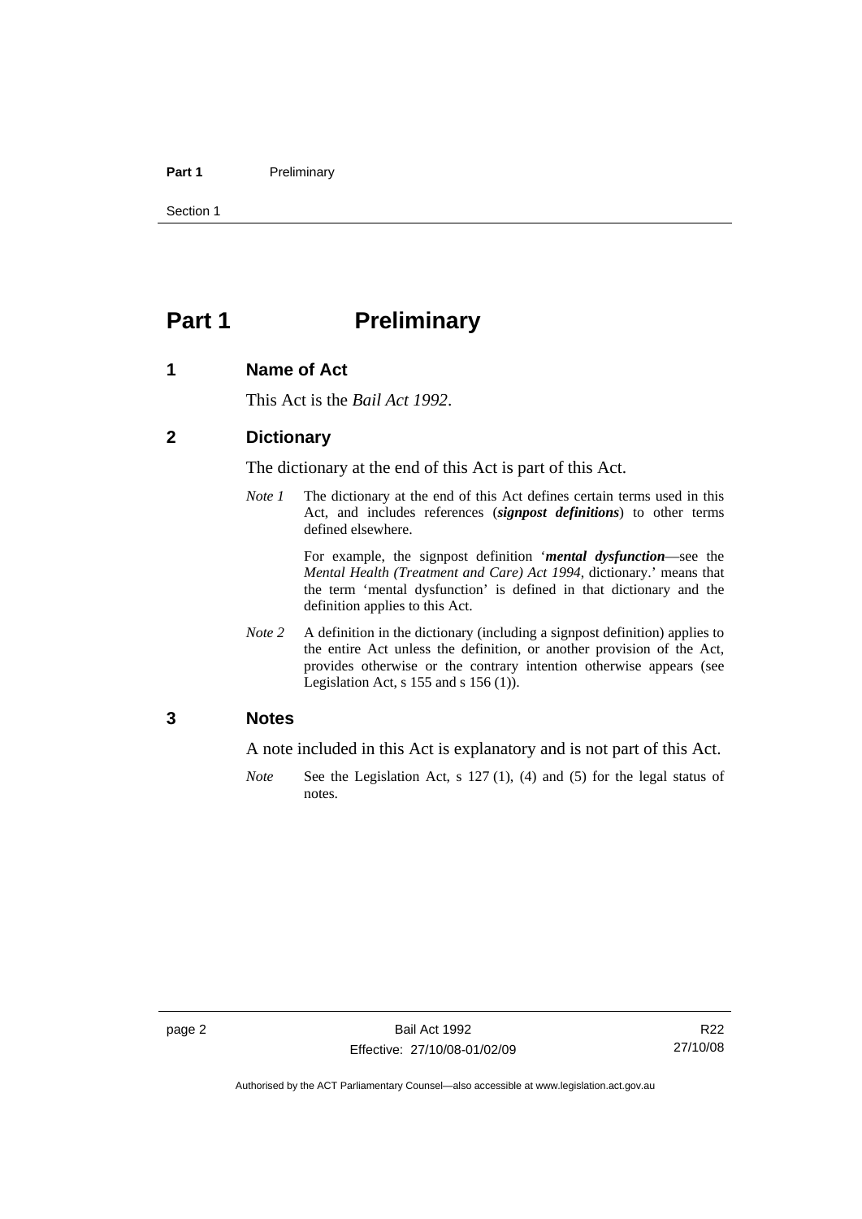# Part 1 Preliminary

## 1 Name of Act

This Act is the *Bail Act 1992*.

## 2 Dictionary

The dictionary at the end of this Act is part of this Act.

*Note 1* The dictionary at the end of this Act defines certain terms used in this Act, and includes references (***signpost definitions***) to other terms defined elsewhere.

For example, the signpost definition '***mental dysfunction***—see the *Mental Health (Treatment and Care) Act 1994*, dictionary.' means that the term 'mental dysfunction' is defined in that dictionary and the definition applies to this Act.

*Note 2* A definition in the dictionary (including a signpost definition) applies to the entire Act unless the definition, or another provision of the Act, provides otherwise or the contrary intention otherwise appears (see Legislation Act, s 155 and s 156 (1)).

## 3 Notes

A note included in this Act is explanatory and is not part of this Act.

*Note* See the Legislation Act, s 127 (1), (4) and (5) for the legal status of notes.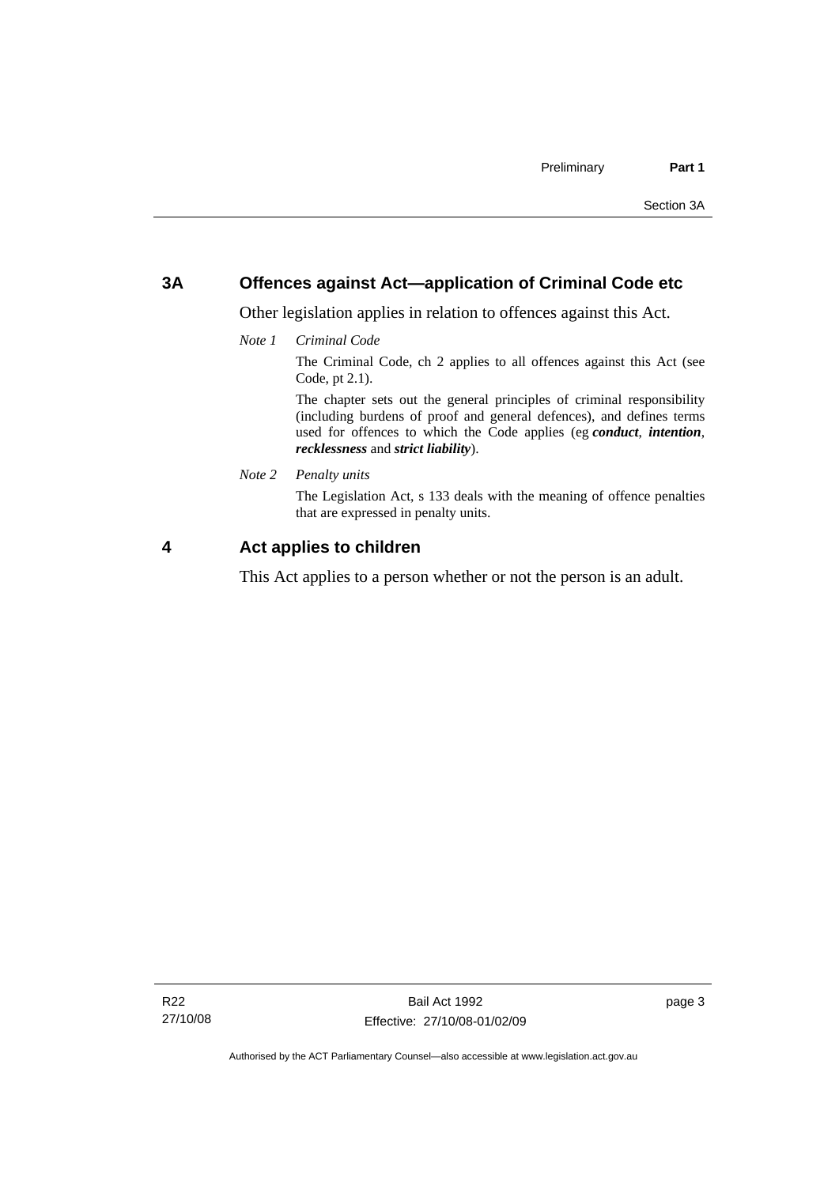## 3A Offences against Act—application of Criminal Code etc

Other legislation applies in relation to offences against this Act.

*Note 1 Criminal Code*

The Criminal Code, ch 2 applies to all offences against this Act (see Code, pt 2.1).

The chapter sets out the general principles of criminal responsibility (including burdens of proof and general defences), and defines terms used for offences to which the Code applies (eg ***conduct***, ***intention***, ***recklessness*** and ***strict liability***).

*Note 2 Penalty units*

The Legislation Act, s 133 deals with the meaning of offence penalties that are expressed in penalty units.

## 4 Act applies to children

This Act applies to a person whether or not the person is an adult.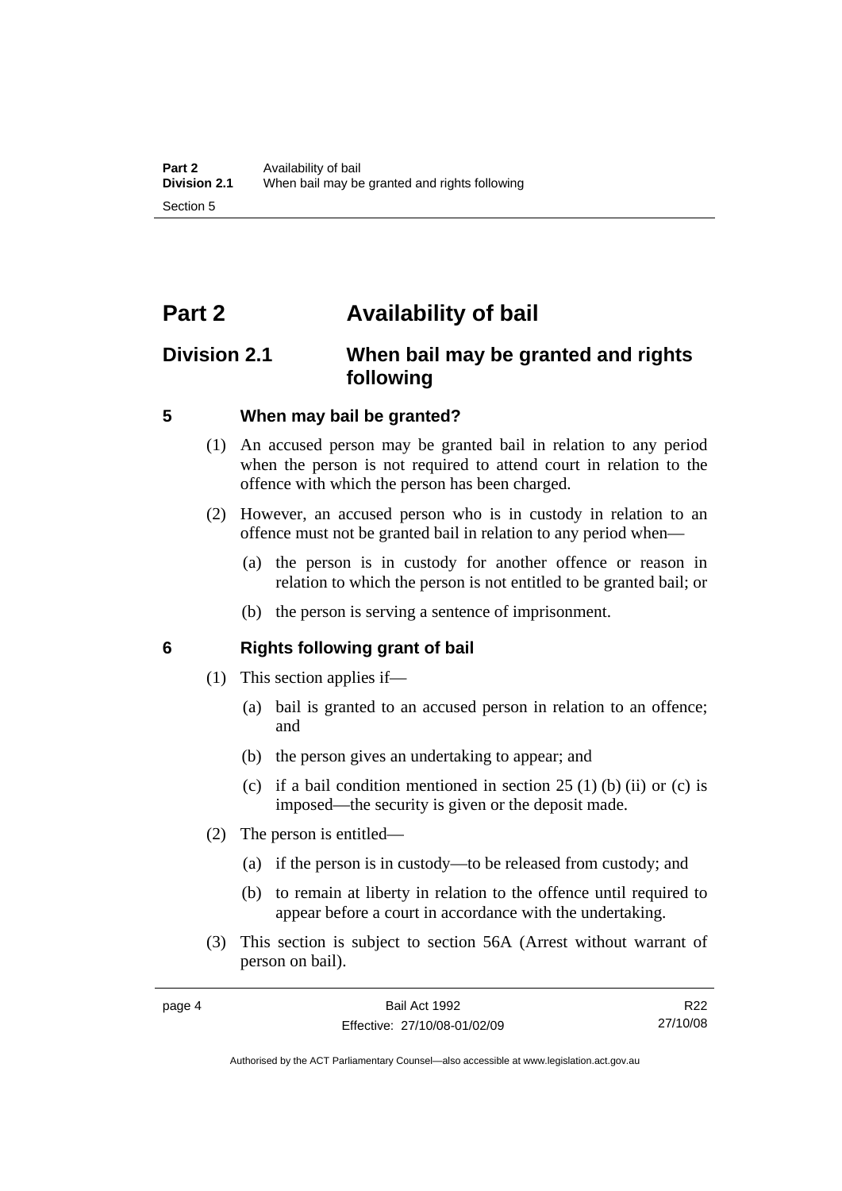# Part 2 Availability of bail

## Division 2.1 When bail may be granted and rights following

### 5 When may bail be granted?

(1) An accused person may be granted bail in relation to any period when the person is not required to attend court in relation to the offence with which the person has been charged.

(2) However, an accused person who is in custody in relation to an offence must not be granted bail in relation to any period when—

(a) the person is in custody for another offence or reason in relation to which the person is not entitled to be granted bail; or

(b) the person is serving a sentence of imprisonment.

### 6 Rights following grant of bail

(1) This section applies if—

(a) bail is granted to an accused person in relation to an offence; and

(b) the person gives an undertaking to appear; and

(c) if a bail condition mentioned in section 25 (1) (b) (ii) or (c) is imposed—the security is given or the deposit made.

(2) The person is entitled—

(a) if the person is in custody—to be released from custody; and

(b) to remain at liberty in relation to the offence until required to appear before a court in accordance with the undertaking.

(3) This section is subject to section 56A (Arrest without warrant of person on bail).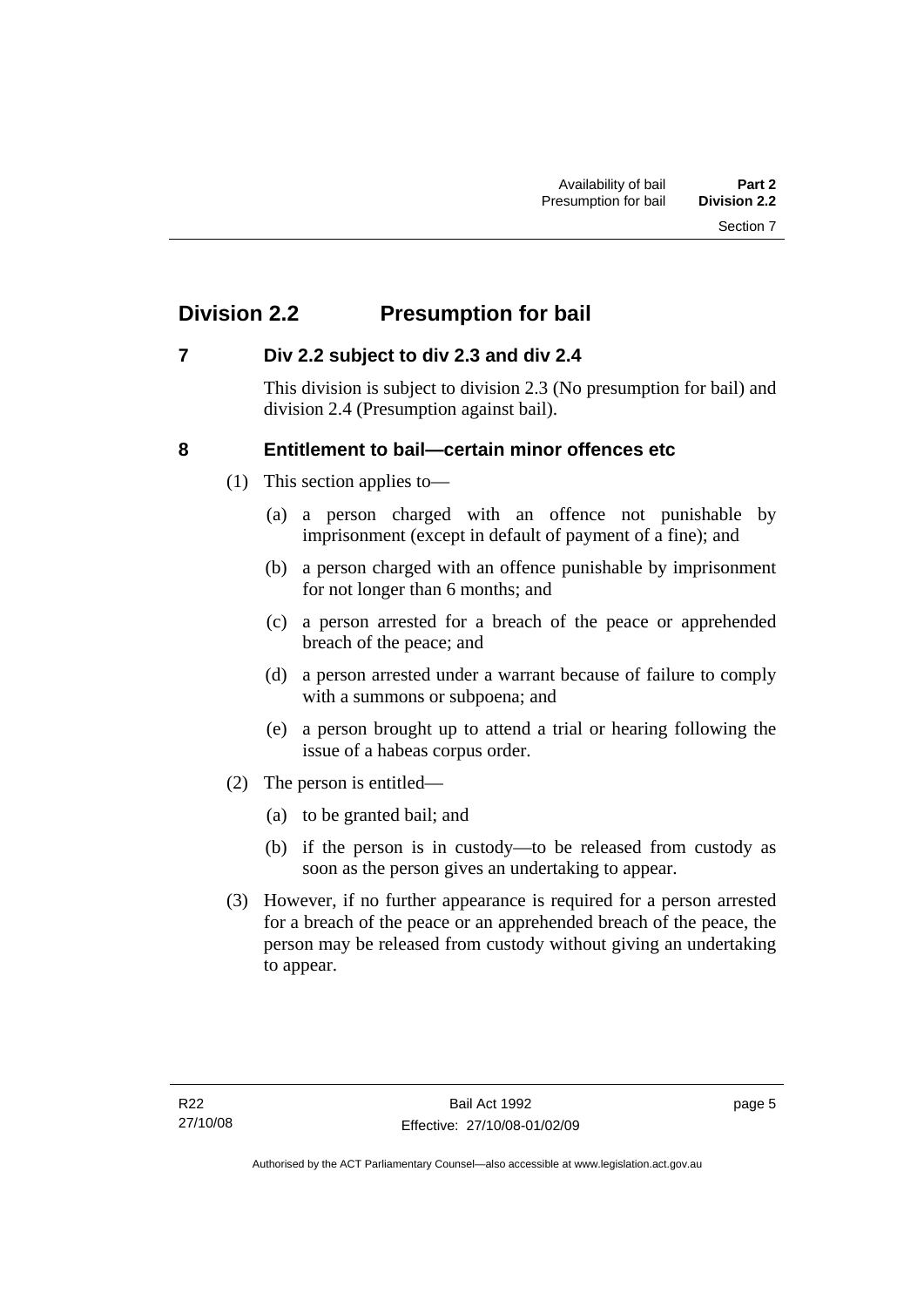## Division 2.2 Presumption for bail

### 7 Div 2.2 subject to div 2.3 and div 2.4

This division is subject to division 2.3 (No presumption for bail) and division 2.4 (Presumption against bail).

### 8 Entitlement to bail—certain minor offences etc

(1) This section applies to—

(a) a person charged with an offence not punishable by imprisonment (except in default of payment of a fine); and

(b) a person charged with an offence punishable by imprisonment for not longer than 6 months; and

(c) a person arrested for a breach of the peace or apprehended breach of the peace; and

(d) a person arrested under a warrant because of failure to comply with a summons or subpoena; and

(e) a person brought up to attend a trial or hearing following the issue of a habeas corpus order.

(2) The person is entitled—

(a) to be granted bail; and

(b) if the person is in custody—to be released from custody as soon as the person gives an undertaking to appear.

(3) However, if no further appearance is required for a person arrested for a breach of the peace or an apprehended breach of the peace, the person may be released from custody without giving an undertaking to appear.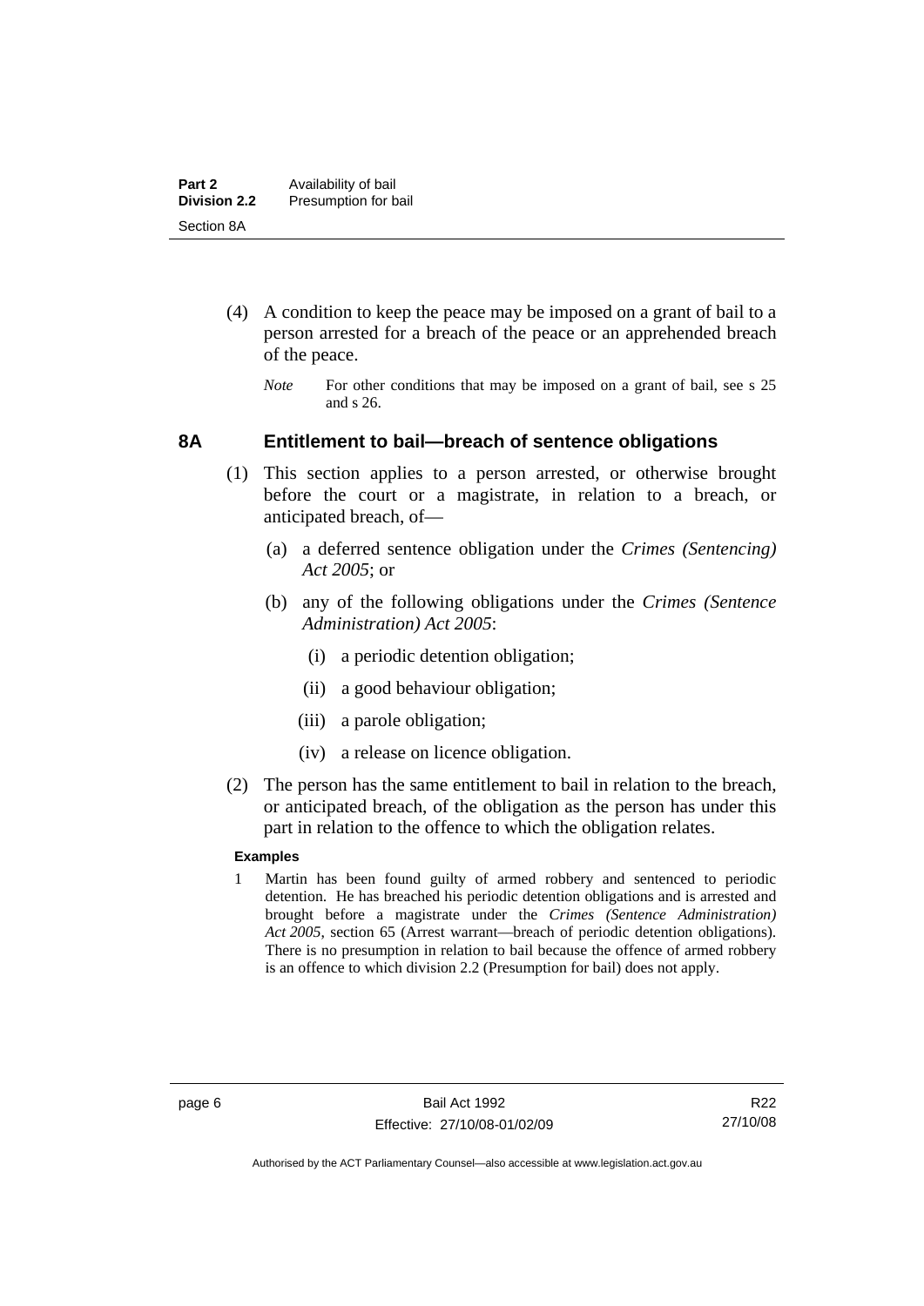(4) A condition to keep the peace may be imposed on a grant of bail to a person arrested for a breach of the peace or an apprehended breach of the peace.

*Note* For other conditions that may be imposed on a grant of bail, see s 25 and s 26.

## 8A Entitlement to bail—breach of sentence obligations

(1) This section applies to a person arrested, or otherwise brought before the court or a magistrate, in relation to a breach, or anticipated breach, of—

(a) a deferred sentence obligation under the *Crimes (Sentencing) Act 2005*; or

(b) any of the following obligations under the *Crimes (Sentence Administration) Act 2005*:

(i) a periodic detention obligation;

(ii) a good behaviour obligation;

(iii) a parole obligation;

(iv) a release on licence obligation.

(2) The person has the same entitlement to bail in relation to the breach, or anticipated breach, of the obligation as the person has under this part in relation to the offence to which the obligation relates.

**Examples**

1 Martin has been found guilty of armed robbery and sentenced to periodic detention. He has breached his periodic detention obligations and is arrested and brought before a magistrate under the *Crimes (Sentence Administration) Act 2005*, section 65 (Arrest warrant—breach of periodic detention obligations). There is no presumption in relation to bail because the offence of armed robbery is an offence to which division 2.2 (Presumption for bail) does not apply.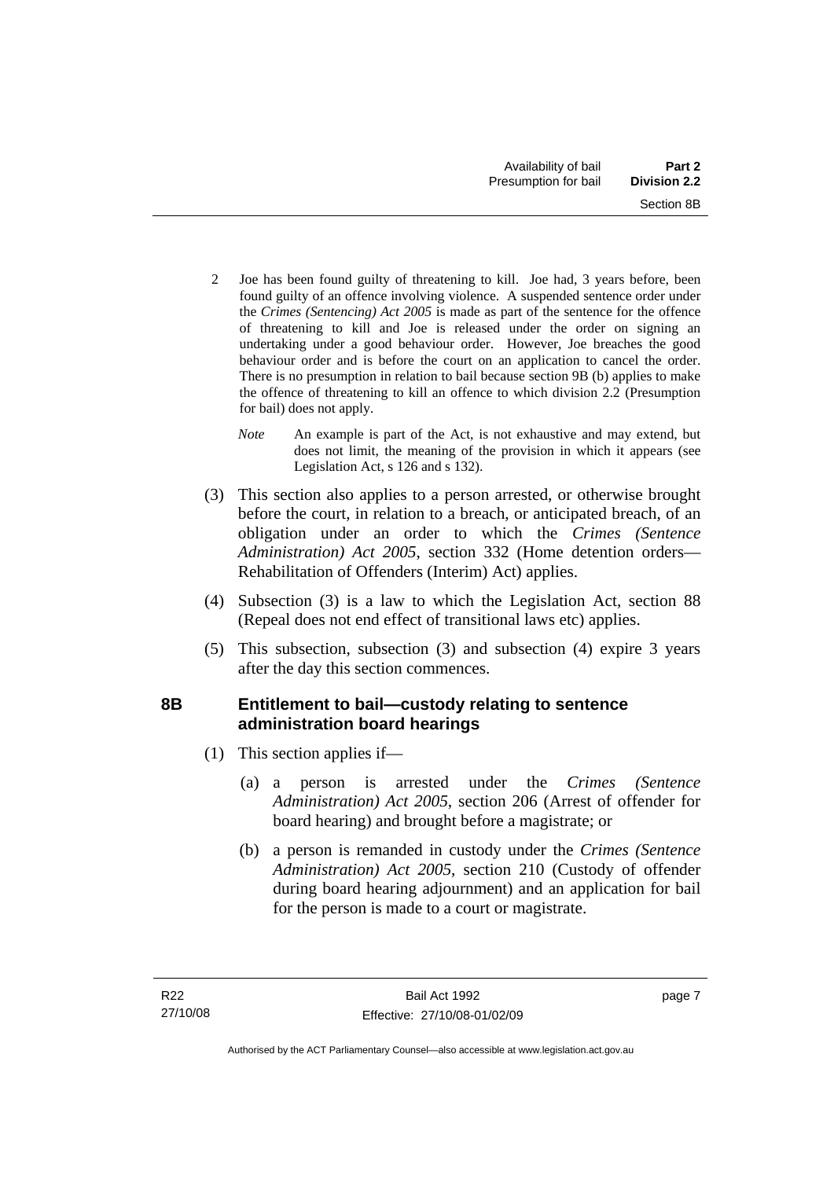2 Joe has been found guilty of threatening to kill. Joe had, 3 years before, been found guilty of an offence involving violence. A suspended sentence order under the *Crimes (Sentencing) Act 2005* is made as part of the sentence for the offence of threatening to kill and Joe is released under the order on signing an undertaking under a good behaviour order. However, Joe breaches the good behaviour order and is before the court on an application to cancel the order. There is no presumption in relation to bail because section 9B (b) applies to make the offence of threatening to kill an offence to which division 2.2 (Presumption for bail) does not apply.

*Note* An example is part of the Act, is not exhaustive and may extend, but does not limit, the meaning of the provision in which it appears (see Legislation Act, s 126 and s 132).

(3) This section also applies to a person arrested, or otherwise brought before the court, in relation to a breach, or anticipated breach, of an obligation under an order to which the *Crimes (Sentence Administration) Act 2005*, section 332 (Home detention orders—Rehabilitation of Offenders (Interim) Act) applies.

(4) Subsection (3) is a law to which the Legislation Act, section 88 (Repeal does not end effect of transitional laws etc) applies.

(5) This subsection, subsection (3) and subsection (4) expire 3 years after the day this section commences.

## 8B Entitlement to bail—custody relating to sentence administration board hearings

(1) This section applies if—

(a) a person is arrested under the *Crimes (Sentence Administration) Act 2005*, section 206 (Arrest of offender for board hearing) and brought before a magistrate; or

(b) a person is remanded in custody under the *Crimes (Sentence Administration) Act 2005*, section 210 (Custody of offender during board hearing adjournment) and an application for bail for the person is made to a court or magistrate.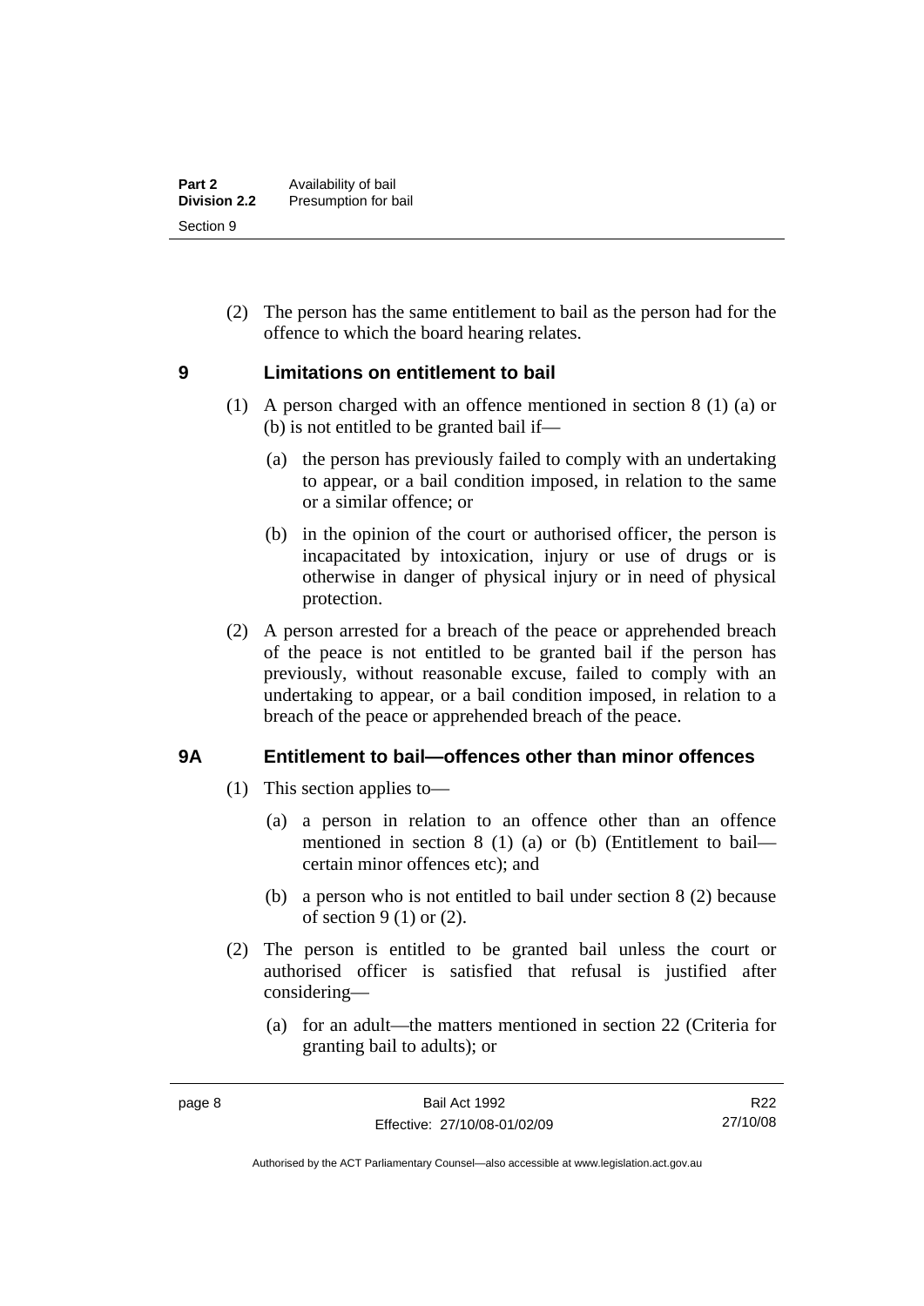(2) The person has the same entitlement to bail as the person had for the offence to which the board hearing relates.

## 9 Limitations on entitlement to bail

(1) A person charged with an offence mentioned in section 8 (1) (a) or (b) is not entitled to be granted bail if—

(a) the person has previously failed to comply with an undertaking to appear, or a bail condition imposed, in relation to the same or a similar offence; or

(b) in the opinion of the court or authorised officer, the person is incapacitated by intoxication, injury or use of drugs or is otherwise in danger of physical injury or in need of physical protection.

(2) A person arrested for a breach of the peace or apprehended breach of the peace is not entitled to be granted bail if the person has previously, without reasonable excuse, failed to comply with an undertaking to appear, or a bail condition imposed, in relation to a breach of the peace or apprehended breach of the peace.

## 9A Entitlement to bail—offences other than minor offences

(1) This section applies to—

(a) a person in relation to an offence other than an offence mentioned in section 8 (1) (a) or (b) (Entitlement to bail—certain minor offences etc); and

(b) a person who is not entitled to bail under section 8 (2) because of section 9 (1) or (2).

(2) The person is entitled to be granted bail unless the court or authorised officer is satisfied that refusal is justified after considering—

(a) for an adult—the matters mentioned in section 22 (Criteria for granting bail to adults); or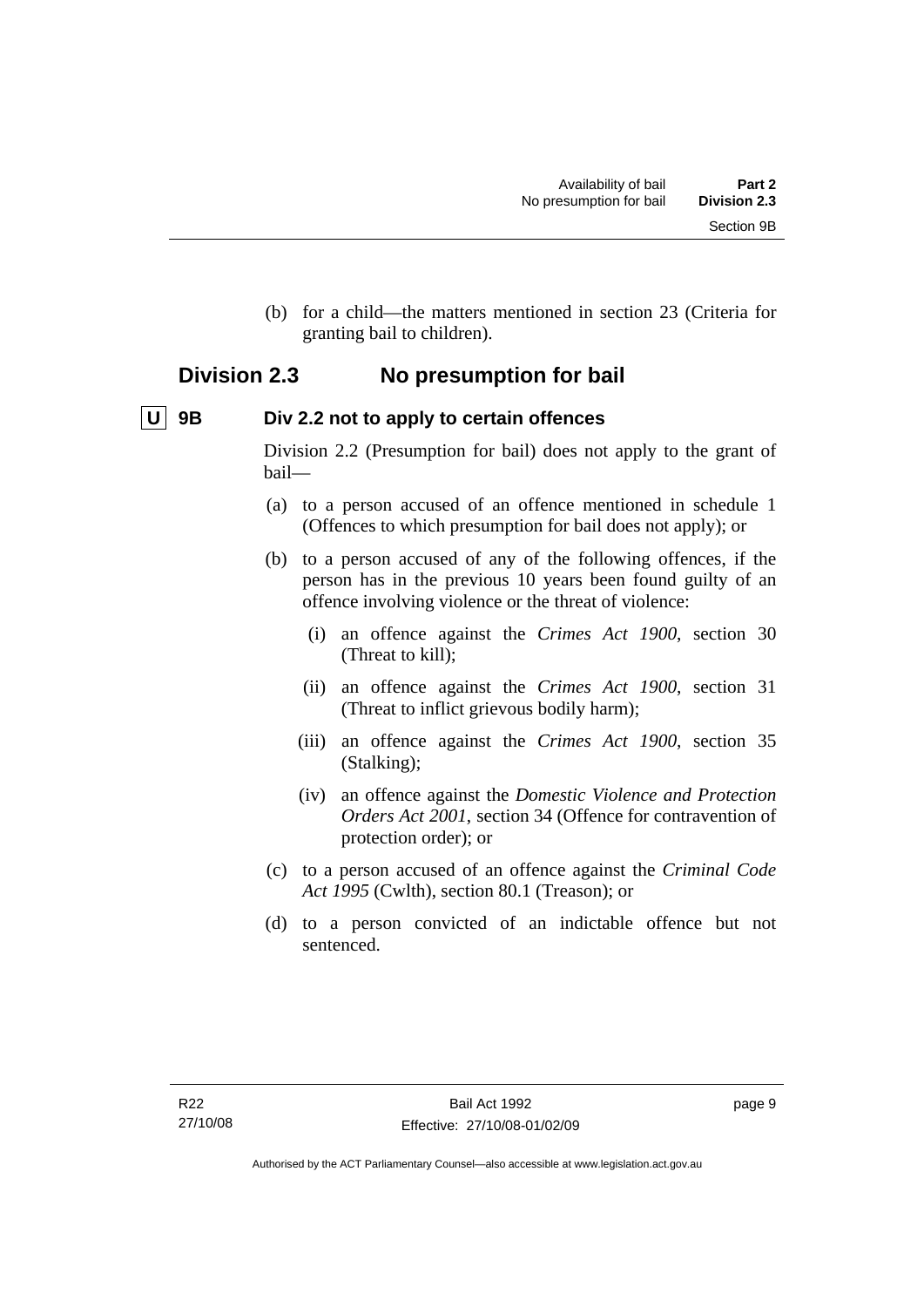(b) for a child—the matters mentioned in section 23 (Criteria for granting bail to children).

## Division 2.3 No presumption for bail

### U 9B Div 2.2 not to apply to certain offences

Division 2.2 (Presumption for bail) does not apply to the grant of bail—

(a) to a person accused of an offence mentioned in schedule 1 (Offences to which presumption for bail does not apply); or

(b) to a person accused of any of the following offences, if the person has in the previous 10 years been found guilty of an offence involving violence or the threat of violence:

 (i) an offence against the *Crimes Act 1900*, section 30 (Threat to kill);

 (ii) an offence against the *Crimes Act 1900*, section 31 (Threat to inflict grievous bodily harm);

 (iii) an offence against the *Crimes Act 1900*, section 35 (Stalking);

 (iv) an offence against the *Domestic Violence and Protection Orders Act 2001*, section 34 (Offence for contravention of protection order); or

(c) to a person accused of an offence against the *Criminal Code Act 1995* (Cwlth), section 80.1 (Treason); or

(d) to a person convicted of an indictable offence but not sentenced.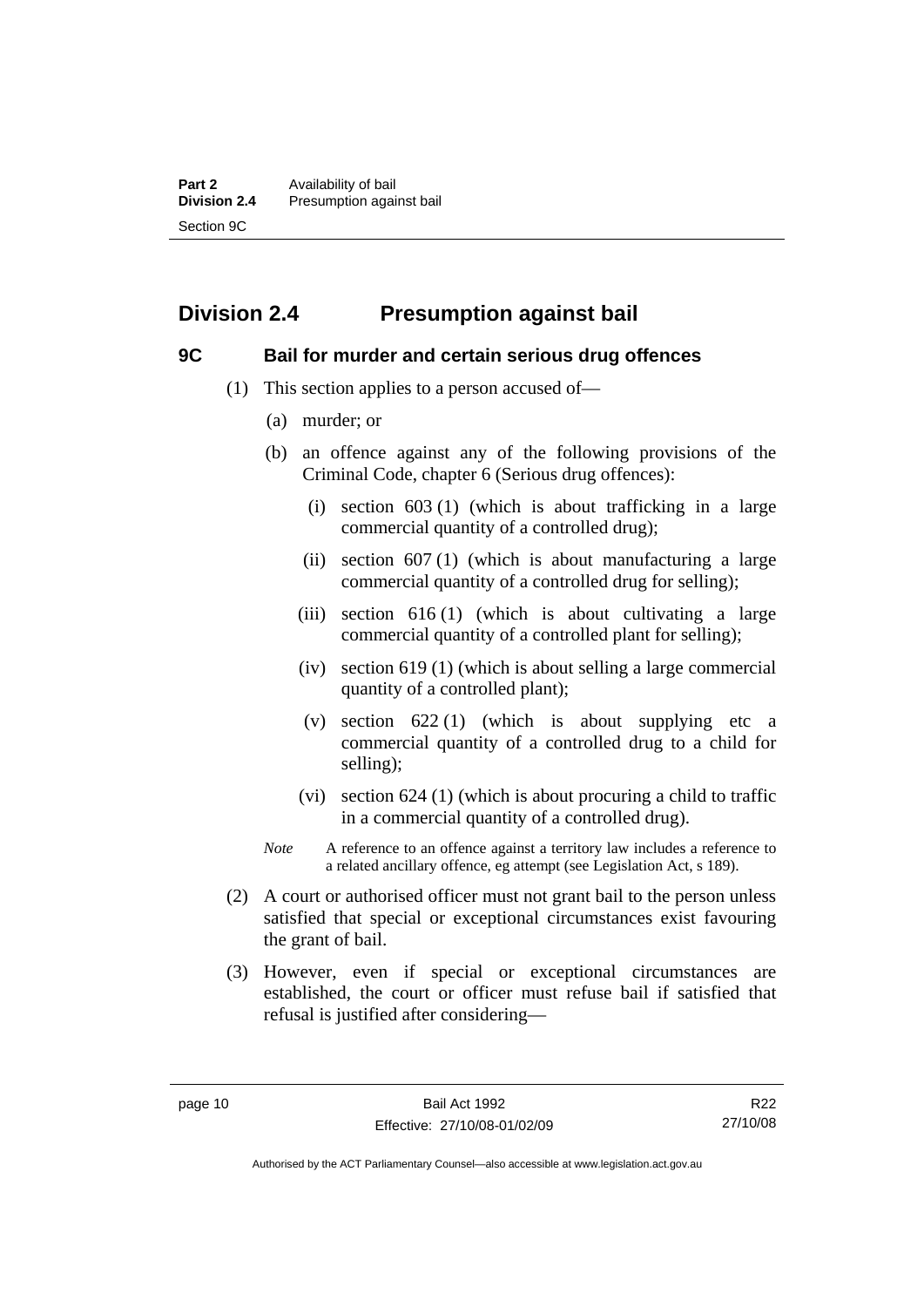## Division 2.4 Presumption against bail

### 9C Bail for murder and certain serious drug offences

(1) This section applies to a person accused of—

(a) murder; or

(b) an offence against any of the following provisions of the Criminal Code, chapter 6 (Serious drug offences):

(i) section 603 (1) (which is about trafficking in a large commercial quantity of a controlled drug);

(ii) section 607 (1) (which is about manufacturing a large commercial quantity of a controlled drug for selling);

(iii) section 616 (1) (which is about cultivating a large commercial quantity of a controlled plant for selling);

(iv) section 619 (1) (which is about selling a large commercial quantity of a controlled plant);

(v) section 622 (1) (which is about supplying etc a commercial quantity of a controlled drug to a child for selling);

(vi) section 624 (1) (which is about procuring a child to traffic in a commercial quantity of a controlled drug).

*Note* A reference to an offence against a territory law includes a reference to a related ancillary offence, eg attempt (see Legislation Act, s 189).

(2) A court or authorised officer must not grant bail to the person unless satisfied that special or exceptional circumstances exist favouring the grant of bail.

(3) However, even if special or exceptional circumstances are established, the court or officer must refuse bail if satisfied that refusal is justified after considering—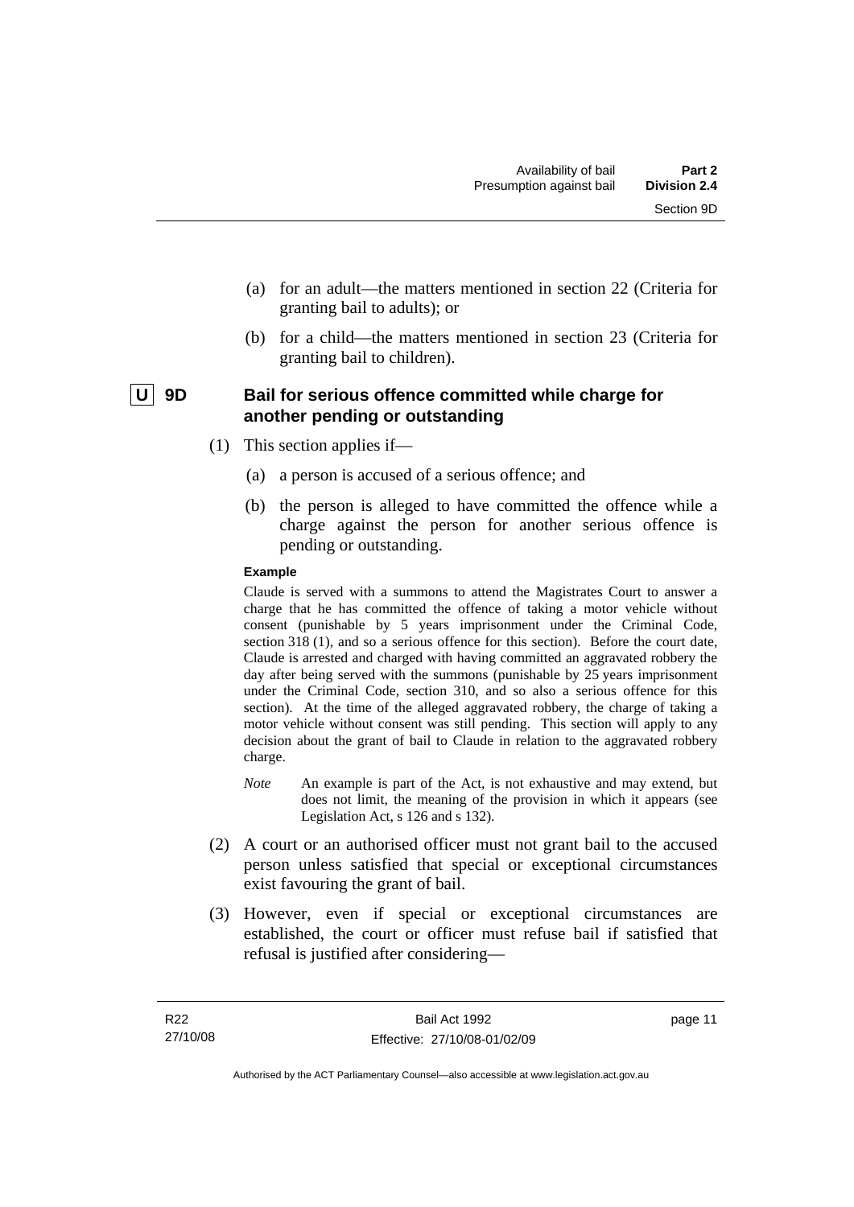(a) for an adult—the matters mentioned in section 22 (Criteria for granting bail to adults); or

(b) for a child—the matters mentioned in section 23 (Criteria for granting bail to children).

### U 9D Bail for serious offence committed while charge for another pending or outstanding

(1) This section applies if—

(a) a person is accused of a serious offence; and

(b) the person is alleged to have committed the offence while a charge against the person for another serious offence is pending or outstanding.

**Example**

Claude is served with a summons to attend the Magistrates Court to answer a charge that he has committed the offence of taking a motor vehicle without consent (punishable by 5 years imprisonment under the Criminal Code, section 318 (1), and so a serious offence for this section). Before the court date, Claude is arrested and charged with having committed an aggravated robbery the day after being served with the summons (punishable by 25 years imprisonment under the Criminal Code, section 310, and so also a serious offence for this section). At the time of the alleged aggravated robbery, the charge of taking a motor vehicle without consent was still pending. This section will apply to any decision about the grant of bail to Claude in relation to the aggravated robbery charge.

*Note* An example is part of the Act, is not exhaustive and may extend, but does not limit, the meaning of the provision in which it appears (see Legislation Act, s 126 and s 132).

(2) A court or an authorised officer must not grant bail to the accused person unless satisfied that special or exceptional circumstances exist favouring the grant of bail.

(3) However, even if special or exceptional circumstances are established, the court or officer must refuse bail if satisfied that refusal is justified after considering—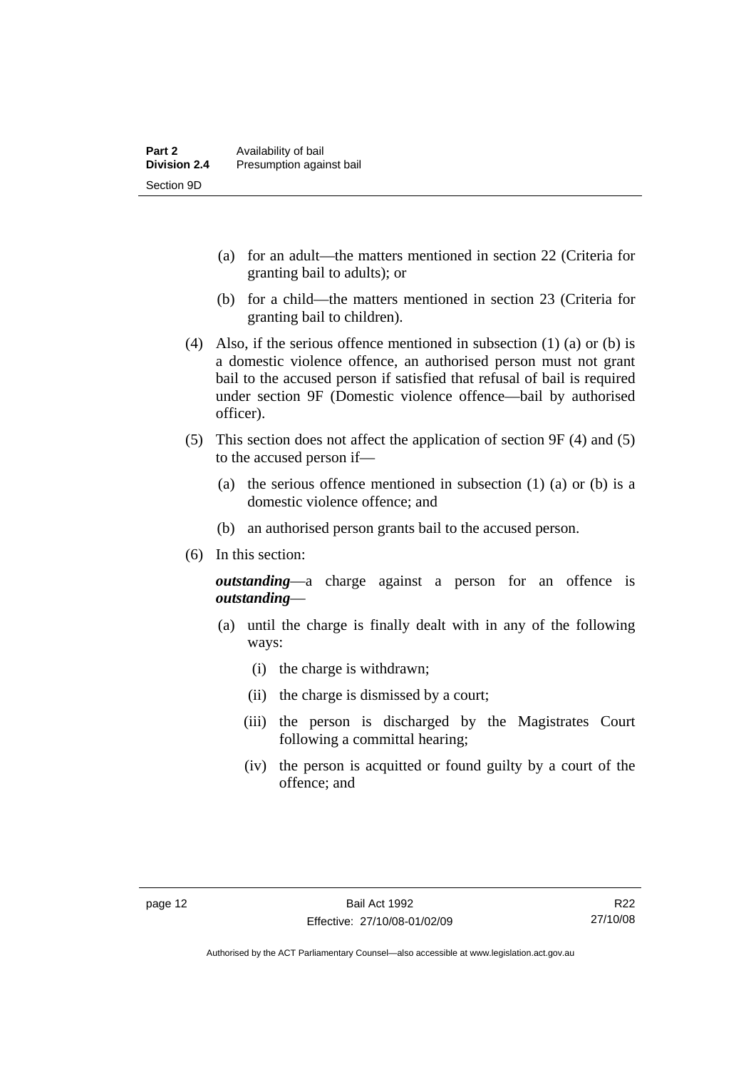(a) for an adult—the matters mentioned in section 22 (Criteria for granting bail to adults); or

(b) for a child—the matters mentioned in section 23 (Criteria for granting bail to children).

(4) Also, if the serious offence mentioned in subsection (1) (a) or (b) is a domestic violence offence, an authorised person must not grant bail to the accused person if satisfied that refusal of bail is required under section 9F (Domestic violence offence—bail by authorised officer).

(5) This section does not affect the application of section 9F (4) and (5) to the accused person if—

(a) the serious offence mentioned in subsection (1) (a) or (b) is a domestic violence offence; and

(b) an authorised person grants bail to the accused person.

(6) In this section:

***outstanding***—a charge against a person for an offence is ***outstanding***—

(a) until the charge is finally dealt with in any of the following ways:

(i) the charge is withdrawn;

(ii) the charge is dismissed by a court;

(iii) the person is discharged by the Magistrates Court following a committal hearing;

(iv) the person is acquitted or found guilty by a court of the offence; and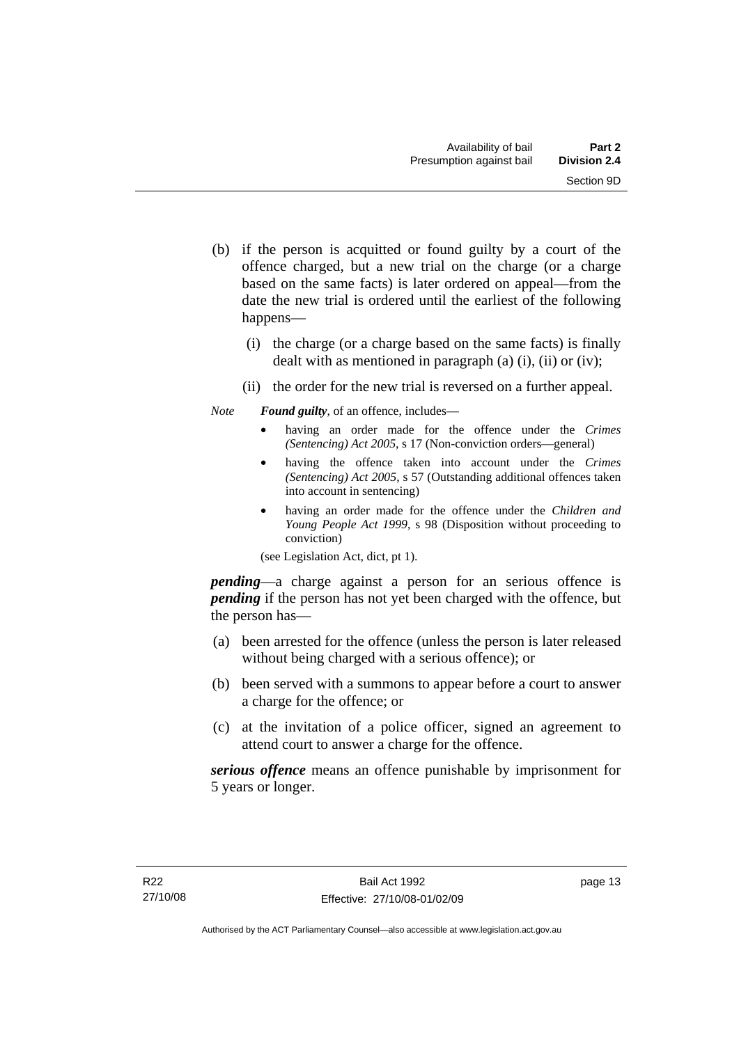(b) if the person is acquitted or found guilty by a court of the offence charged, but a new trial on the charge (or a charge based on the same facts) is later ordered on appeal—from the date the new trial is ordered until the earliest of the following happens—

(i) the charge (or a charge based on the same facts) is finally dealt with as mentioned in paragraph (a) (i), (ii) or (iv);

(ii) the order for the new trial is reversed on a further appeal.

*Note* ***Found guilty***, of an offence, includes—

- having an order made for the offence under the *Crimes (Sentencing) Act 2005*, s 17 (Non-conviction orders—general)
- having the offence taken into account under the *Crimes (Sentencing) Act 2005*, s 57 (Outstanding additional offences taken into account in sentencing)
- having an order made for the offence under the *Children and Young People Act 1999*, s 98 (Disposition without proceeding to conviction)

(see Legislation Act, dict, pt 1).

***pending***—a charge against a person for an serious offence is ***pending*** if the person has not yet been charged with the offence, but the person has—

(a) been arrested for the offence (unless the person is later released without being charged with a serious offence); or

(b) been served with a summons to appear before a court to answer a charge for the offence; or

(c) at the invitation of a police officer, signed an agreement to attend court to answer a charge for the offence.

***serious offence*** means an offence punishable by imprisonment for 5 years or longer.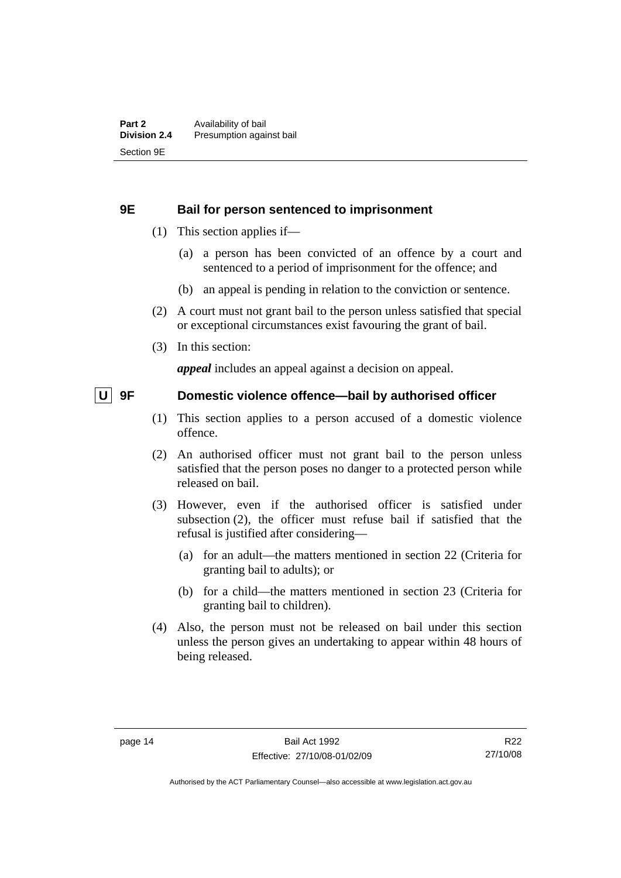## 9E Bail for person sentenced to imprisonment

(1) This section applies if—

(a) a person has been convicted of an offence by a court and sentenced to a period of imprisonment for the offence; and

(b) an appeal is pending in relation to the conviction or sentence.

(2) A court must not grant bail to the person unless satisfied that special or exceptional circumstances exist favouring the grant of bail.

(3) In this section:

***appeal*** includes an appeal against a decision on appeal.

## U 9F Domestic violence offence—bail by authorised officer

(1) This section applies to a person accused of a domestic violence offence.

(2) An authorised officer must not grant bail to the person unless satisfied that the person poses no danger to a protected person while released on bail.

(3) However, even if the authorised officer is satisfied under subsection (2), the officer must refuse bail if satisfied that the refusal is justified after considering—

(a) for an adult—the matters mentioned in section 22 (Criteria for granting bail to adults); or

(b) for a child—the matters mentioned in section 23 (Criteria for granting bail to children).

(4) Also, the person must not be released on bail under this section unless the person gives an undertaking to appear within 48 hours of being released.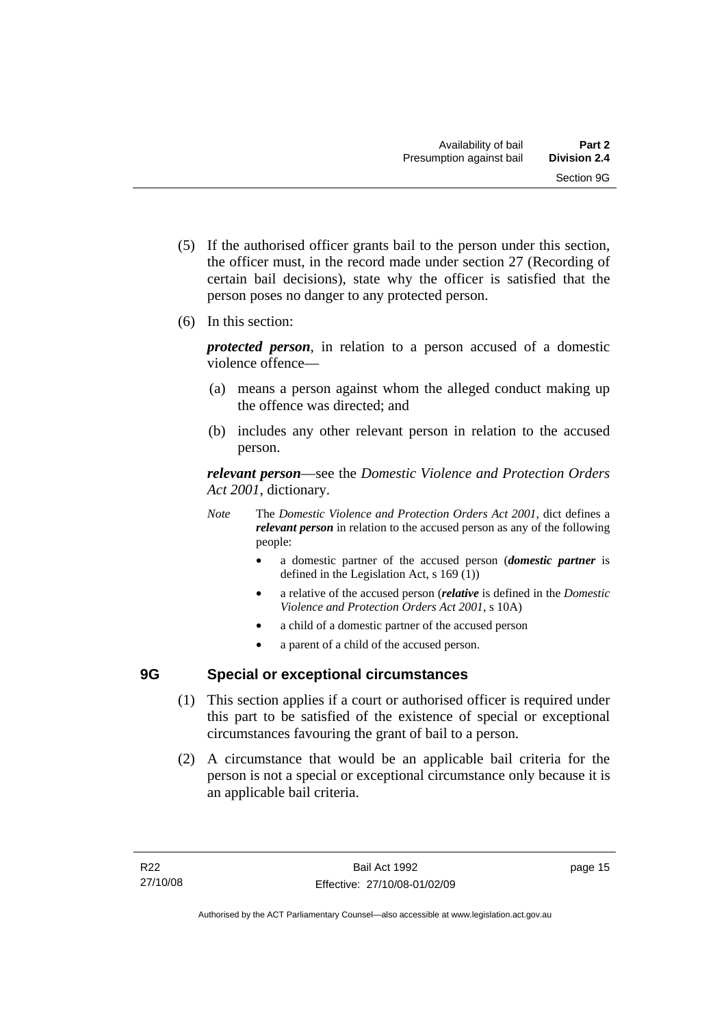(5) If the authorised officer grants bail to the person under this section, the officer must, in the record made under section 27 (Recording of certain bail decisions), state why the officer is satisfied that the person poses no danger to any protected person.

(6) In this section:

***protected person***, in relation to a person accused of a domestic violence offence—

(a) means a person against whom the alleged conduct making up the offence was directed; and

(b) includes any other relevant person in relation to the accused person.

***relevant person***—see the *Domestic Violence and Protection Orders Act 2001*, dictionary.

*Note* The *Domestic Violence and Protection Orders Act 2001*, dict defines a ***relevant person*** in relation to the accused person as any of the following people:

- a domestic partner of the accused person (***domestic partner*** is defined in the Legislation Act, s 169 (1))
- a relative of the accused person (***relative*** is defined in the *Domestic Violence and Protection Orders Act 2001*, s 10A)
- a child of a domestic partner of the accused person
- a parent of a child of the accused person.

## 9G Special or exceptional circumstances

(1) This section applies if a court or authorised officer is required under this part to be satisfied of the existence of special or exceptional circumstances favouring the grant of bail to a person.

(2) A circumstance that would be an applicable bail criteria for the person is not a special or exceptional circumstance only because it is an applicable bail criteria.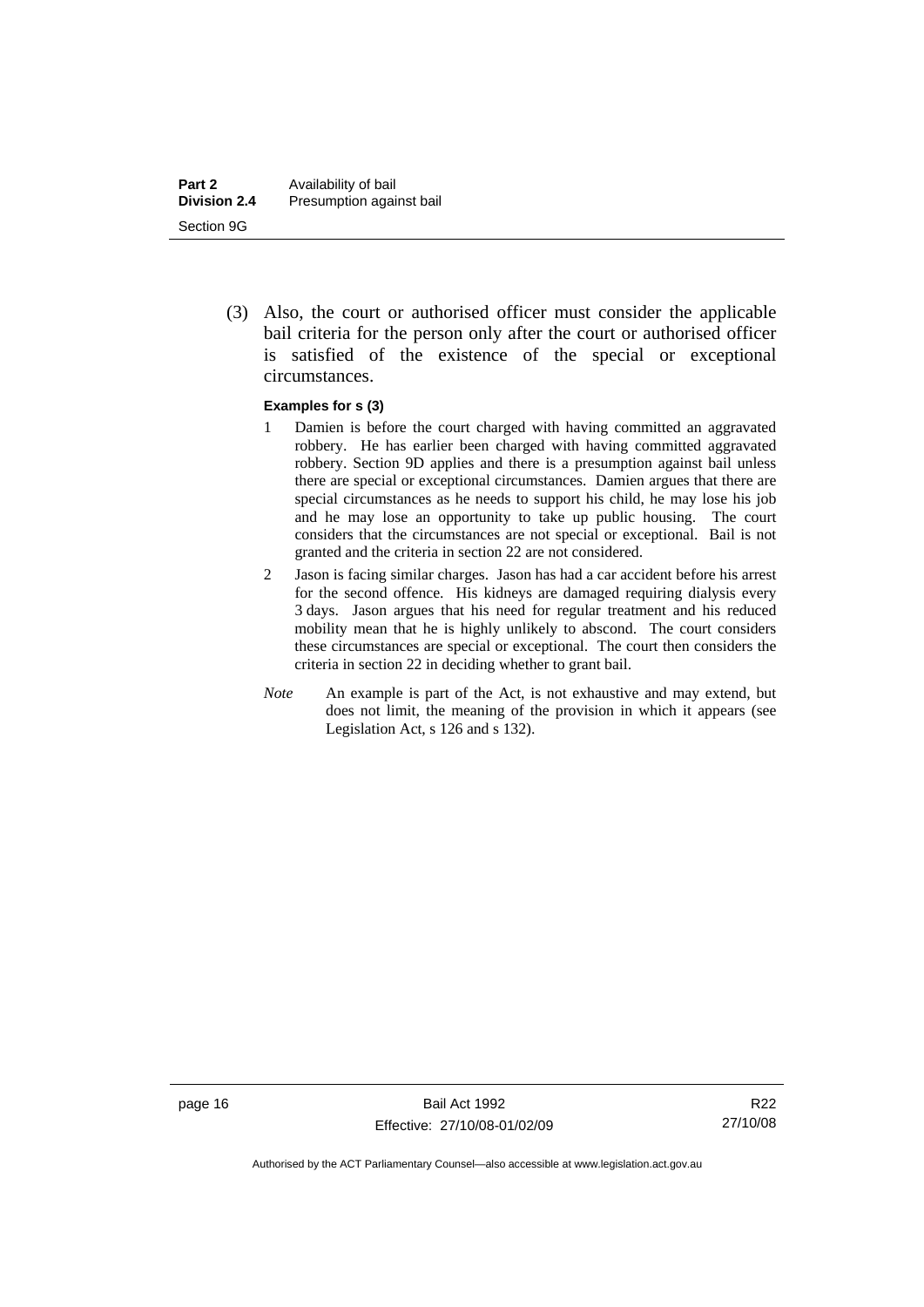(3) Also, the court or authorised officer must consider the applicable bail criteria for the person only after the court or authorised officer is satisfied of the existence of the special or exceptional circumstances.

**Examples for s (3)**

1 Damien is before the court charged with having committed an aggravated robbery. He has earlier been charged with having committed aggravated robbery. Section 9D applies and there is a presumption against bail unless there are special or exceptional circumstances. Damien argues that there are special circumstances as he needs to support his child, he may lose his job and he may lose an opportunity to take up public housing. The court considers that the circumstances are not special or exceptional. Bail is not granted and the criteria in section 22 are not considered.

2 Jason is facing similar charges. Jason has had a car accident before his arrest for the second offence. His kidneys are damaged requiring dialysis every 3 days. Jason argues that his need for regular treatment and his reduced mobility mean that he is highly unlikely to abscond. The court considers these circumstances are special or exceptional. The court then considers the criteria in section 22 in deciding whether to grant bail.

*Note* An example is part of the Act, is not exhaustive and may extend, but does not limit, the meaning of the provision in which it appears (see Legislation Act, s 126 and s 132).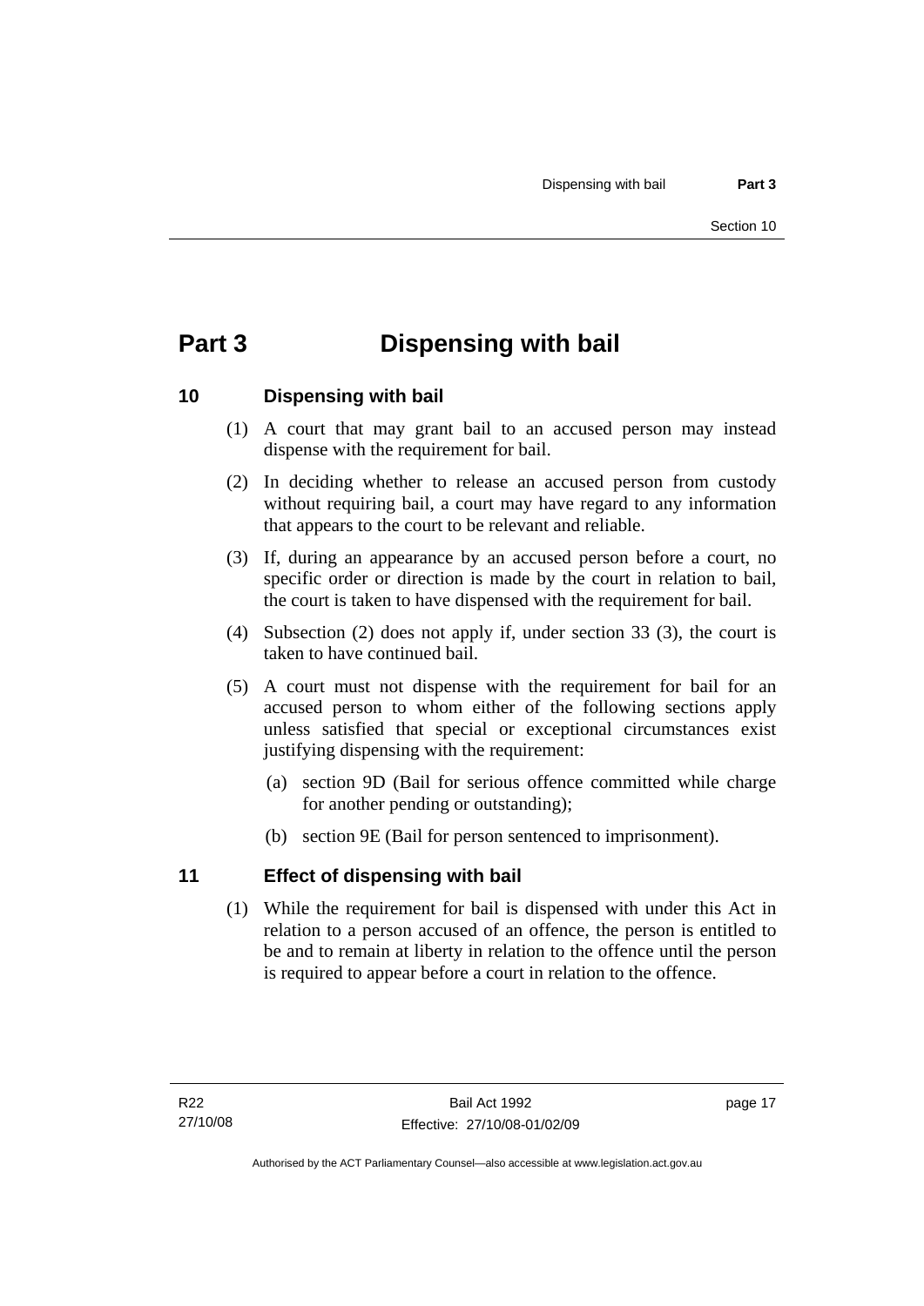# Part 3 Dispensing with bail

## 10 Dispensing with bail

(1) A court that may grant bail to an accused person may instead dispense with the requirement for bail.

(2) In deciding whether to release an accused person from custody without requiring bail, a court may have regard to any information that appears to the court to be relevant and reliable.

(3) If, during an appearance by an accused person before a court, no specific order or direction is made by the court in relation to bail, the court is taken to have dispensed with the requirement for bail.

(4) Subsection (2) does not apply if, under section 33 (3), the court is taken to have continued bail.

(5) A court must not dispense with the requirement for bail for an accused person to whom either of the following sections apply unless satisfied that special or exceptional circumstances exist justifying dispensing with the requirement:

(a) section 9D (Bail for serious offence committed while charge for another pending or outstanding);

(b) section 9E (Bail for person sentenced to imprisonment).

## 11 Effect of dispensing with bail

(1) While the requirement for bail is dispensed with under this Act in relation to a person accused of an offence, the person is entitled to be and to remain at liberty in relation to the offence until the person is required to appear before a court in relation to the offence.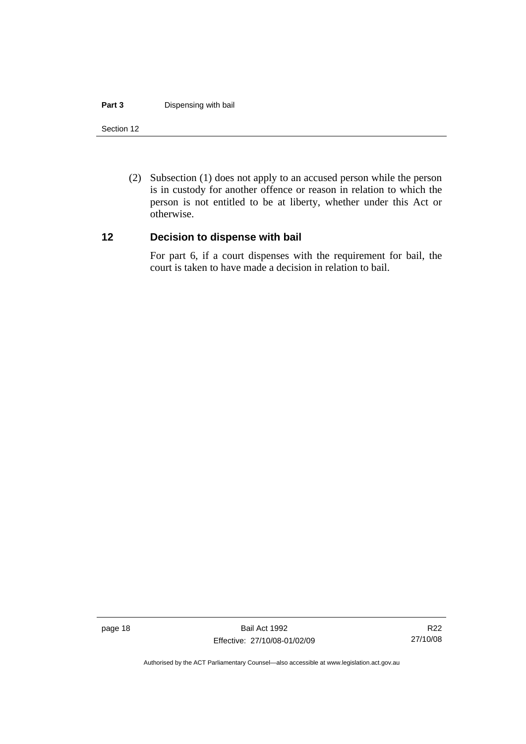(2) Subsection (1) does not apply to an accused person while the person is in custody for another offence or reason in relation to which the person is not entitled to be at liberty, whether under this Act or otherwise.

## 12 Decision to dispense with bail

For part 6, if a court dispenses with the requirement for bail, the court is taken to have made a decision in relation to bail.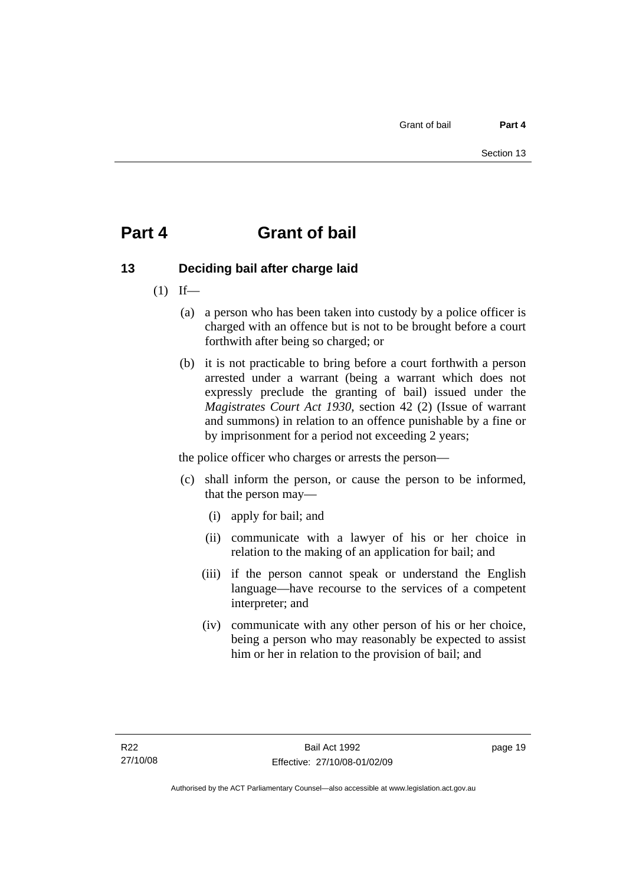# Part 4 Grant of bail

## 13 Deciding bail after charge laid

(1) If—

(a) a person who has been taken into custody by a police officer is charged with an offence but is not to be brought before a court forthwith after being so charged; or

(b) it is not practicable to bring before a court forthwith a person arrested under a warrant (being a warrant which does not expressly preclude the granting of bail) issued under the *Magistrates Court Act 1930*, section 42 (2) (Issue of warrant and summons) in relation to an offence punishable by a fine or by imprisonment for a period not exceeding 2 years;

the police officer who charges or arrests the person—

(c) shall inform the person, or cause the person to be informed, that the person may—

(i) apply for bail; and

(ii) communicate with a lawyer of his or her choice in relation to the making of an application for bail; and

(iii) if the person cannot speak or understand the English language—have recourse to the services of a competent interpreter; and

(iv) communicate with any other person of his or her choice, being a person who may reasonably be expected to assist him or her in relation to the provision of bail; and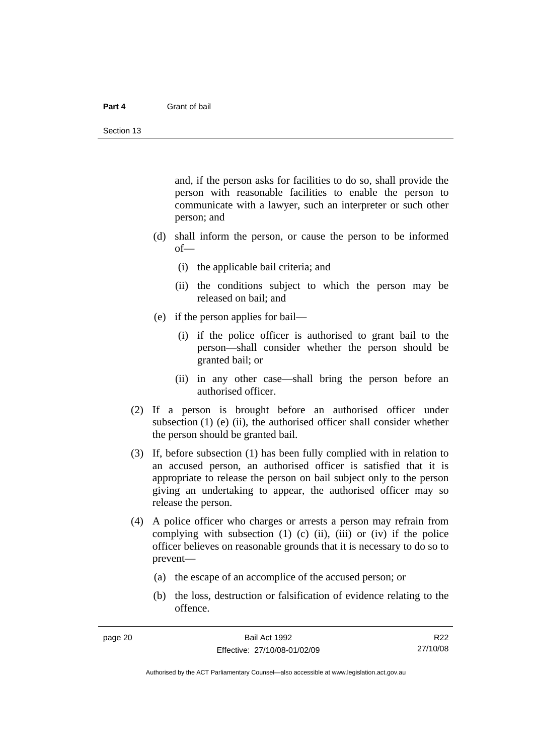and, if the person asks for facilities to do so, shall provide the person with reasonable facilities to enable the person to communicate with a lawyer, such an interpreter or such other person; and

(d) shall inform the person, or cause the person to be informed of—

   (i) the applicable bail criteria; and

   (ii) the conditions subject to which the person may be released on bail; and

(e) if the person applies for bail—

   (i) if the police officer is authorised to grant bail to the person—shall consider whether the person should be granted bail; or

   (ii) in any other case—shall bring the person before an authorised officer.

(2) If a person is brought before an authorised officer under subsection (1) (e) (ii), the authorised officer shall consider whether the person should be granted bail.

(3) If, before subsection (1) has been fully complied with in relation to an accused person, an authorised officer is satisfied that it is appropriate to release the person on bail subject only to the person giving an undertaking to appear, the authorised officer may so release the person.

(4) A police officer who charges or arrests a person may refrain from complying with subsection (1) (c) (ii), (iii) or (iv) if the police officer believes on reasonable grounds that it is necessary to do so to prevent—

   (a) the escape of an accomplice of the accused person; or

   (b) the loss, destruction or falsification of evidence relating to the offence.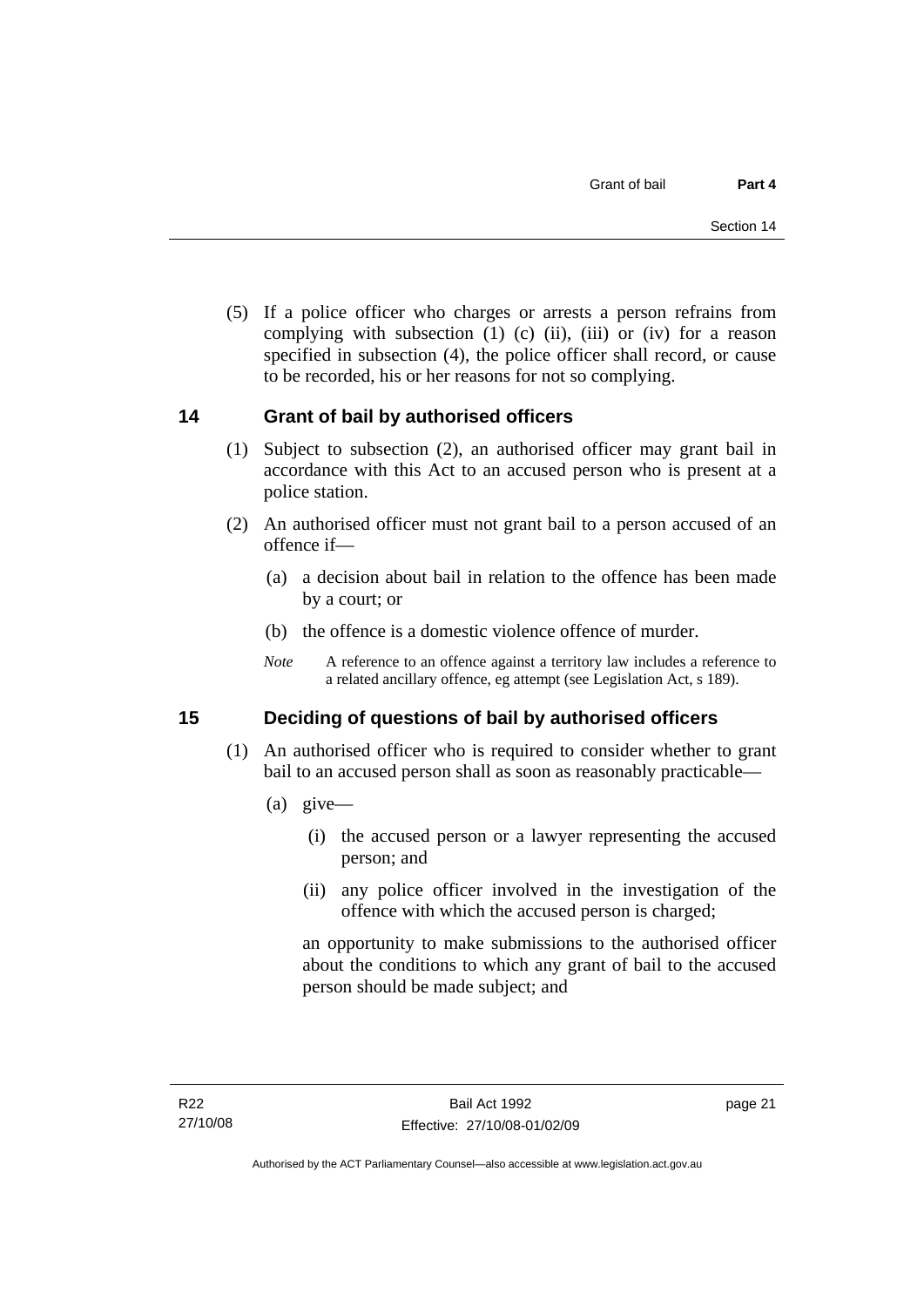(5) If a police officer who charges or arrests a person refrains from complying with subsection (1) (c) (ii), (iii) or (iv) for a reason specified in subsection (4), the police officer shall record, or cause to be recorded, his or her reasons for not so complying.

## 14 Grant of bail by authorised officers

(1) Subject to subsection (2), an authorised officer may grant bail in accordance with this Act to an accused person who is present at a police station.

(2) An authorised officer must not grant bail to a person accused of an offence if—

(a) a decision about bail in relation to the offence has been made by a court; or

(b) the offence is a domestic violence offence of murder.

*Note* A reference to an offence against a territory law includes a reference to a related ancillary offence, eg attempt (see Legislation Act, s 189).

## 15 Deciding of questions of bail by authorised officers

(1) An authorised officer who is required to consider whether to grant bail to an accused person shall as soon as reasonably practicable—

(a) give—

(i) the accused person or a lawyer representing the accused person; and

(ii) any police officer involved in the investigation of the offence with which the accused person is charged;

an opportunity to make submissions to the authorised officer about the conditions to which any grant of bail to the accused person should be made subject; and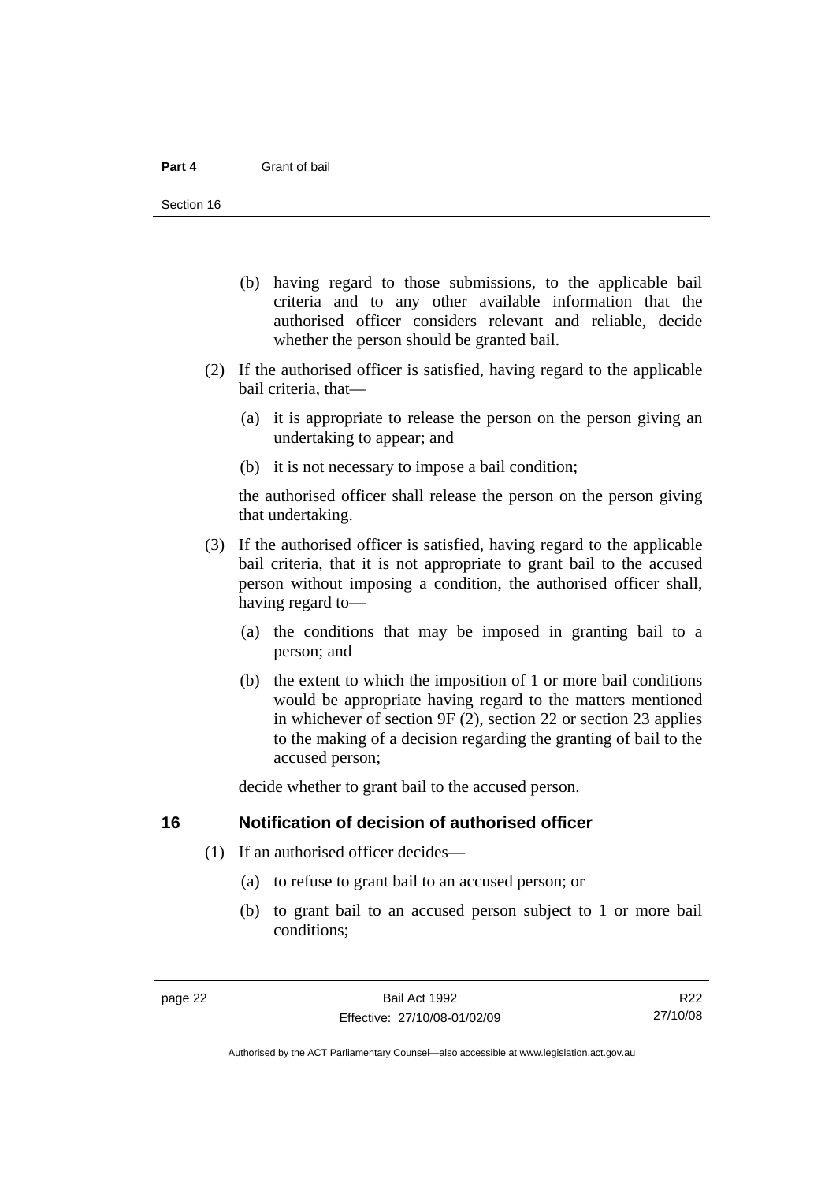(b) having regard to those submissions, to the applicable bail criteria and to any other available information that the authorised officer considers relevant and reliable, decide whether the person should be granted bail.

(2) If the authorised officer is satisfied, having regard to the applicable bail criteria, that—

(a) it is appropriate to release the person on the person giving an undertaking to appear; and

(b) it is not necessary to impose a bail condition;

the authorised officer shall release the person on the person giving that undertaking.

(3) If the authorised officer is satisfied, having regard to the applicable bail criteria, that it is not appropriate to grant bail to the accused person without imposing a condition, the authorised officer shall, having regard to—

(a) the conditions that may be imposed in granting bail to a person; and

(b) the extent to which the imposition of 1 or more bail conditions would be appropriate having regard to the matters mentioned in whichever of section 9F (2), section 22 or section 23 applies to the making of a decision regarding the granting of bail to the accused person;

decide whether to grant bail to the accused person.

## 16 Notification of decision of authorised officer

(1) If an authorised officer decides—

(a) to refuse to grant bail to an accused person; or

(b) to grant bail to an accused person subject to 1 or more bail conditions;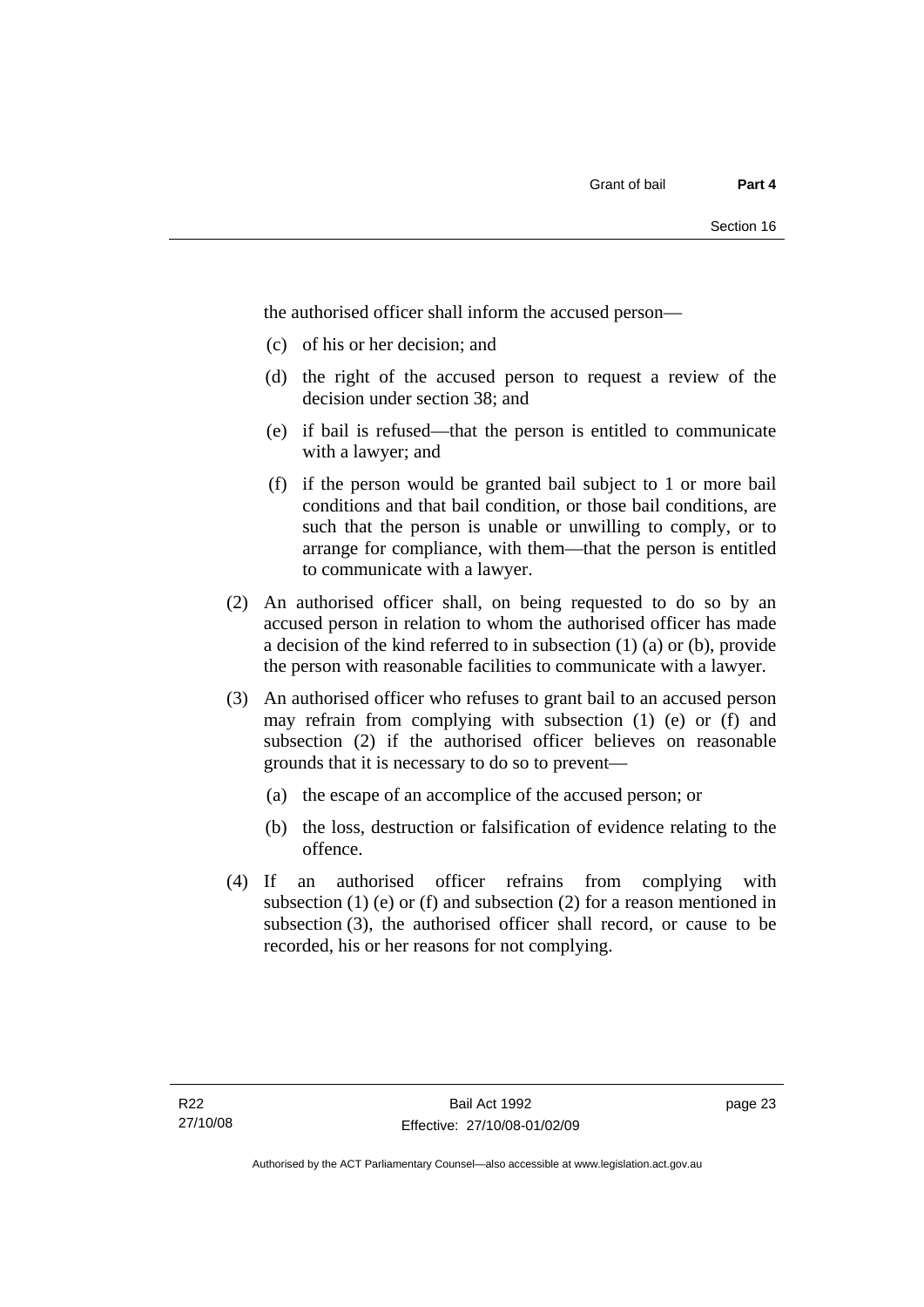the authorised officer shall inform the accused person—

(c) of his or her decision; and

(d) the right of the accused person to request a review of the decision under section 38; and

(e) if bail is refused—that the person is entitled to communicate with a lawyer; and

(f) if the person would be granted bail subject to 1 or more bail conditions and that bail condition, or those bail conditions, are such that the person is unable or unwilling to comply, or to arrange for compliance, with them—that the person is entitled to communicate with a lawyer.

(2) An authorised officer shall, on being requested to do so by an accused person in relation to whom the authorised officer has made a decision of the kind referred to in subsection (1) (a) or (b), provide the person with reasonable facilities to communicate with a lawyer.

(3) An authorised officer who refuses to grant bail to an accused person may refrain from complying with subsection (1) (e) or (f) and subsection (2) if the authorised officer believes on reasonable grounds that it is necessary to do so to prevent—

(a) the escape of an accomplice of the accused person; or

(b) the loss, destruction or falsification of evidence relating to the offence.

(4) If an authorised officer refrains from complying with subsection (1) (e) or (f) and subsection (2) for a reason mentioned in subsection (3), the authorised officer shall record, or cause to be recorded, his or her reasons for not complying.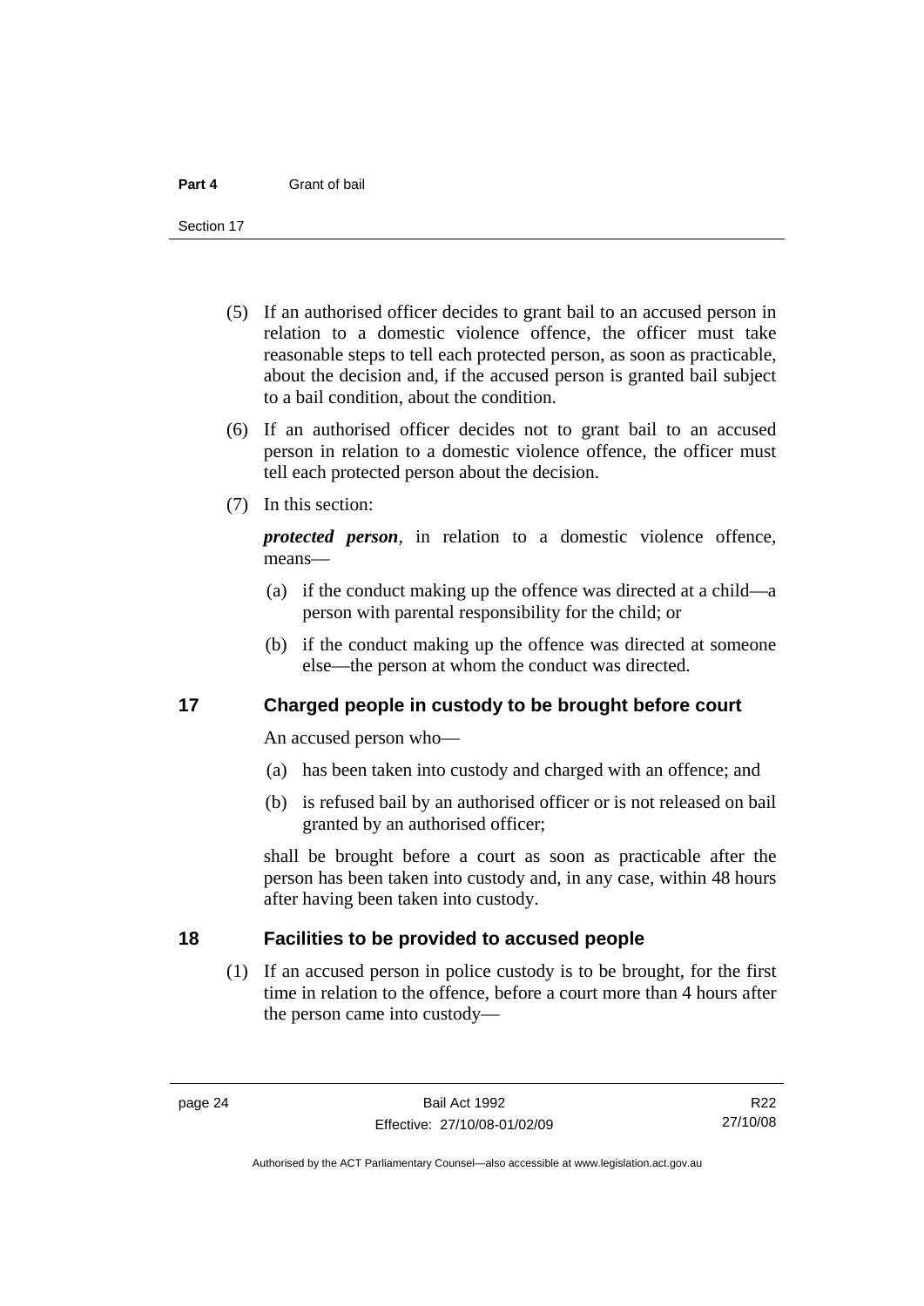(5) If an authorised officer decides to grant bail to an accused person in relation to a domestic violence offence, the officer must take reasonable steps to tell each protected person, as soon as practicable, about the decision and, if the accused person is granted bail subject to a bail condition, about the condition.

(6) If an authorised officer decides not to grant bail to an accused person in relation to a domestic violence offence, the officer must tell each protected person about the decision.

(7) In this section:

***protected person***, in relation to a domestic violence offence, means—

(a) if the conduct making up the offence was directed at a child—a person with parental responsibility for the child; or

(b) if the conduct making up the offence was directed at someone else—the person at whom the conduct was directed.

## 17 Charged people in custody to be brought before court

An accused person who—

(a) has been taken into custody and charged with an offence; and

(b) is refused bail by an authorised officer or is not released on bail granted by an authorised officer;

shall be brought before a court as soon as practicable after the person has been taken into custody and, in any case, within 48 hours after having been taken into custody.

## 18 Facilities to be provided to accused people

(1) If an accused person in police custody is to be brought, for the first time in relation to the offence, before a court more than 4 hours after the person came into custody—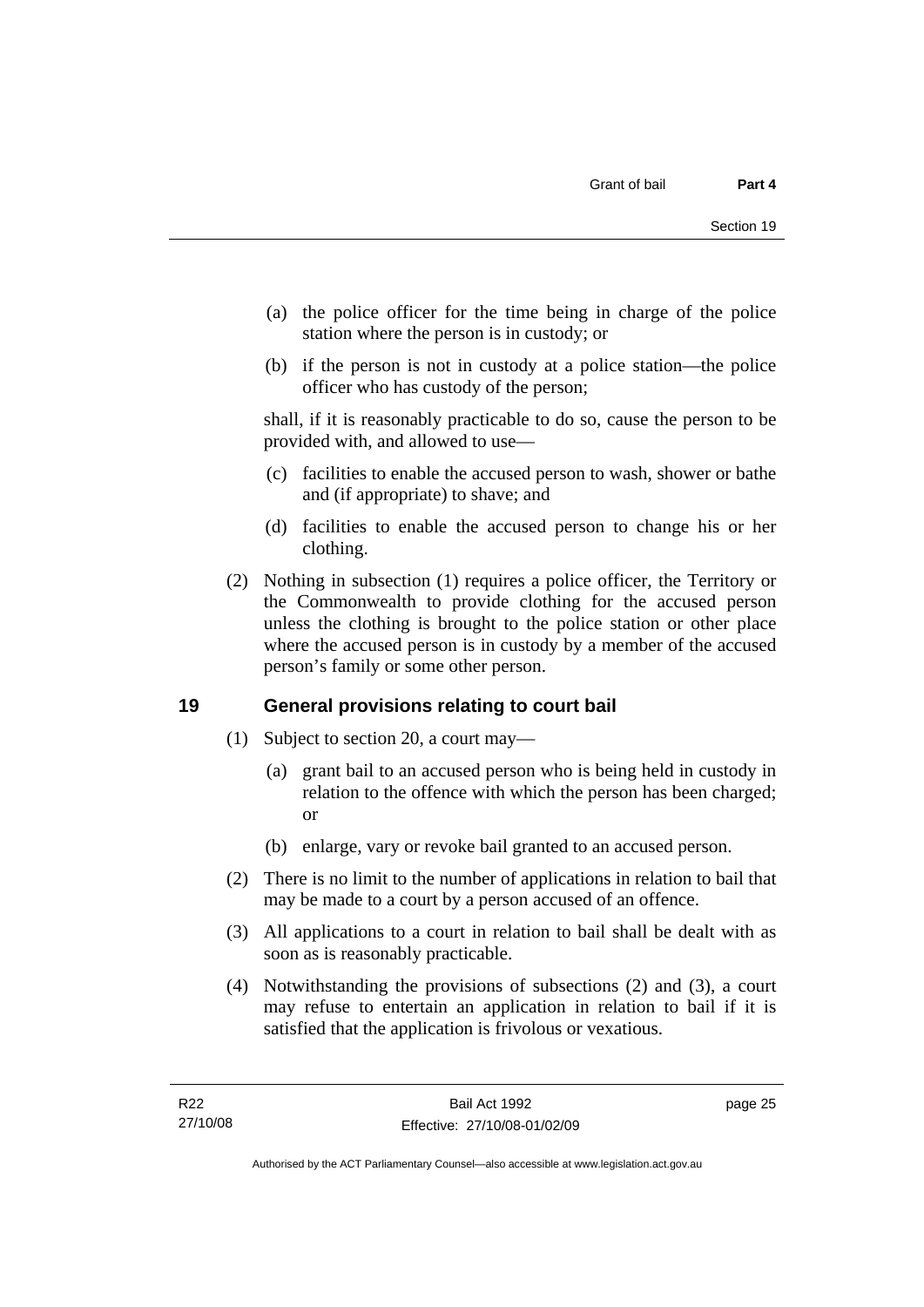(a) the police officer for the time being in charge of the police station where the person is in custody; or

(b) if the person is not in custody at a police station—the police officer who has custody of the person;

shall, if it is reasonably practicable to do so, cause the person to be provided with, and allowed to use—

(c) facilities to enable the accused person to wash, shower or bathe and (if appropriate) to shave; and

(d) facilities to enable the accused person to change his or her clothing.

(2) Nothing in subsection (1) requires a police officer, the Territory or the Commonwealth to provide clothing for the accused person unless the clothing is brought to the police station or other place where the accused person is in custody by a member of the accused person's family or some other person.

## 19 General provisions relating to court bail

(1) Subject to section 20, a court may—

(a) grant bail to an accused person who is being held in custody in relation to the offence with which the person has been charged; or

(b) enlarge, vary or revoke bail granted to an accused person.

(2) There is no limit to the number of applications in relation to bail that may be made to a court by a person accused of an offence.

(3) All applications to a court in relation to bail shall be dealt with as soon as is reasonably practicable.

(4) Notwithstanding the provisions of subsections (2) and (3), a court may refuse to entertain an application in relation to bail if it is satisfied that the application is frivolous or vexatious.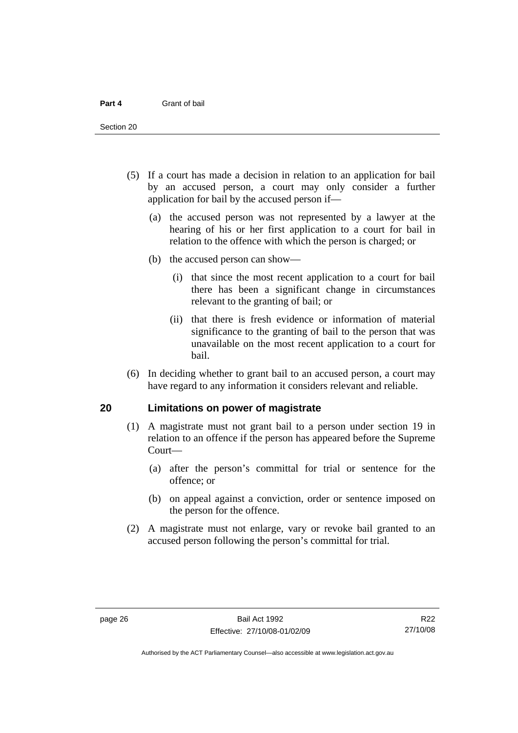(5) If a court has made a decision in relation to an application for bail by an accused person, a court may only consider a further application for bail by the accused person if—

(a) the accused person was not represented by a lawyer at the hearing of his or her first application to a court for bail in relation to the offence with which the person is charged; or

(b) the accused person can show—

(i) that since the most recent application to a court for bail there has been a significant change in circumstances relevant to the granting of bail; or

(ii) that there is fresh evidence or information of material significance to the granting of bail to the person that was unavailable on the most recent application to a court for bail.

(6) In deciding whether to grant bail to an accused person, a court may have regard to any information it considers relevant and reliable.

## 20 Limitations on power of magistrate

(1) A magistrate must not grant bail to a person under section 19 in relation to an offence if the person has appeared before the Supreme Court—

(a) after the person's committal for trial or sentence for the offence; or

(b) on appeal against a conviction, order or sentence imposed on the person for the offence.

(2) A magistrate must not enlarge, vary or revoke bail granted to an accused person following the person's committal for trial.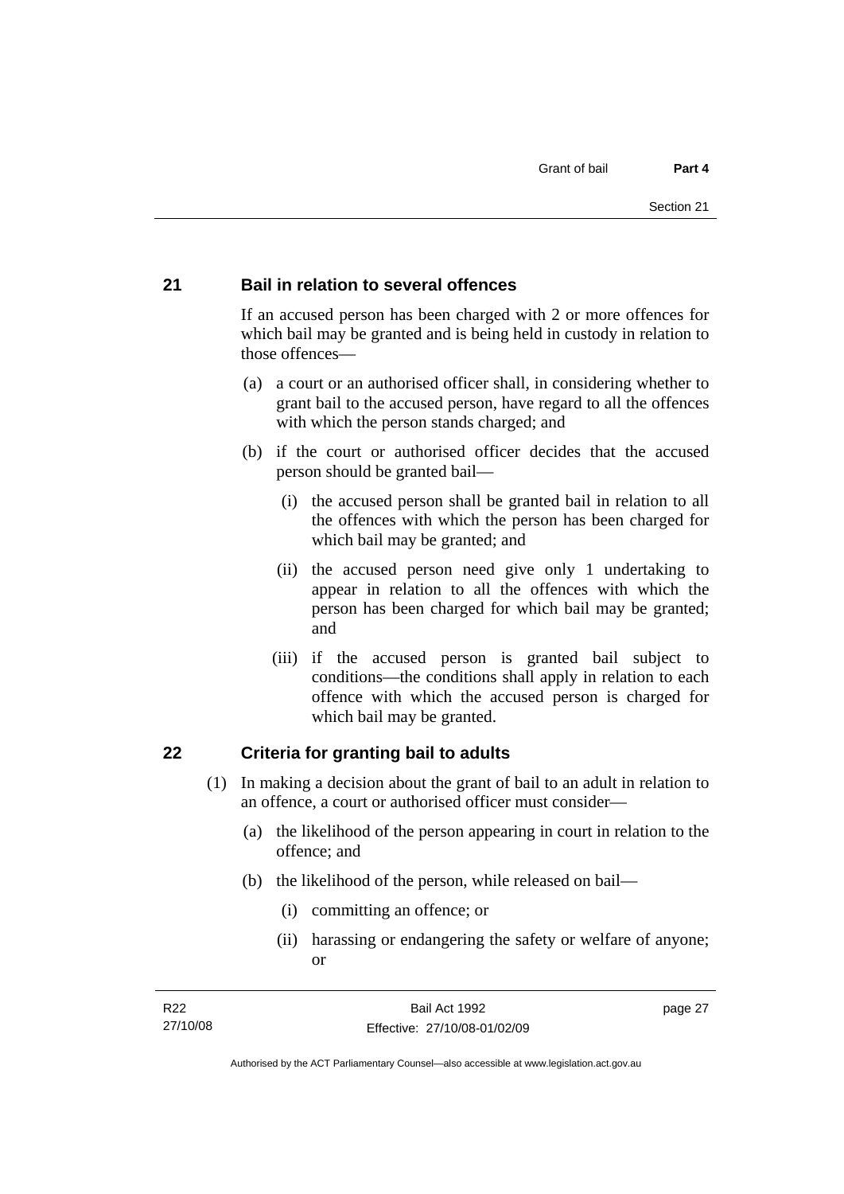## 21 Bail in relation to several offences

If an accused person has been charged with 2 or more offences for which bail may be granted and is being held in custody in relation to those offences—

(a) a court or an authorised officer shall, in considering whether to grant bail to the accused person, have regard to all the offences with which the person stands charged; and

(b) if the court or authorised officer decides that the accused person should be granted bail—

(i) the accused person shall be granted bail in relation to all the offences with which the person has been charged for which bail may be granted; and

(ii) the accused person need give only 1 undertaking to appear in relation to all the offences with which the person has been charged for which bail may be granted; and

(iii) if the accused person is granted bail subject to conditions—the conditions shall apply in relation to each offence with which the accused person is charged for which bail may be granted.

## 22 Criteria for granting bail to adults

(1) In making a decision about the grant of bail to an adult in relation to an offence, a court or authorised officer must consider—

(a) the likelihood of the person appearing in court in relation to the offence; and

(b) the likelihood of the person, while released on bail—

(i) committing an offence; or

(ii) harassing or endangering the safety or welfare of anyone; or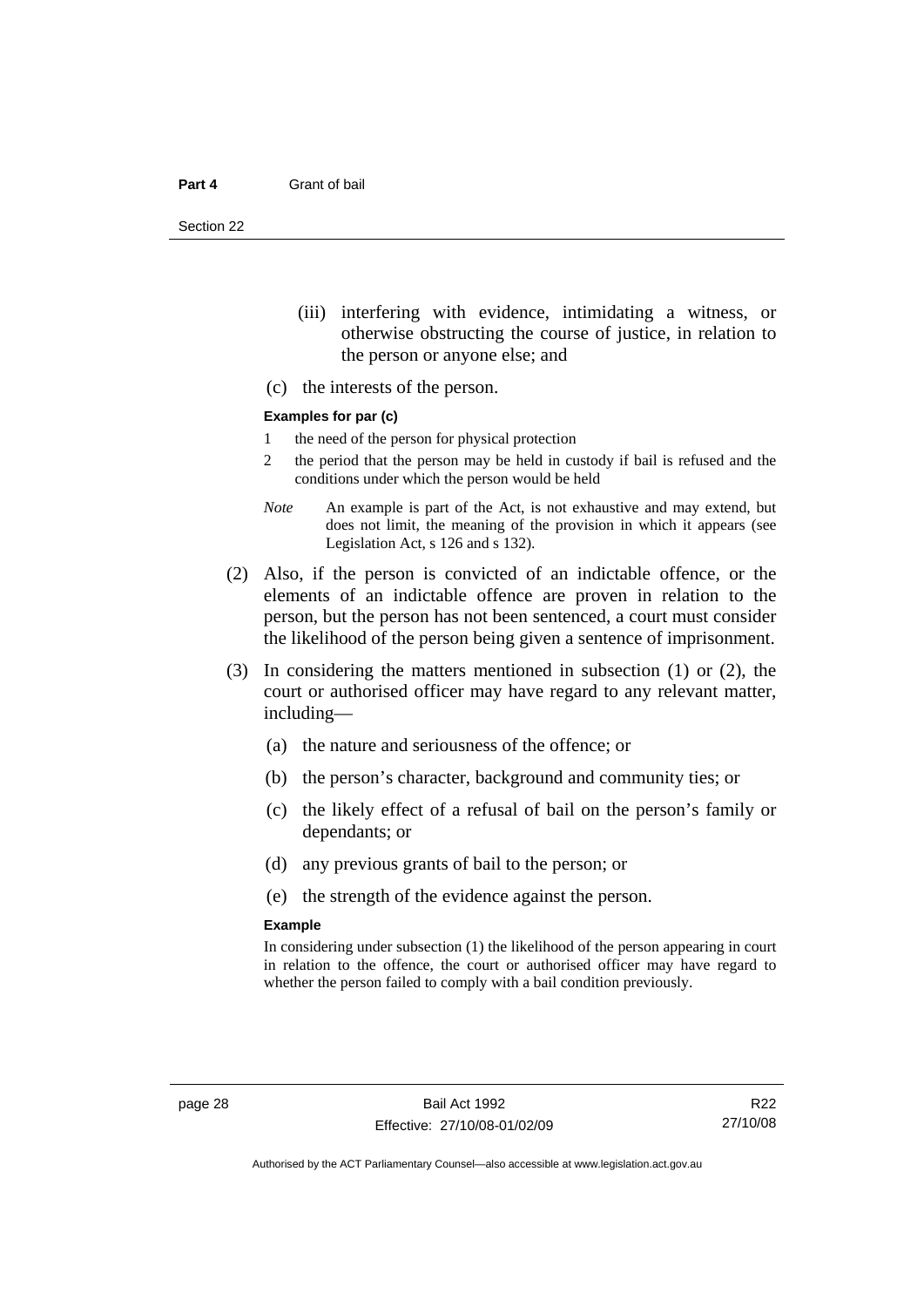(iii) interfering with evidence, intimidating a witness, or otherwise obstructing the course of justice, in relation to the person or anyone else; and

(c) the interests of the person.

**Examples for par (c)**

1 the need of the person for physical protection

2 the period that the person may be held in custody if bail is refused and the conditions under which the person would be held

*Note* An example is part of the Act, is not exhaustive and may extend, but does not limit, the meaning of the provision in which it appears (see Legislation Act, s 126 and s 132).

(2) Also, if the person is convicted of an indictable offence, or the elements of an indictable offence are proven in relation to the person, but the person has not been sentenced, a court must consider the likelihood of the person being given a sentence of imprisonment.

(3) In considering the matters mentioned in subsection (1) or (2), the court or authorised officer may have regard to any relevant matter, including—

(a) the nature and seriousness of the offence; or

(b) the person's character, background and community ties; or

(c) the likely effect of a refusal of bail on the person's family or dependants; or

(d) any previous grants of bail to the person; or

(e) the strength of the evidence against the person.

**Example**

In considering under subsection (1) the likelihood of the person appearing in court in relation to the offence, the court or authorised officer may have regard to whether the person failed to comply with a bail condition previously.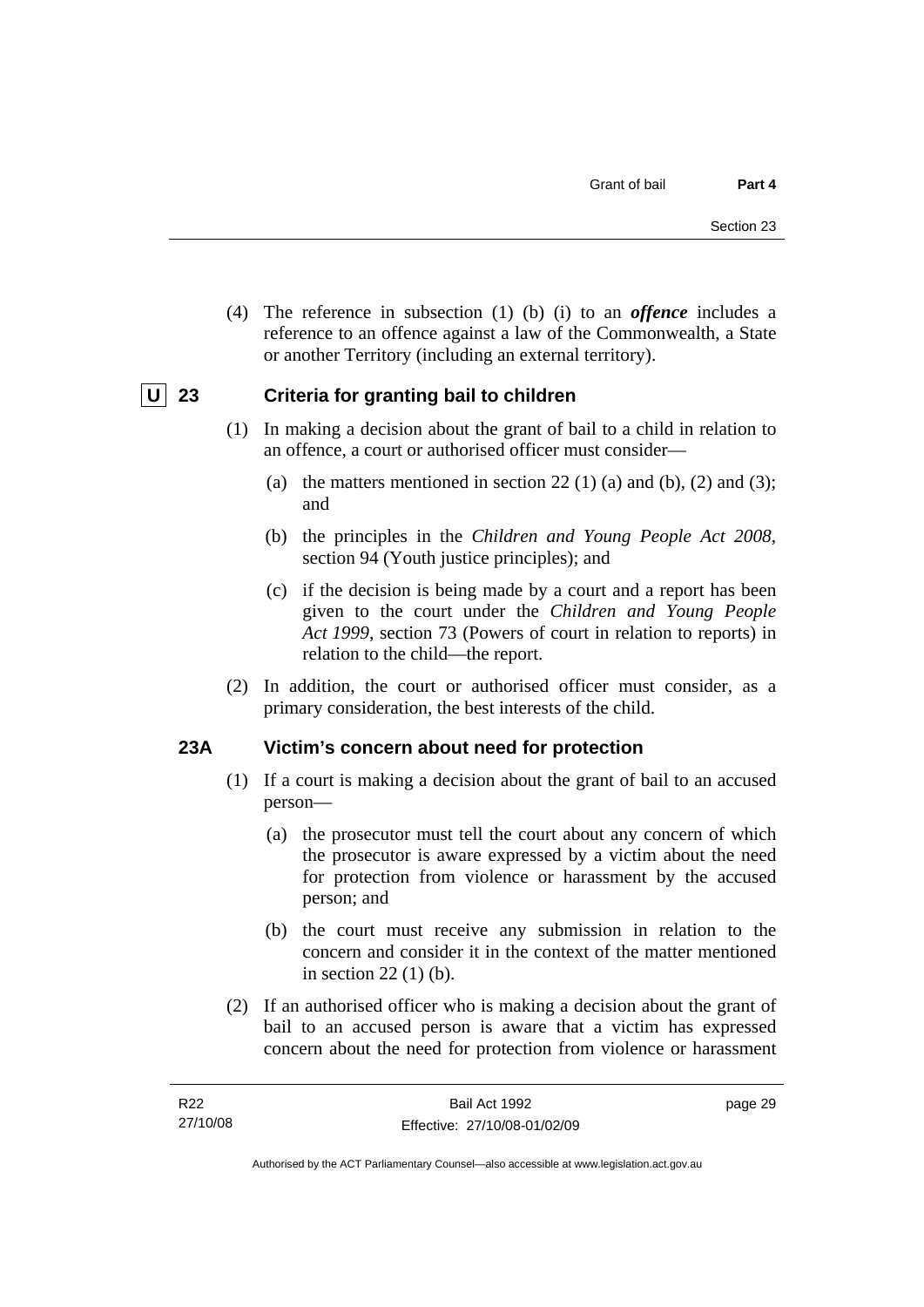(4) The reference in subsection (1) (b) (i) to an ***offence*** includes a reference to an offence against a law of the Commonwealth, a State or another Territory (including an external territory).

## U 23 Criteria for granting bail to children

(1) In making a decision about the grant of bail to a child in relation to an offence, a court or authorised officer must consider—

(a) the matters mentioned in section 22 (1) (a) and (b), (2) and (3); and

(b) the principles in the *Children and Young People Act 2008*, section 94 (Youth justice principles); and

(c) if the decision is being made by a court and a report has been given to the court under the *Children and Young People Act 1999*, section 73 (Powers of court in relation to reports) in relation to the child—the report.

(2) In addition, the court or authorised officer must consider, as a primary consideration, the best interests of the child.

## 23A Victim's concern about need for protection

(1) If a court is making a decision about the grant of bail to an accused person—

(a) the prosecutor must tell the court about any concern of which the prosecutor is aware expressed by a victim about the need for protection from violence or harassment by the accused person; and

(b) the court must receive any submission in relation to the concern and consider it in the context of the matter mentioned in section 22 (1) (b).

(2) If an authorised officer who is making a decision about the grant of bail to an accused person is aware that a victim has expressed concern about the need for protection from violence or harassment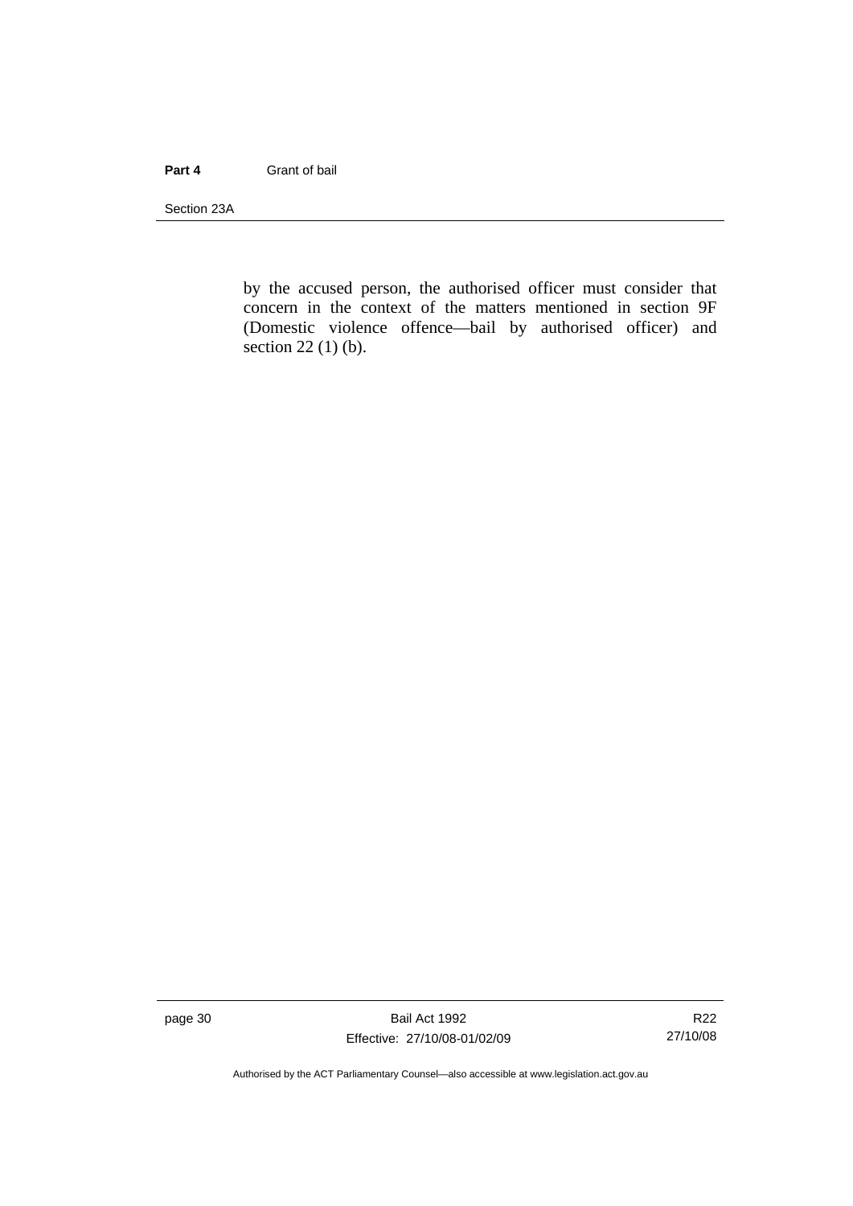by the accused person, the authorised officer must consider that concern in the context of the matters mentioned in section 9F (Domestic violence offence—bail by authorised officer) and section 22 (1) (b).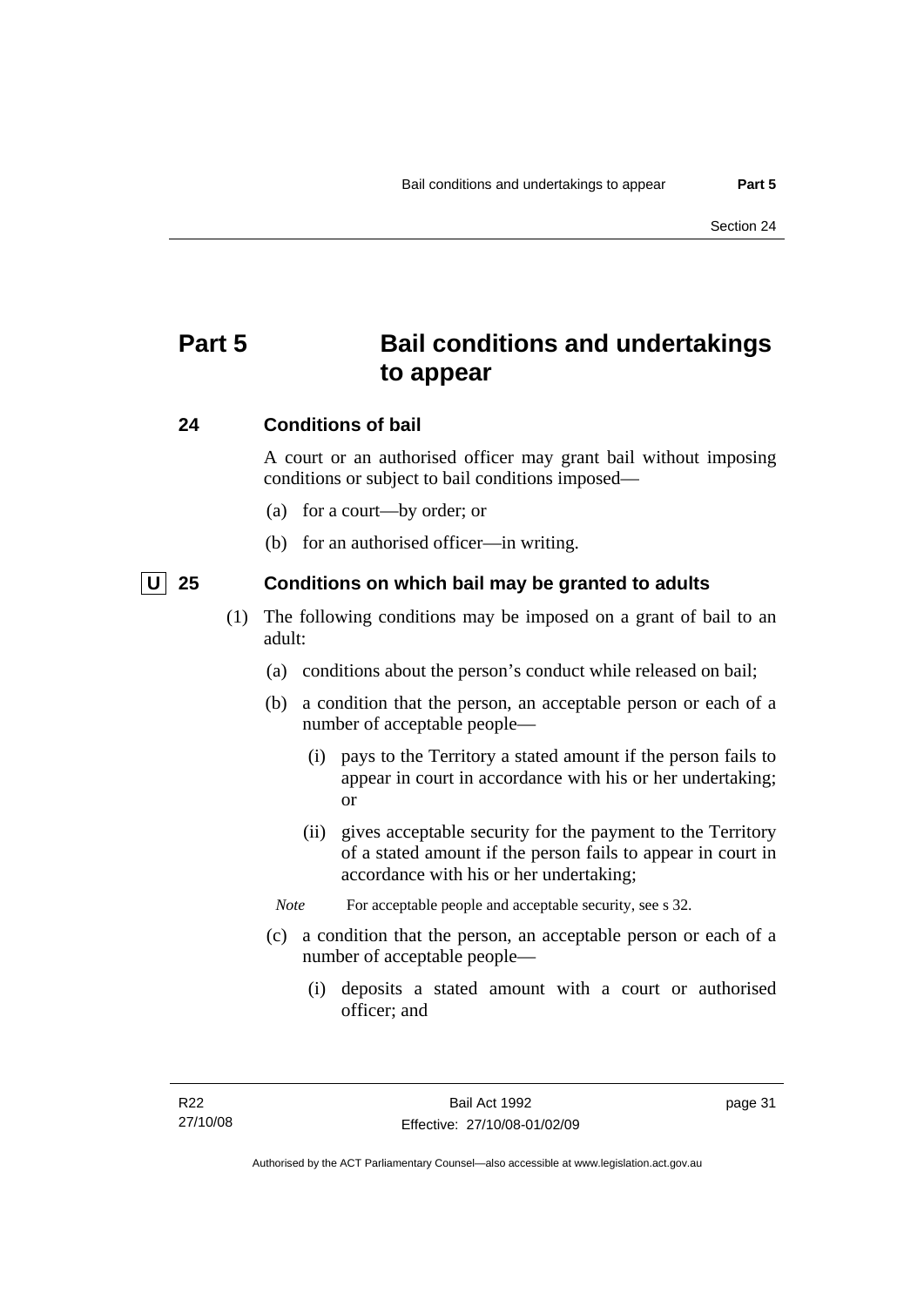# Part 5 Bail conditions and undertakings to appear

## 24 Conditions of bail

A court or an authorised officer may grant bail without imposing conditions or subject to bail conditions imposed—

(a) for a court—by order; or

(b) for an authorised officer—in writing.

## U 25 Conditions on which bail may be granted to adults

(1) The following conditions may be imposed on a grant of bail to an adult:

(a) conditions about the person's conduct while released on bail;

(b) a condition that the person, an acceptable person or each of a number of acceptable people—

(i) pays to the Territory a stated amount if the person fails to appear in court in accordance with his or her undertaking; or

(ii) gives acceptable security for the payment to the Territory of a stated amount if the person fails to appear in court in accordance with his or her undertaking;

*Note* For acceptable people and acceptable security, see s 32.

(c) a condition that the person, an acceptable person or each of a number of acceptable people—

(i) deposits a stated amount with a court or authorised officer; and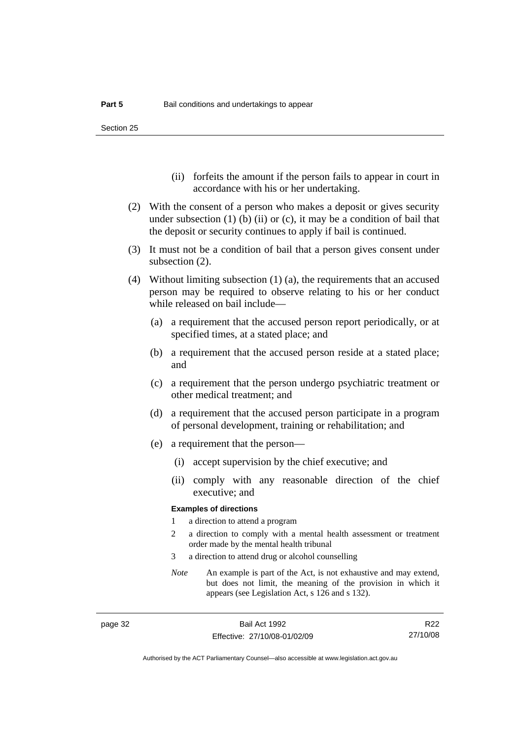(ii) forfeits the amount if the person fails to appear in court in accordance with his or her undertaking.

(2) With the consent of a person who makes a deposit or gives security under subsection (1) (b) (ii) or (c), it may be a condition of bail that the deposit or security continues to apply if bail is continued.

(3) It must not be a condition of bail that a person gives consent under subsection (2).

(4) Without limiting subsection (1) (a), the requirements that an accused person may be required to observe relating to his or her conduct while released on bail include—

(a) a requirement that the accused person report periodically, or at specified times, at a stated place; and

(b) a requirement that the accused person reside at a stated place; and

(c) a requirement that the person undergo psychiatric treatment or other medical treatment; and

(d) a requirement that the accused person participate in a program of personal development, training or rehabilitation; and

(e) a requirement that the person—

(i) accept supervision by the chief executive; and

(ii) comply with any reasonable direction of the chief executive; and

**Examples of directions**

1 a direction to attend a program

2 a direction to comply with a mental health assessment or treatment order made by the mental health tribunal

3 a direction to attend drug or alcohol counselling

*Note* An example is part of the Act, is not exhaustive and may extend, but does not limit, the meaning of the provision in which it appears (see Legislation Act, s 126 and s 132).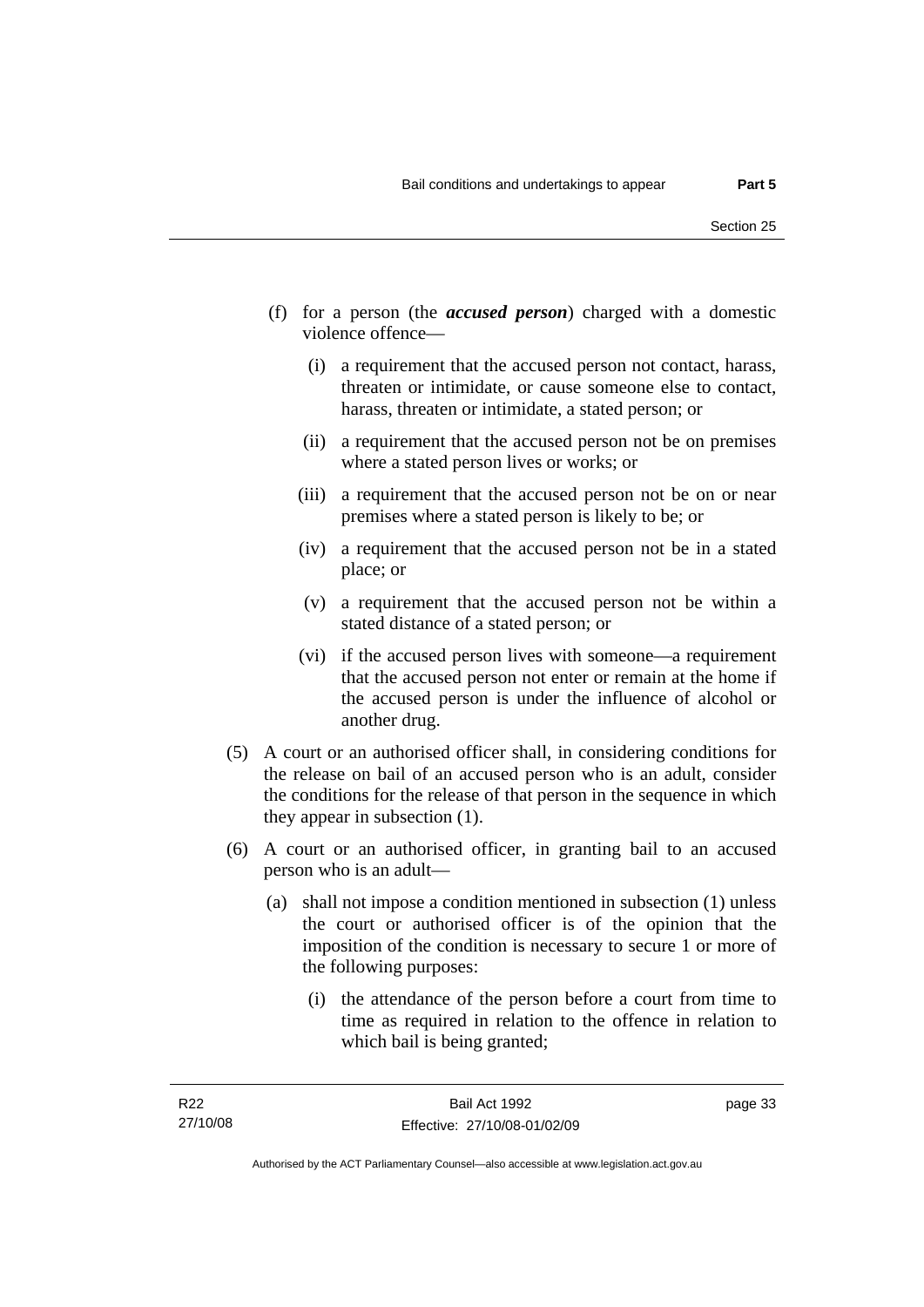(f) for a person (the ***accused person***) charged with a domestic violence offence—

  (i) a requirement that the accused person not contact, harass, threaten or intimidate, or cause someone else to contact, harass, threaten or intimidate, a stated person; or

  (ii) a requirement that the accused person not be on premises where a stated person lives or works; or

  (iii) a requirement that the accused person not be on or near premises where a stated person is likely to be; or

  (iv) a requirement that the accused person not be in a stated place; or

  (v) a requirement that the accused person not be within a stated distance of a stated person; or

  (vi) if the accused person lives with someone—a requirement that the accused person not enter or remain at the home if the accused person is under the influence of alcohol or another drug.

(5) A court or an authorised officer shall, in considering conditions for the release on bail of an accused person who is an adult, consider the conditions for the release of that person in the sequence in which they appear in subsection (1).

(6) A court or an authorised officer, in granting bail to an accused person who is an adult—

  (a) shall not impose a condition mentioned in subsection (1) unless the court or authorised officer is of the opinion that the imposition of the condition is necessary to secure 1 or more of the following purposes:

    (i) the attendance of the person before a court from time to time as required in relation to the offence in relation to which bail is being granted;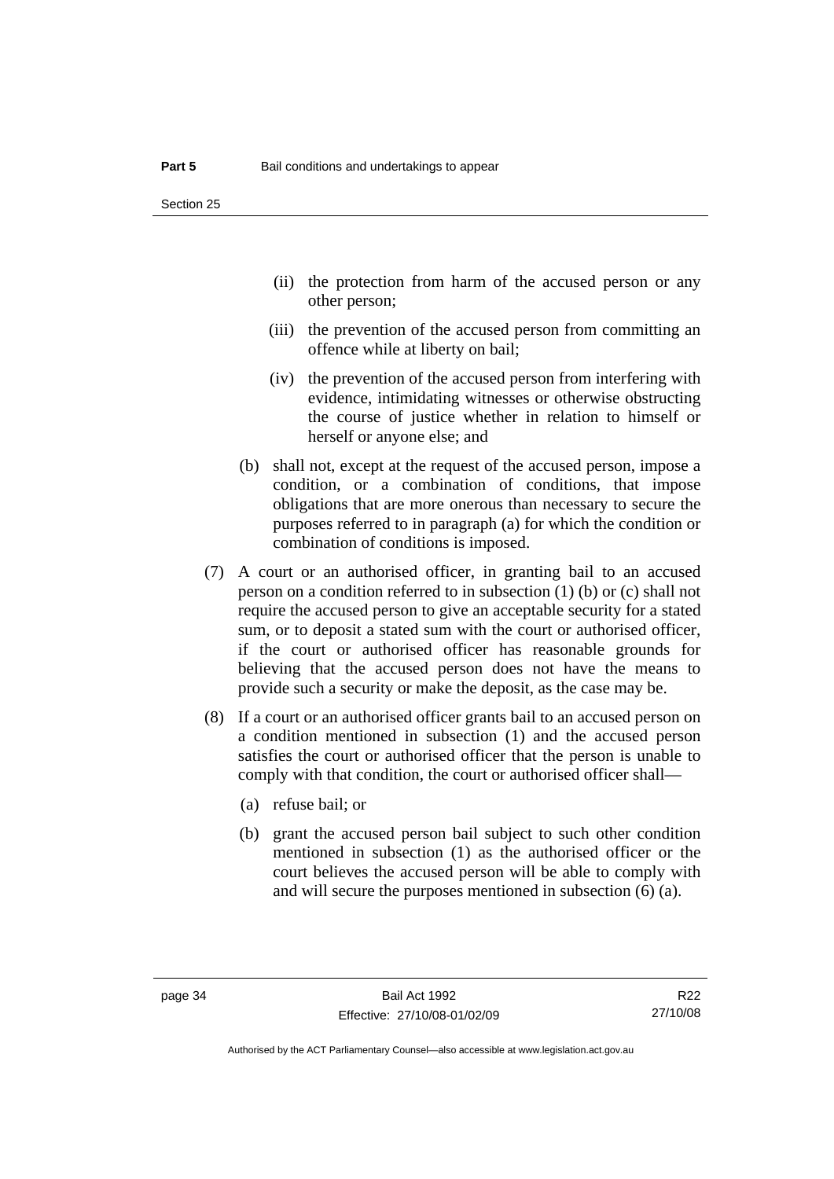(ii) the protection from harm of the accused person or any other person;

(iii) the prevention of the accused person from committing an offence while at liberty on bail;

(iv) the prevention of the accused person from interfering with evidence, intimidating witnesses or otherwise obstructing the course of justice whether in relation to himself or herself or anyone else; and

(b) shall not, except at the request of the accused person, impose a condition, or a combination of conditions, that impose obligations that are more onerous than necessary to secure the purposes referred to in paragraph (a) for which the condition or combination of conditions is imposed.

(7) A court or an authorised officer, in granting bail to an accused person on a condition referred to in subsection (1) (b) or (c) shall not require the accused person to give an acceptable security for a stated sum, or to deposit a stated sum with the court or authorised officer, if the court or authorised officer has reasonable grounds for believing that the accused person does not have the means to provide such a security or make the deposit, as the case may be.

(8) If a court or an authorised officer grants bail to an accused person on a condition mentioned in subsection (1) and the accused person satisfies the court or authorised officer that the person is unable to comply with that condition, the court or authorised officer shall—

(a) refuse bail; or

(b) grant the accused person bail subject to such other condition mentioned in subsection (1) as the authorised officer or the court believes the accused person will be able to comply with and will secure the purposes mentioned in subsection (6) (a).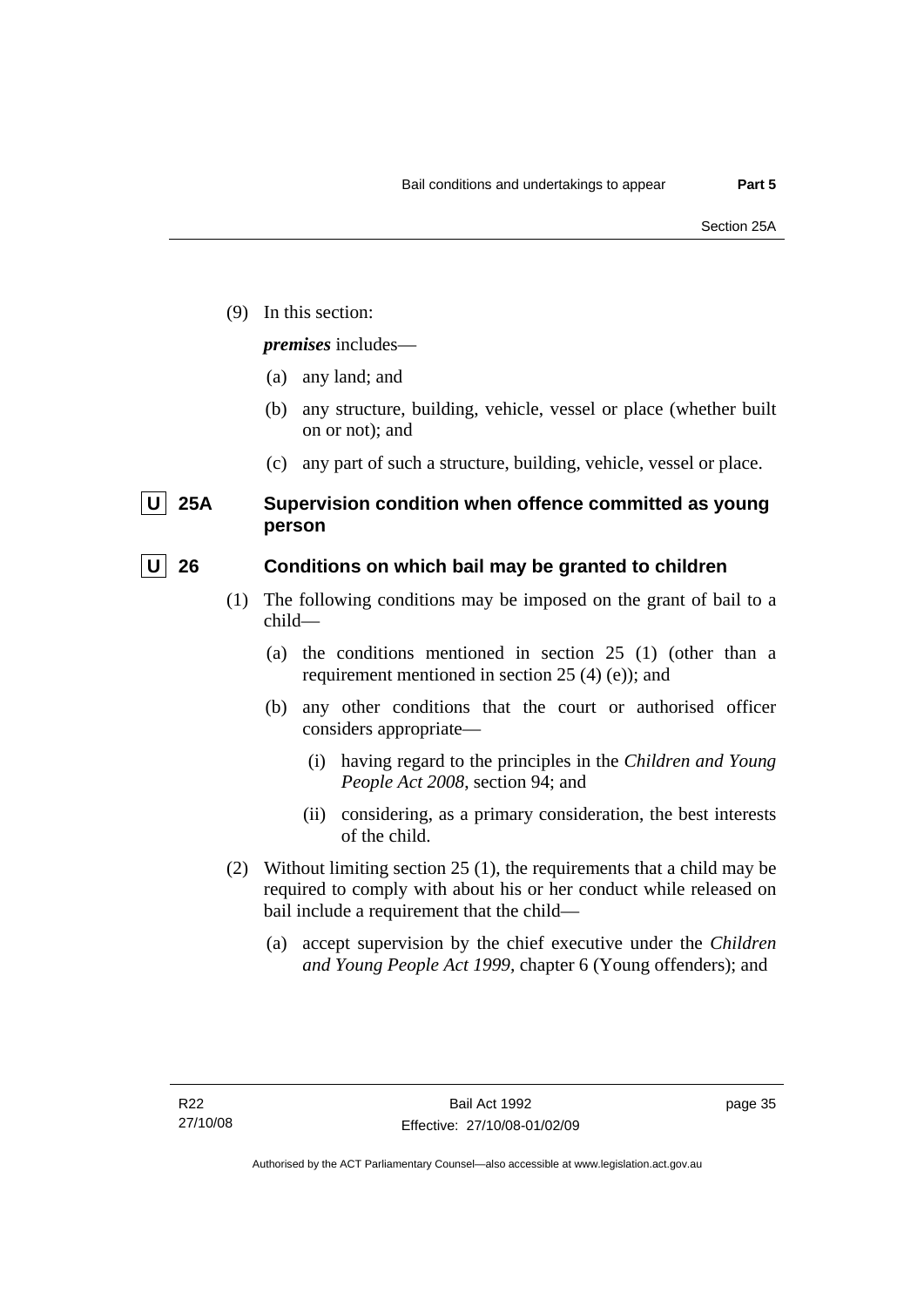(9) In this section:

***premises*** includes—

(a) any land; and

(b) any structure, building, vehicle, vessel or place (whether built on or not); and

(c) any part of such a structure, building, vehicle, vessel or place.

### U 25A Supervision condition when offence committed as young person

### U 26 Conditions on which bail may be granted to children

(1) The following conditions may be imposed on the grant of bail to a child—

(a) the conditions mentioned in section 25 (1) (other than a requirement mentioned in section 25 (4) (e)); and

(b) any other conditions that the court or authorised officer considers appropriate—

(i) having regard to the principles in the *Children and Young People Act 2008*, section 94; and

(ii) considering, as a primary consideration, the best interests of the child.

(2) Without limiting section 25 (1), the requirements that a child may be required to comply with about his or her conduct while released on bail include a requirement that the child—

(a) accept supervision by the chief executive under the *Children and Young People Act 1999*, chapter 6 (Young offenders); and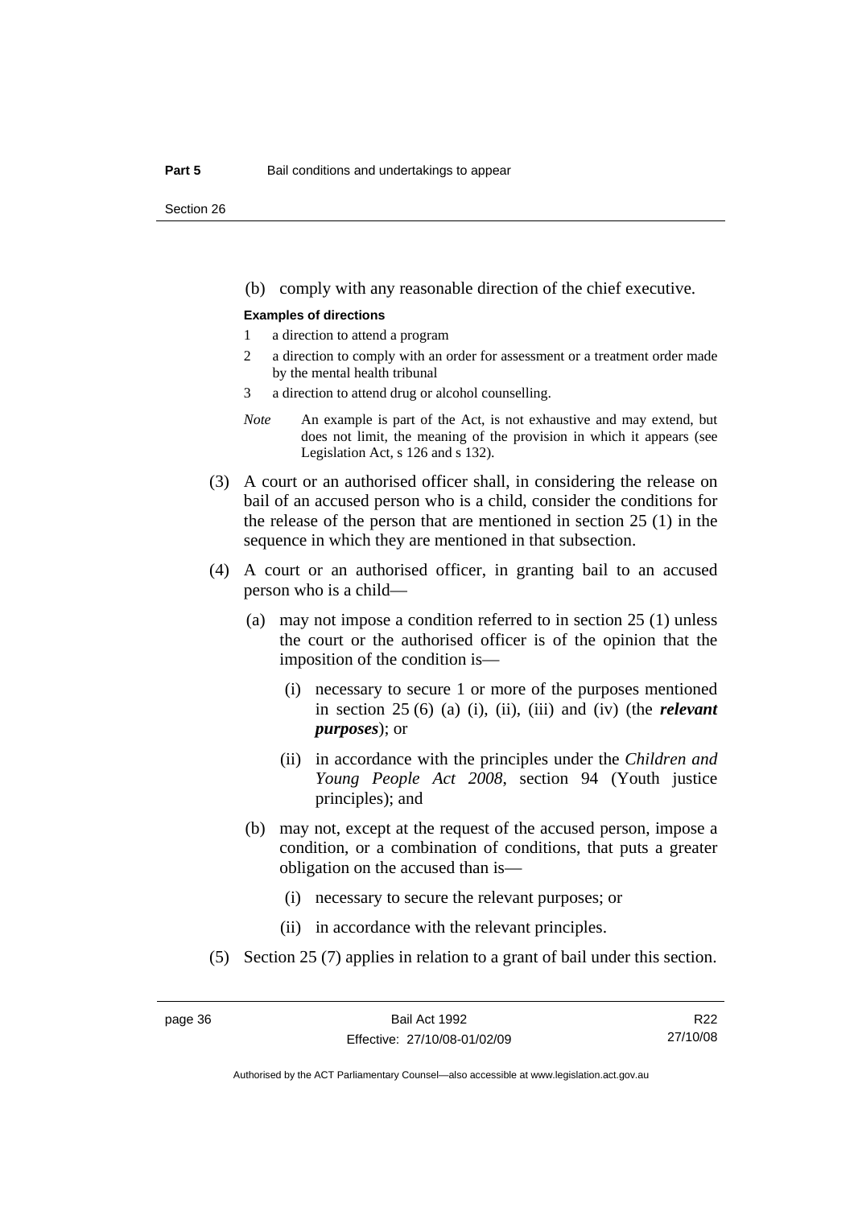(b) comply with any reasonable direction of the chief executive.

**Examples of directions**

1. a direction to attend a program
2. a direction to comply with an order for assessment or a treatment order made by the mental health tribunal
3. a direction to attend drug or alcohol counselling.

*Note* An example is part of the Act, is not exhaustive and may extend, but does not limit, the meaning of the provision in which it appears (see Legislation Act, s 126 and s 132).

(3) A court or an authorised officer shall, in considering the release on bail of an accused person who is a child, consider the conditions for the release of the person that are mentioned in section 25 (1) in the sequence in which they are mentioned in that subsection.

(4) A court or an authorised officer, in granting bail to an accused person who is a child—

(a) may not impose a condition referred to in section 25 (1) unless the court or the authorised officer is of the opinion that the imposition of the condition is—

(i) necessary to secure 1 or more of the purposes mentioned in section 25 (6) (a) (i), (ii), (iii) and (iv) (the ***relevant purposes***); or

(ii) in accordance with the principles under the *Children and Young People Act 2008*, section 94 (Youth justice principles); and

(b) may not, except at the request of the accused person, impose a condition, or a combination of conditions, that puts a greater obligation on the accused than is—

(i) necessary to secure the relevant purposes; or

(ii) in accordance with the relevant principles.

(5) Section 25 (7) applies in relation to a grant of bail under this section.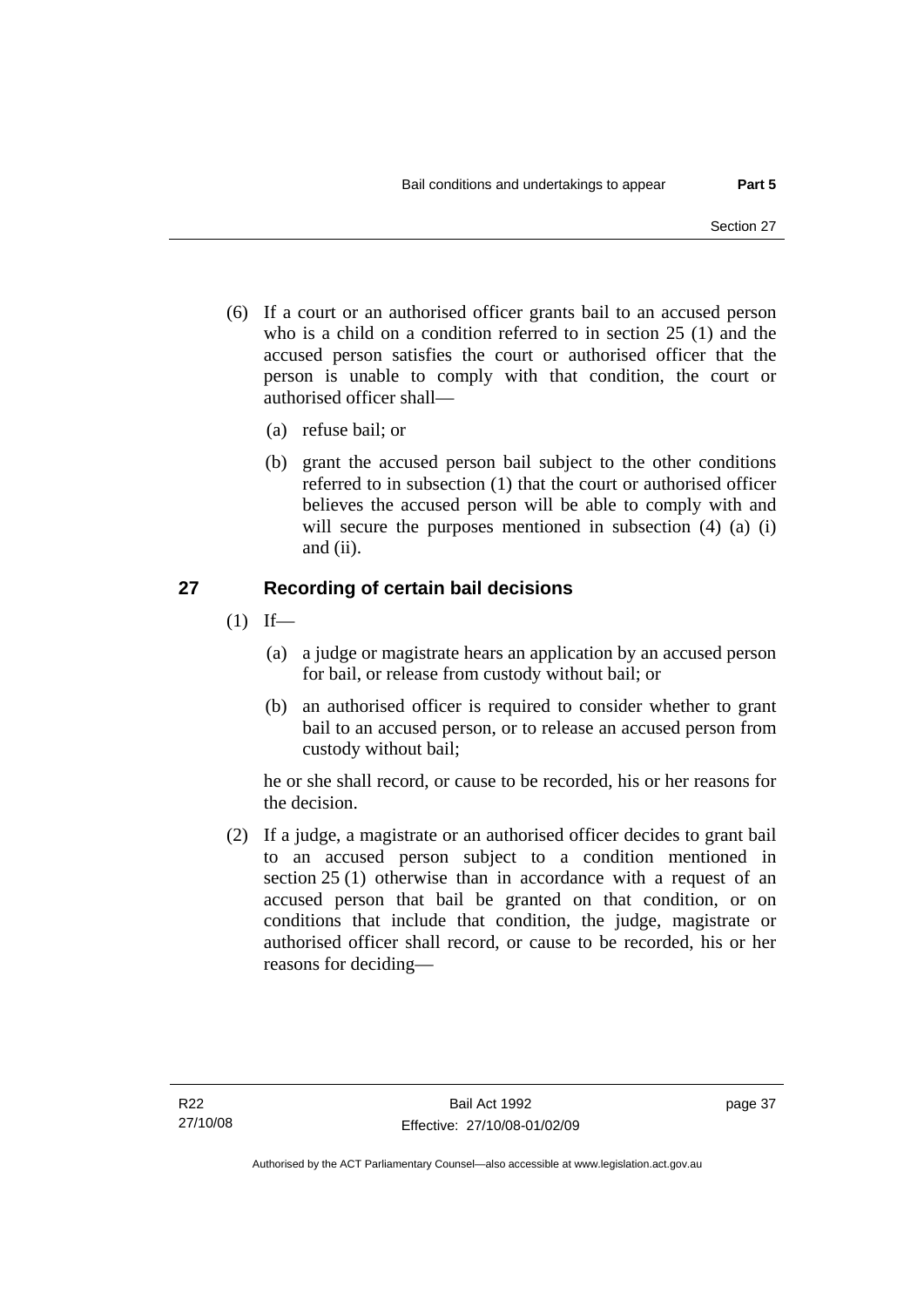(6) If a court or an authorised officer grants bail to an accused person who is a child on a condition referred to in section 25 (1) and the accused person satisfies the court or authorised officer that the person is unable to comply with that condition, the court or authorised officer shall—

(a) refuse bail; or

(b) grant the accused person bail subject to the other conditions referred to in subsection (1) that the court or authorised officer believes the accused person will be able to comply with and will secure the purposes mentioned in subsection (4) (a) (i) and (ii).

## 27 Recording of certain bail decisions

(1) If—

(a) a judge or magistrate hears an application by an accused person for bail, or release from custody without bail; or

(b) an authorised officer is required to consider whether to grant bail to an accused person, or to release an accused person from custody without bail;

he or she shall record, or cause to be recorded, his or her reasons for the decision.

(2) If a judge, a magistrate or an authorised officer decides to grant bail to an accused person subject to a condition mentioned in section 25 (1) otherwise than in accordance with a request of an accused person that bail be granted on that condition, or on conditions that include that condition, the judge, magistrate or authorised officer shall record, or cause to be recorded, his or her reasons for deciding—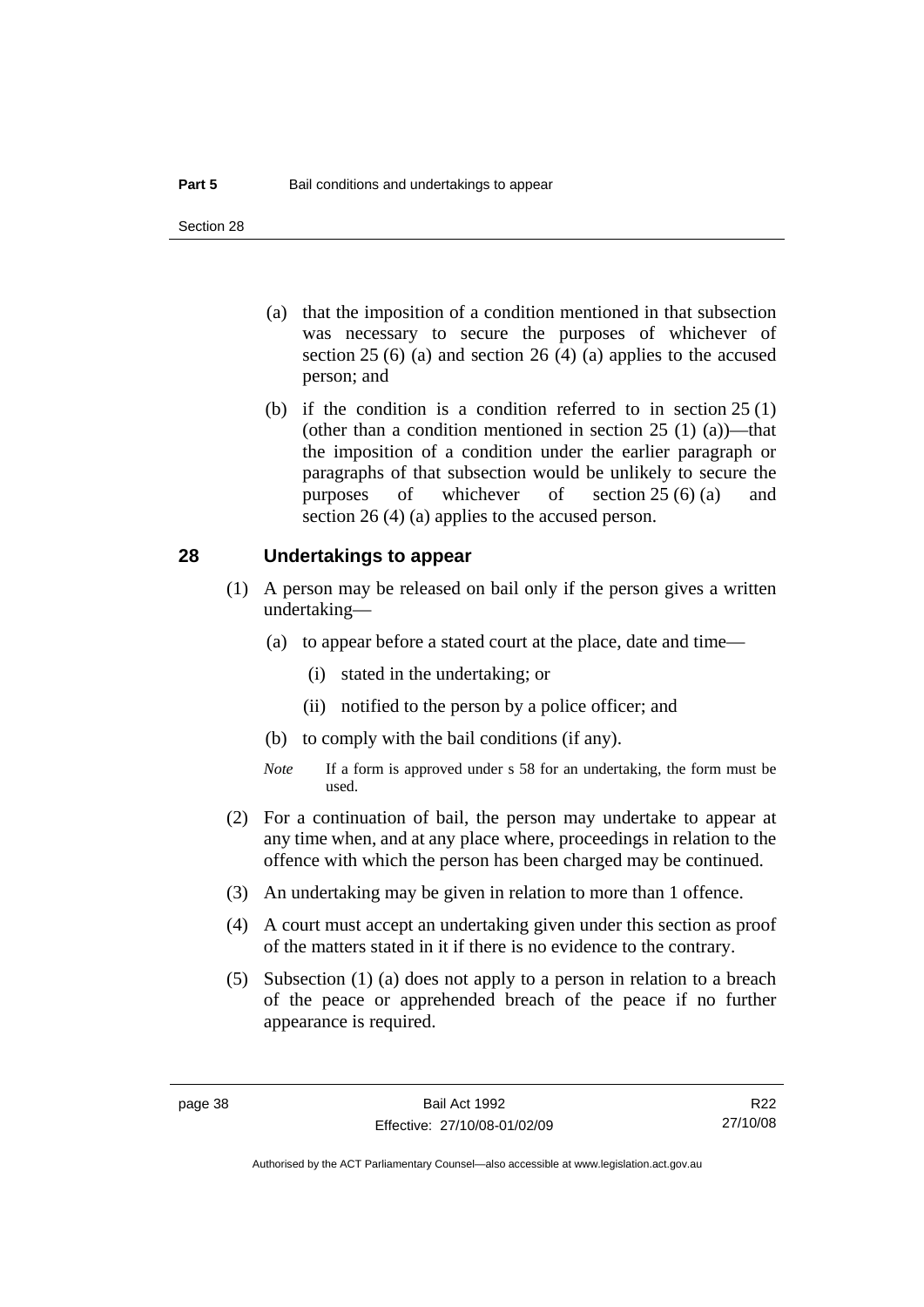(a) that the imposition of a condition mentioned in that subsection was necessary to secure the purposes of whichever of section 25 (6) (a) and section 26 (4) (a) applies to the accused person; and

(b) if the condition is a condition referred to in section 25 (1) (other than a condition mentioned in section 25 (1) (a))—that the imposition of a condition under the earlier paragraph or paragraphs of that subsection would be unlikely to secure the purposes of whichever of section 25 (6) (a) and section 26 (4) (a) applies to the accused person.

## 28 Undertakings to appear

(1) A person may be released on bail only if the person gives a written undertaking—

(a) to appear before a stated court at the place, date and time—

(i) stated in the undertaking; or

(ii) notified to the person by a police officer; and

(b) to comply with the bail conditions (if any).

*Note* If a form is approved under s 58 for an undertaking, the form must be used.

(2) For a continuation of bail, the person may undertake to appear at any time when, and at any place where, proceedings in relation to the offence with which the person has been charged may be continued.

(3) An undertaking may be given in relation to more than 1 offence.

(4) A court must accept an undertaking given under this section as proof of the matters stated in it if there is no evidence to the contrary.

(5) Subsection (1) (a) does not apply to a person in relation to a breach of the peace or apprehended breach of the peace if no further appearance is required.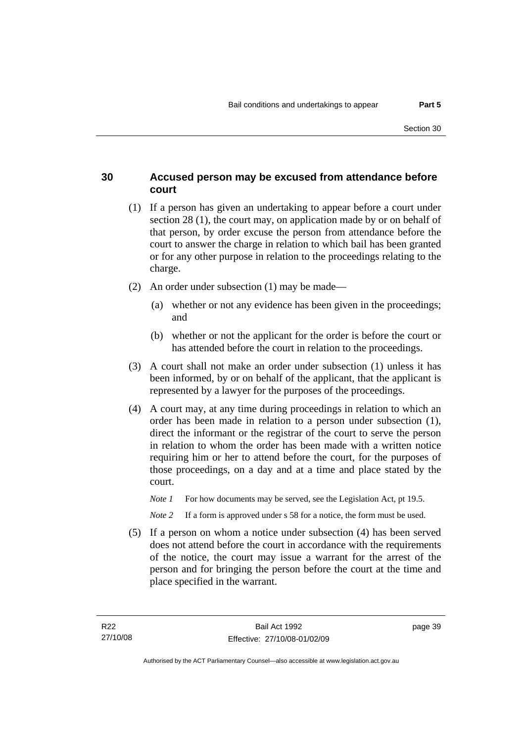## 30 Accused person may be excused from attendance before court

(1) If a person has given an undertaking to appear before a court under section 28 (1), the court may, on application made by or on behalf of that person, by order excuse the person from attendance before the court to answer the charge in relation to which bail has been granted or for any other purpose in relation to the proceedings relating to the charge.

(2) An order under subsection (1) may be made—

   (a) whether or not any evidence has been given in the proceedings; and

   (b) whether or not the applicant for the order is before the court or has attended before the court in relation to the proceedings.

(3) A court shall not make an order under subsection (1) unless it has been informed, by or on behalf of the applicant, that the applicant is represented by a lawyer for the purposes of the proceedings.

(4) A court may, at any time during proceedings in relation to which an order has been made in relation to a person under subsection (1), direct the informant or the registrar of the court to serve the person in relation to whom the order has been made with a written notice requiring him or her to attend before the court, for the purposes of those proceedings, on a day and at a time and place stated by the court.

*Note 1* For how documents may be served, see the Legislation Act, pt 19.5.

*Note 2* If a form is approved under s 58 for a notice, the form must be used.

(5) If a person on whom a notice under subsection (4) has been served does not attend before the court in accordance with the requirements of the notice, the court may issue a warrant for the arrest of the person and for bringing the person before the court at the time and place specified in the warrant.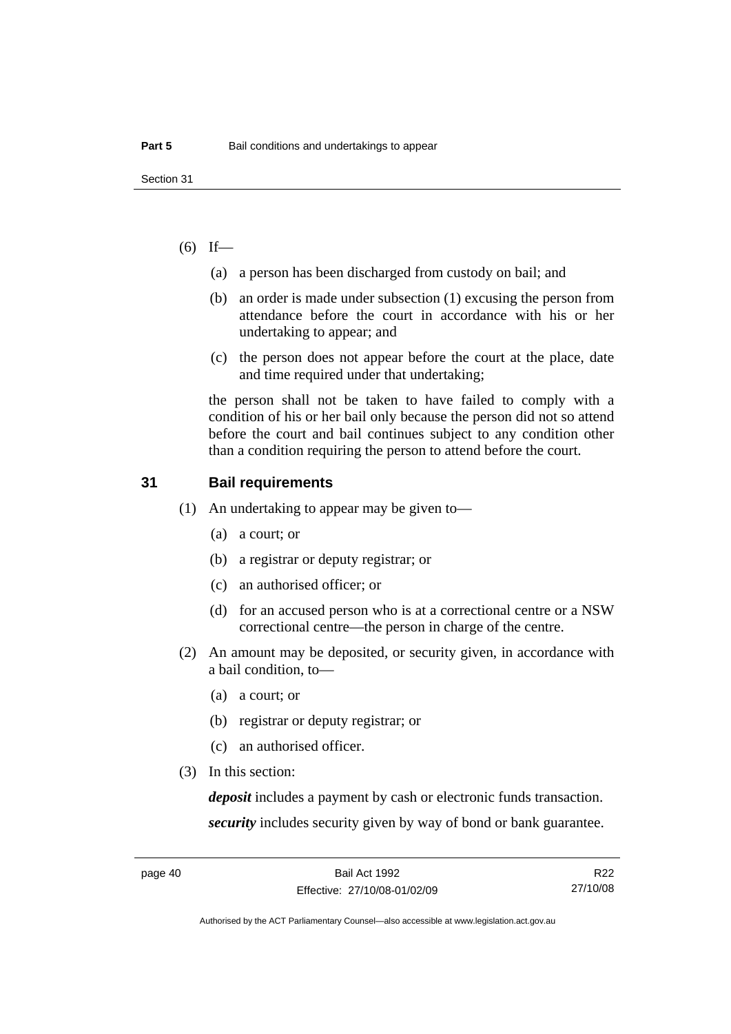(6) If—

   (a) a person has been discharged from custody on bail; and

   (b) an order is made under subsection (1) excusing the person from attendance before the court in accordance with his or her undertaking to appear; and

   (c) the person does not appear before the court at the place, date and time required under that undertaking;

the person shall not be taken to have failed to comply with a condition of his or her bail only because the person did not so attend before the court and bail continues subject to any condition other than a condition requiring the person to attend before the court.

## 31 Bail requirements

(1) An undertaking to appear may be given to—

   (a) a court; or

   (b) a registrar or deputy registrar; or

   (c) an authorised officer; or

   (d) for an accused person who is at a correctional centre or a NSW correctional centre—the person in charge of the centre.

(2) An amount may be deposited, or security given, in accordance with a bail condition, to—

   (a) a court; or

   (b) registrar or deputy registrar; or

   (c) an authorised officer.

(3) In this section:

***deposit*** includes a payment by cash or electronic funds transaction.

***security*** includes security given by way of bond or bank guarantee.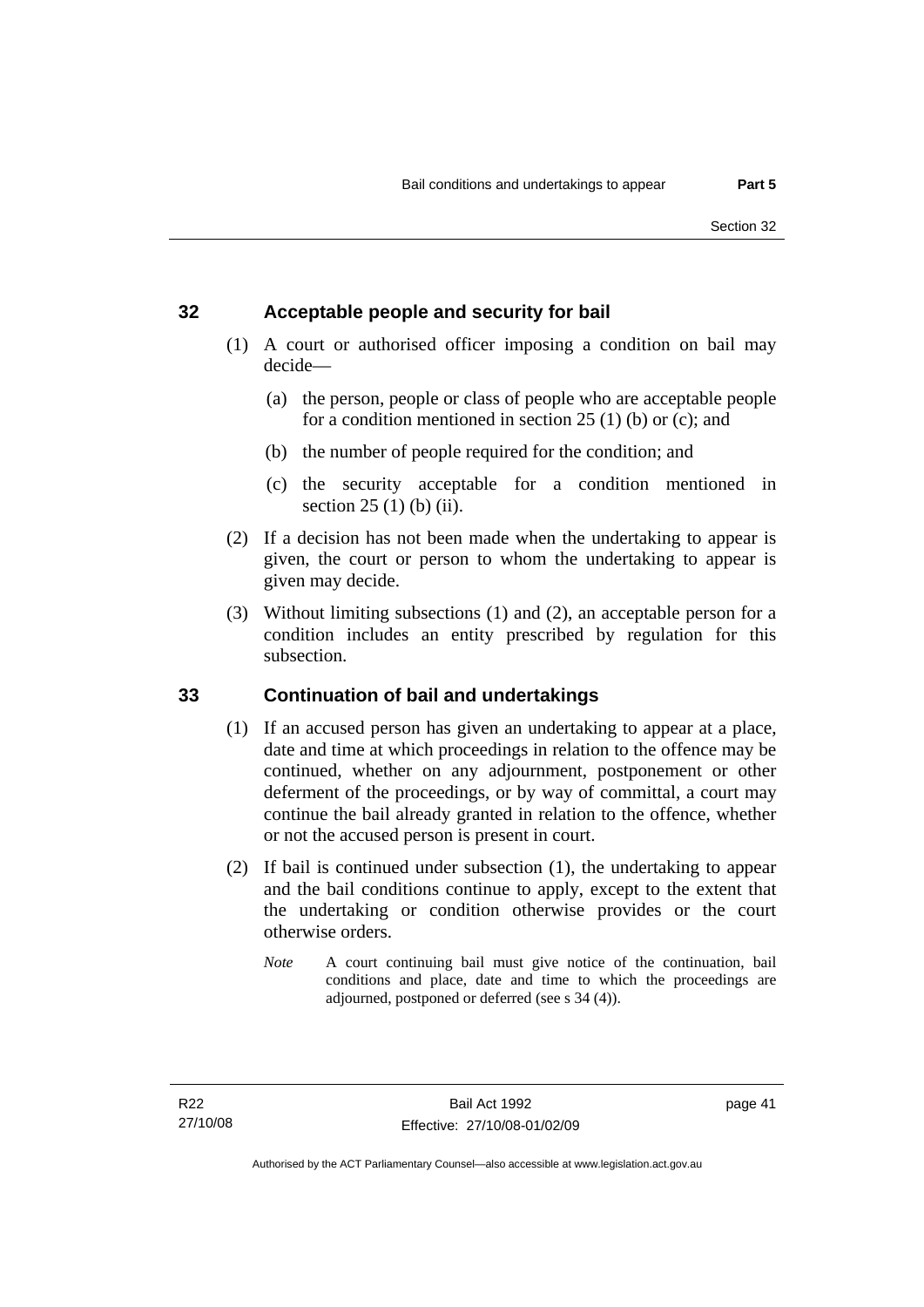## 32 Acceptable people and security for bail

(1) A court or authorised officer imposing a condition on bail may decide—

(a) the person, people or class of people who are acceptable people for a condition mentioned in section 25 (1) (b) or (c); and

(b) the number of people required for the condition; and

(c) the security acceptable for a condition mentioned in section 25 (1) (b) (ii).

(2) If a decision has not been made when the undertaking to appear is given, the court or person to whom the undertaking to appear is given may decide.

(3) Without limiting subsections (1) and (2), an acceptable person for a condition includes an entity prescribed by regulation for this subsection.

## 33 Continuation of bail and undertakings

(1) If an accused person has given an undertaking to appear at a place, date and time at which proceedings in relation to the offence may be continued, whether on any adjournment, postponement or other deferment of the proceedings, or by way of committal, a court may continue the bail already granted in relation to the offence, whether or not the accused person is present in court.

(2) If bail is continued under subsection (1), the undertaking to appear and the bail conditions continue to apply, except to the extent that the undertaking or condition otherwise provides or the court otherwise orders.

*Note* A court continuing bail must give notice of the continuation, bail conditions and place, date and time to which the proceedings are adjourned, postponed or deferred (see s 34 (4)).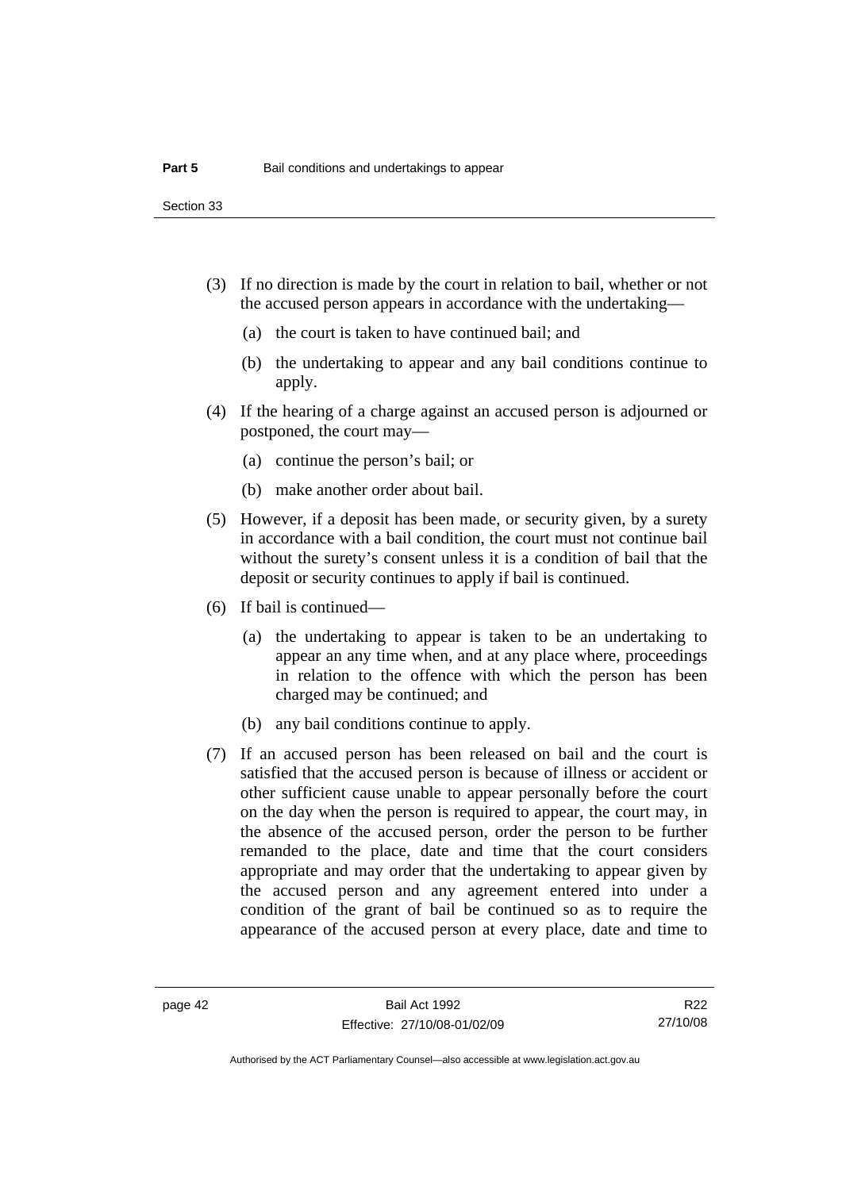(3) If no direction is made by the court in relation to bail, whether or not the accused person appears in accordance with the undertaking—

(a) the court is taken to have continued bail; and

(b) the undertaking to appear and any bail conditions continue to apply.

(4) If the hearing of a charge against an accused person is adjourned or postponed, the court may—

(a) continue the person's bail; or

(b) make another order about bail.

(5) However, if a deposit has been made, or security given, by a surety in accordance with a bail condition, the court must not continue bail without the surety's consent unless it is a condition of bail that the deposit or security continues to apply if bail is continued.

(6) If bail is continued—

(a) the undertaking to appear is taken to be an undertaking to appear an any time when, and at any place where, proceedings in relation to the offence with which the person has been charged may be continued; and

(b) any bail conditions continue to apply.

(7) If an accused person has been released on bail and the court is satisfied that the accused person is because of illness or accident or other sufficient cause unable to appear personally before the court on the day when the person is required to appear, the court may, in the absence of the accused person, order the person to be further remanded to the place, date and time that the court considers appropriate and may order that the undertaking to appear given by the accused person and any agreement entered into under a condition of the grant of bail be continued so as to require the appearance of the accused person at every place, date and time to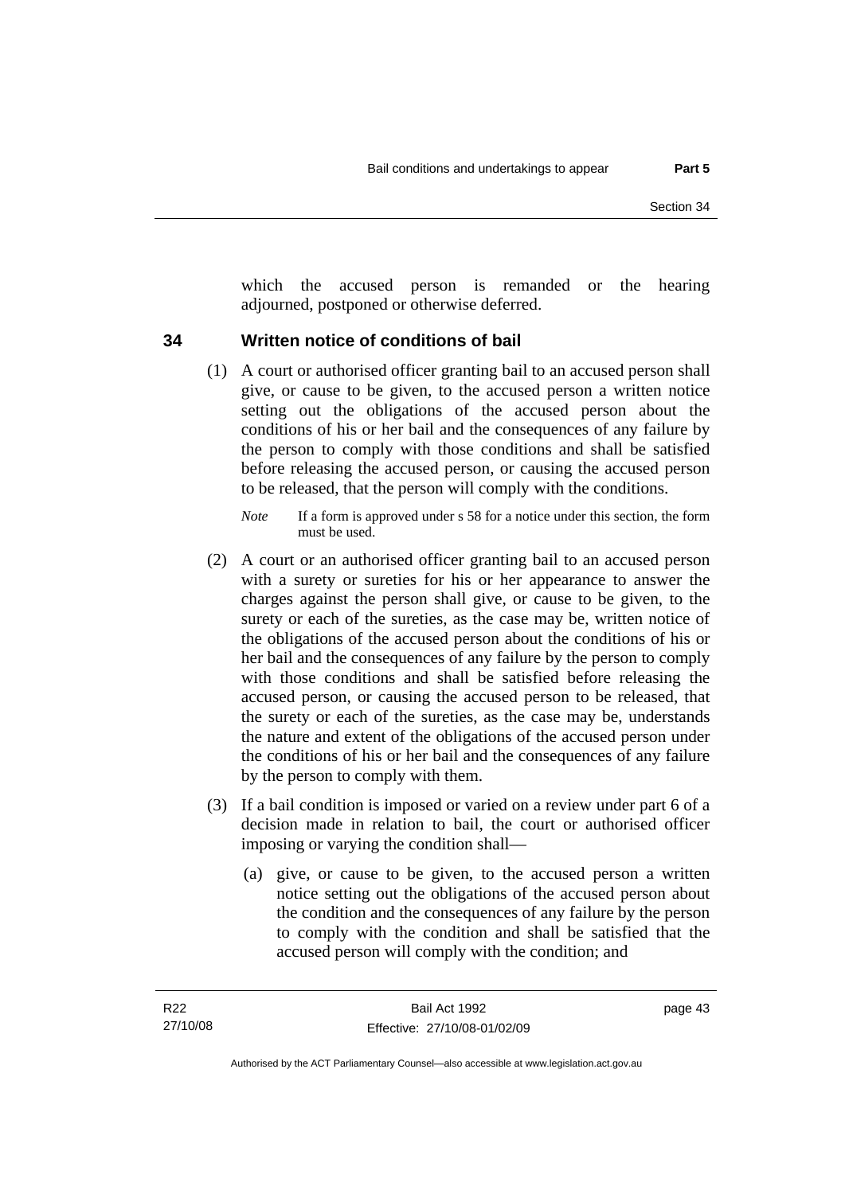which the accused person is remanded or the hearing adjourned, postponed or otherwise deferred.

## 34 Written notice of conditions of bail

(1) A court or authorised officer granting bail to an accused person shall give, or cause to be given, to the accused person a written notice setting out the obligations of the accused person about the conditions of his or her bail and the consequences of any failure by the person to comply with those conditions and shall be satisfied before releasing the accused person, or causing the accused person to be released, that the person will comply with the conditions.

*Note* If a form is approved under s 58 for a notice under this section, the form must be used.

(2) A court or an authorised officer granting bail to an accused person with a surety or sureties for his or her appearance to answer the charges against the person shall give, or cause to be given, to the surety or each of the sureties, as the case may be, written notice of the obligations of the accused person about the conditions of his or her bail and the consequences of any failure by the person to comply with those conditions and shall be satisfied before releasing the accused person, or causing the accused person to be released, that the surety or each of the sureties, as the case may be, understands the nature and extent of the obligations of the accused person under the conditions of his or her bail and the consequences of any failure by the person to comply with them.

(3) If a bail condition is imposed or varied on a review under part 6 of a decision made in relation to bail, the court or authorised officer imposing or varying the condition shall—

(a) give, or cause to be given, to the accused person a written notice setting out the obligations of the accused person about the condition and the consequences of any failure by the person to comply with the condition and shall be satisfied that the accused person will comply with the condition; and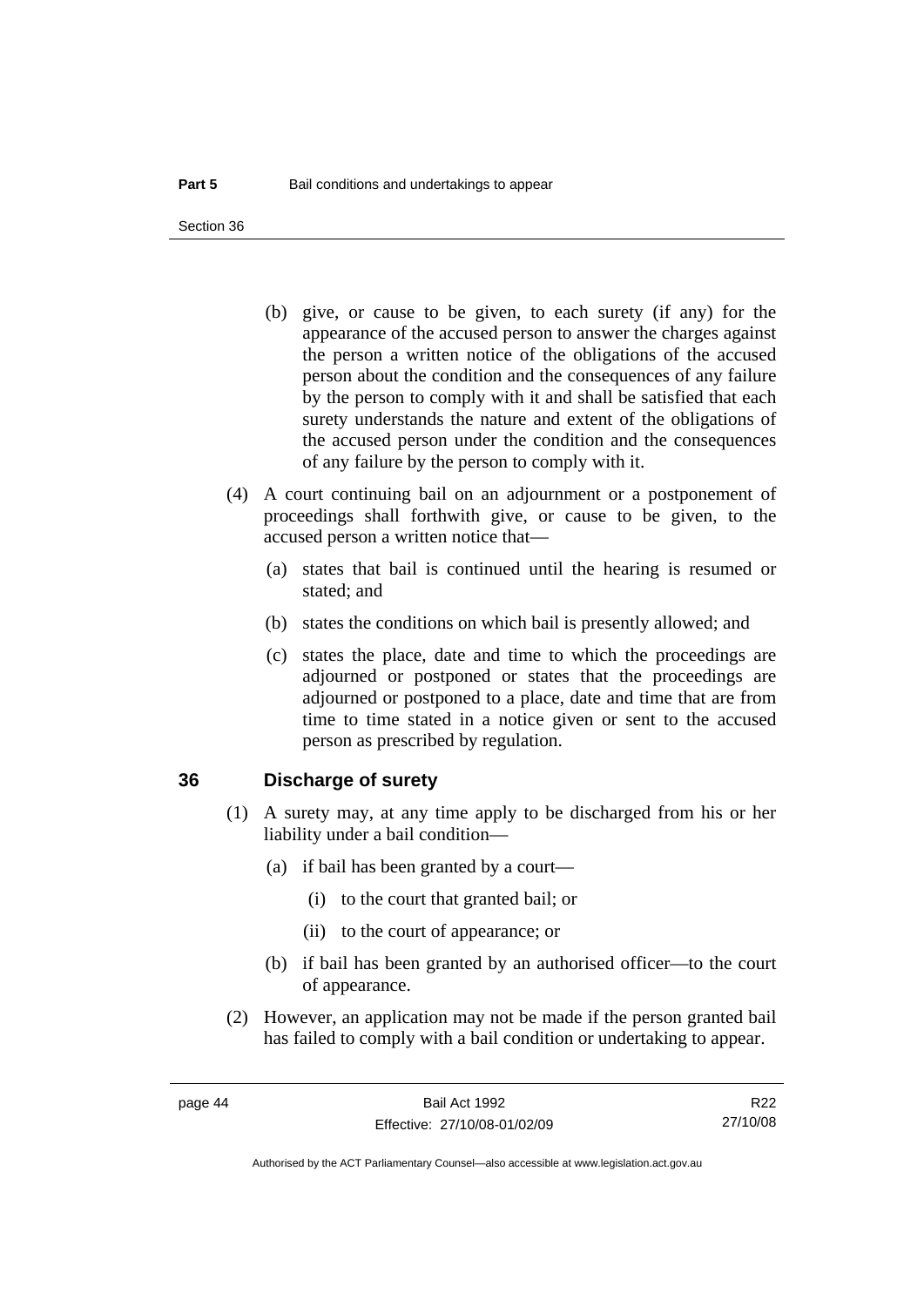(b) give, or cause to be given, to each surety (if any) for the appearance of the accused person to answer the charges against the person a written notice of the obligations of the accused person about the condition and the consequences of any failure by the person to comply with it and shall be satisfied that each surety understands the nature and extent of the obligations of the accused person under the condition and the consequences of any failure by the person to comply with it.

(4) A court continuing bail on an adjournment or a postponement of proceedings shall forthwith give, or cause to be given, to the accused person a written notice that—

(a) states that bail is continued until the hearing is resumed or stated; and

(b) states the conditions on which bail is presently allowed; and

(c) states the place, date and time to which the proceedings are adjourned or postponed or states that the proceedings are adjourned or postponed to a place, date and time that are from time to time stated in a notice given or sent to the accused person as prescribed by regulation.

## 36 Discharge of surety

(1) A surety may, at any time apply to be discharged from his or her liability under a bail condition—

(a) if bail has been granted by a court—

(i) to the court that granted bail; or

(ii) to the court of appearance; or

(b) if bail has been granted by an authorised officer—to the court of appearance.

(2) However, an application may not be made if the person granted bail has failed to comply with a bail condition or undertaking to appear.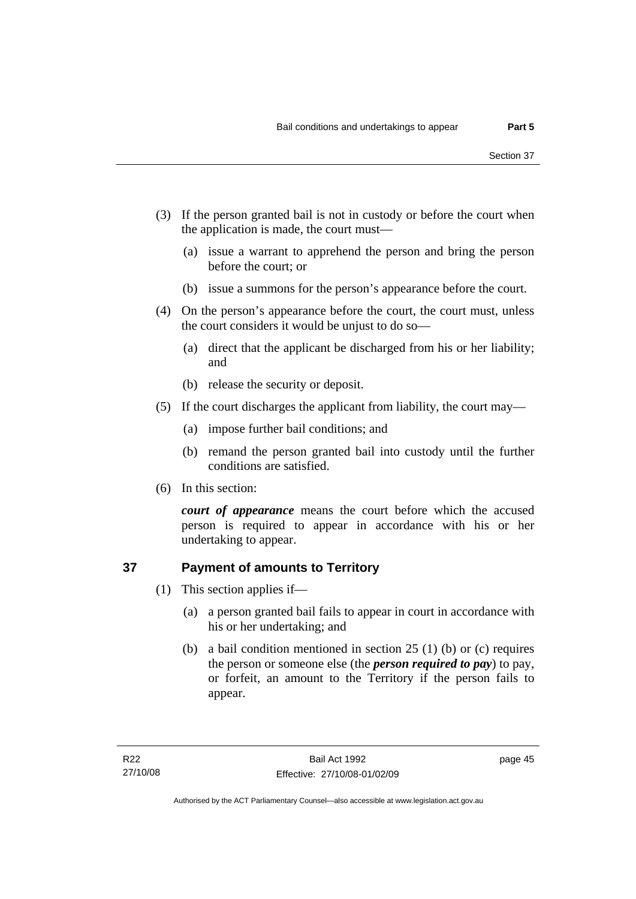(3) If the person granted bail is not in custody or before the court when the application is made, the court must—

(a) issue a warrant to apprehend the person and bring the person before the court; or

(b) issue a summons for the person's appearance before the court.

(4) On the person's appearance before the court, the court must, unless the court considers it would be unjust to do so—

(a) direct that the applicant be discharged from his or her liability; and

(b) release the security or deposit.

(5) If the court discharges the applicant from liability, the court may—

(a) impose further bail conditions; and

(b) remand the person granted bail into custody until the further conditions are satisfied.

(6) In this section:

***court of appearance*** means the court before which the accused person is required to appear in accordance with his or her undertaking to appear.

## 37 Payment of amounts to Territory

(1) This section applies if—

(a) a person granted bail fails to appear in court in accordance with his or her undertaking; and

(b) a bail condition mentioned in section 25 (1) (b) or (c) requires the person or someone else (the ***person required to pay***) to pay, or forfeit, an amount to the Territory if the person fails to appear.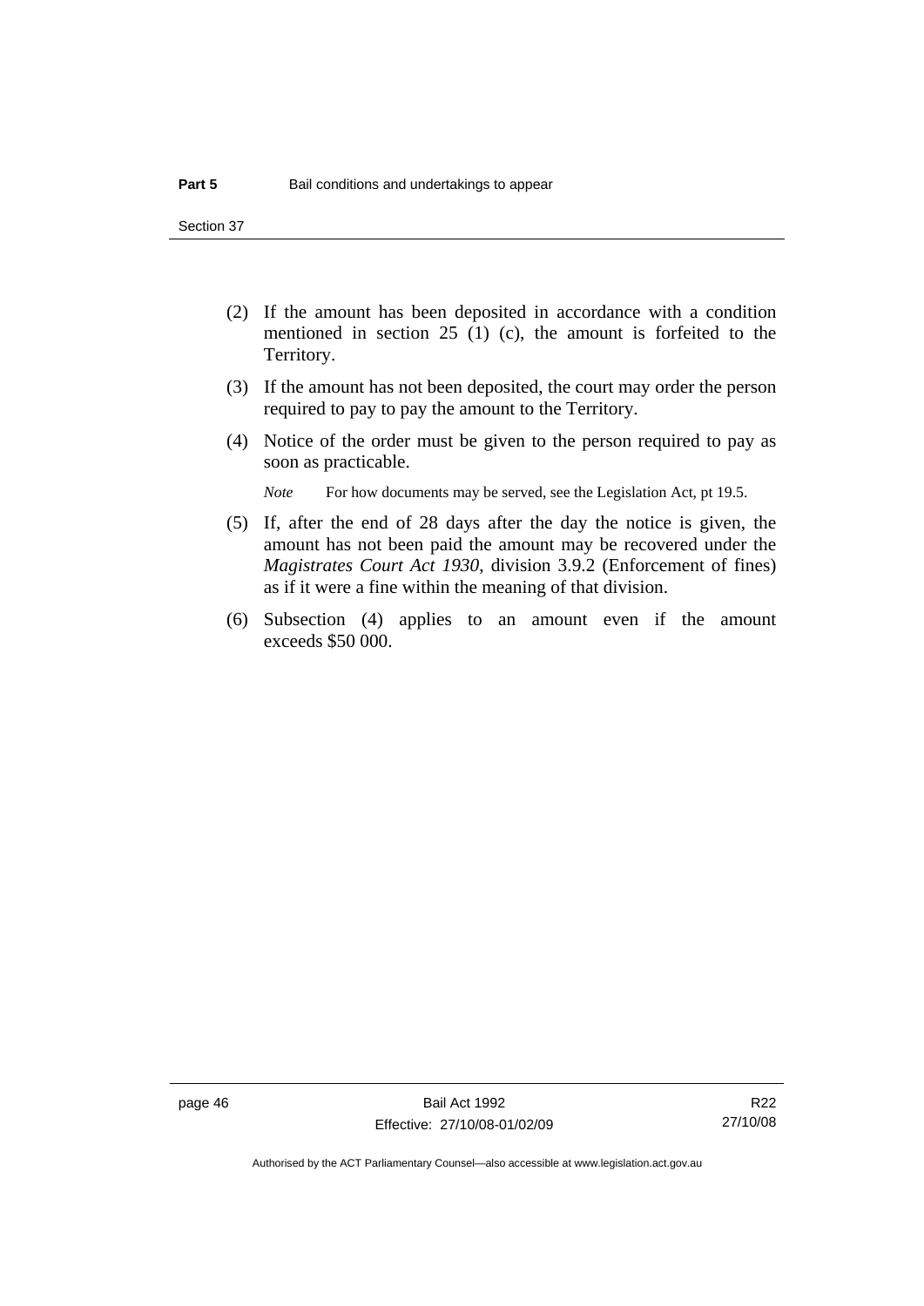(2) If the amount has been deposited in accordance with a condition mentioned in section 25 (1) (c), the amount is forfeited to the Territory.

(3) If the amount has not been deposited, the court may order the person required to pay to pay the amount to the Territory.

(4) Notice of the order must be given to the person required to pay as soon as practicable.

*Note* For how documents may be served, see the Legislation Act, pt 19.5.

(5) If, after the end of 28 days after the day the notice is given, the amount has not been paid the amount may be recovered under the *Magistrates Court Act 1930*, division 3.9.2 (Enforcement of fines) as if it were a fine within the meaning of that division.

(6) Subsection (4) applies to an amount even if the amount exceeds $50 000.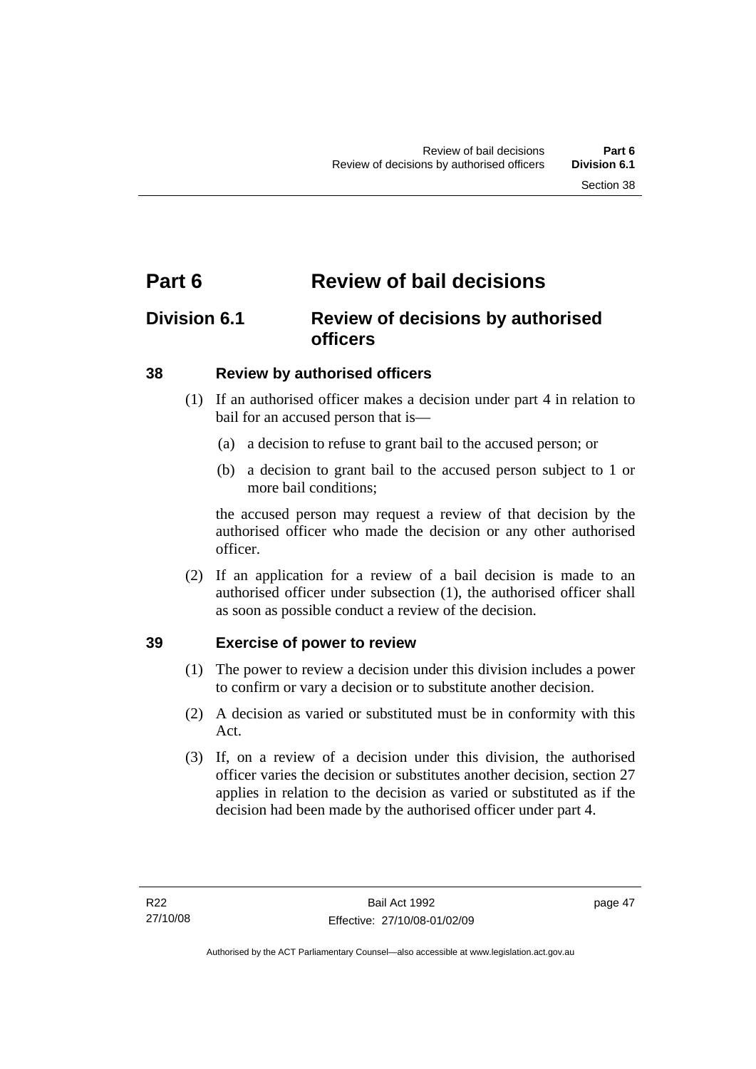# Part 6 Review of bail decisions

## Division 6.1 Review of decisions by authorised officers

### 38 Review by authorised officers

(1) If an authorised officer makes a decision under part 4 in relation to bail for an accused person that is—

(a) a decision to refuse to grant bail to the accused person; or

(b) a decision to grant bail to the accused person subject to 1 or more bail conditions;

the accused person may request a review of that decision by the authorised officer who made the decision or any other authorised officer.

(2) If an application for a review of a bail decision is made to an authorised officer under subsection (1), the authorised officer shall as soon as possible conduct a review of the decision.

### 39 Exercise of power to review

(1) The power to review a decision under this division includes a power to confirm or vary a decision or to substitute another decision.

(2) A decision as varied or substituted must be in conformity with this Act.

(3) If, on a review of a decision under this division, the authorised officer varies the decision or substitutes another decision, section 27 applies in relation to the decision as varied or substituted as if the decision had been made by the authorised officer under part 4.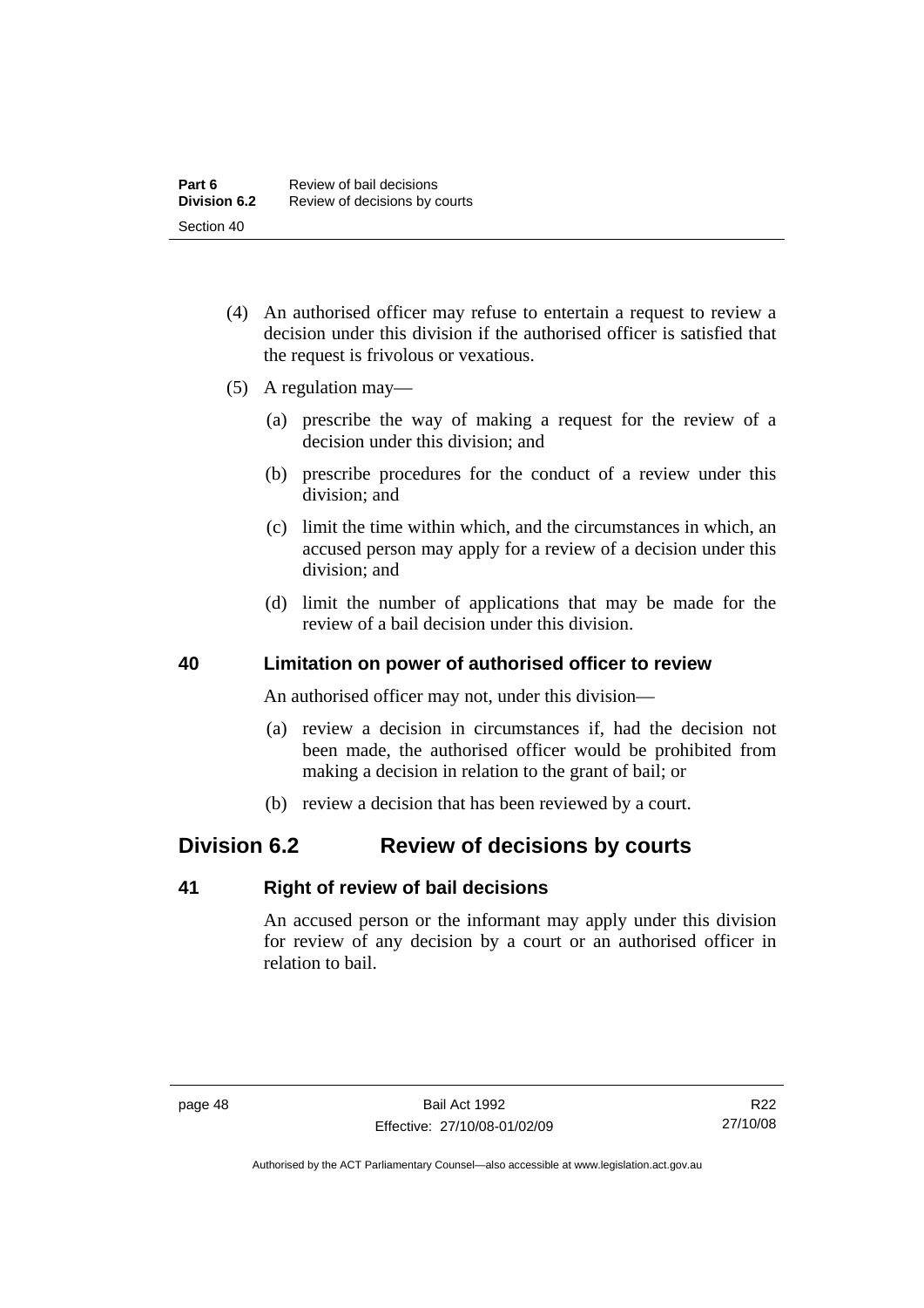(4) An authorised officer may refuse to entertain a request to review a decision under this division if the authorised officer is satisfied that the request is frivolous or vexatious.

(5) A regulation may—

(a) prescribe the way of making a request for the review of a decision under this division; and

(b) prescribe procedures for the conduct of a review under this division; and

(c) limit the time within which, and the circumstances in which, an accused person may apply for a review of a decision under this division; and

(d) limit the number of applications that may be made for the review of a bail decision under this division.

### 40 Limitation on power of authorised officer to review

An authorised officer may not, under this division—

(a) review a decision in circumstances if, had the decision not been made, the authorised officer would be prohibited from making a decision in relation to the grant of bail; or

(b) review a decision that has been reviewed by a court.

## Division 6.2 Review of decisions by courts

### 41 Right of review of bail decisions

An accused person or the informant may apply under this division for review of any decision by a court or an authorised officer in relation to bail.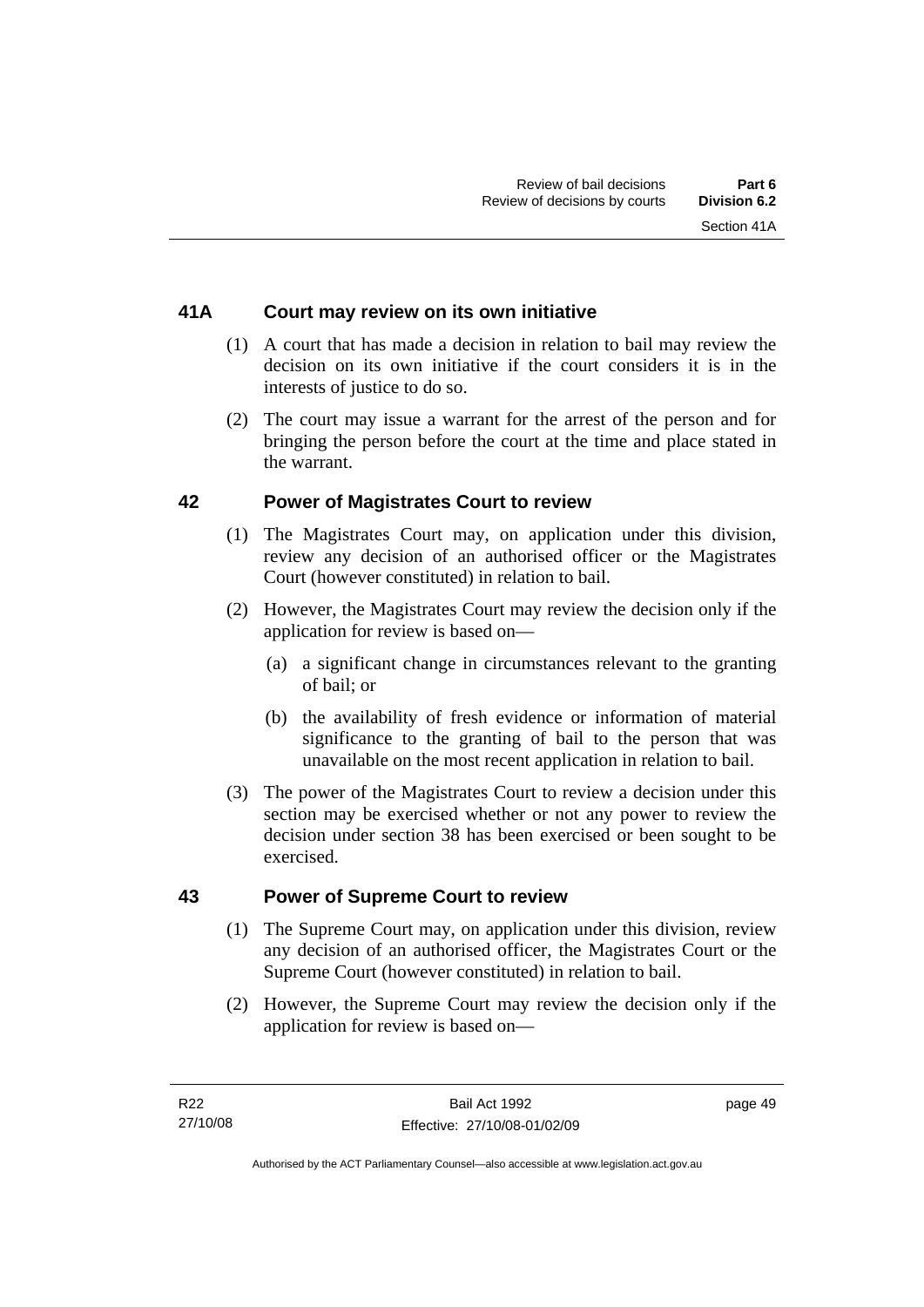### 41A Court may review on its own initiative

(1) A court that has made a decision in relation to bail may review the decision on its own initiative if the court considers it is in the interests of justice to do so.

(2) The court may issue a warrant for the arrest of the person and for bringing the person before the court at the time and place stated in the warrant.

### 42 Power of Magistrates Court to review

(1) The Magistrates Court may, on application under this division, review any decision of an authorised officer or the Magistrates Court (however constituted) in relation to bail.

(2) However, the Magistrates Court may review the decision only if the application for review is based on—

- (a) a significant change in circumstances relevant to the granting of bail; or
- (b) the availability of fresh evidence or information of material significance to the granting of bail to the person that was unavailable on the most recent application in relation to bail.

(3) The power of the Magistrates Court to review a decision under this section may be exercised whether or not any power to review the decision under section 38 has been exercised or been sought to be exercised.

### 43 Power of Supreme Court to review

(1) The Supreme Court may, on application under this division, review any decision of an authorised officer, the Magistrates Court or the Supreme Court (however constituted) in relation to bail.

(2) However, the Supreme Court may review the decision only if the application for review is based on—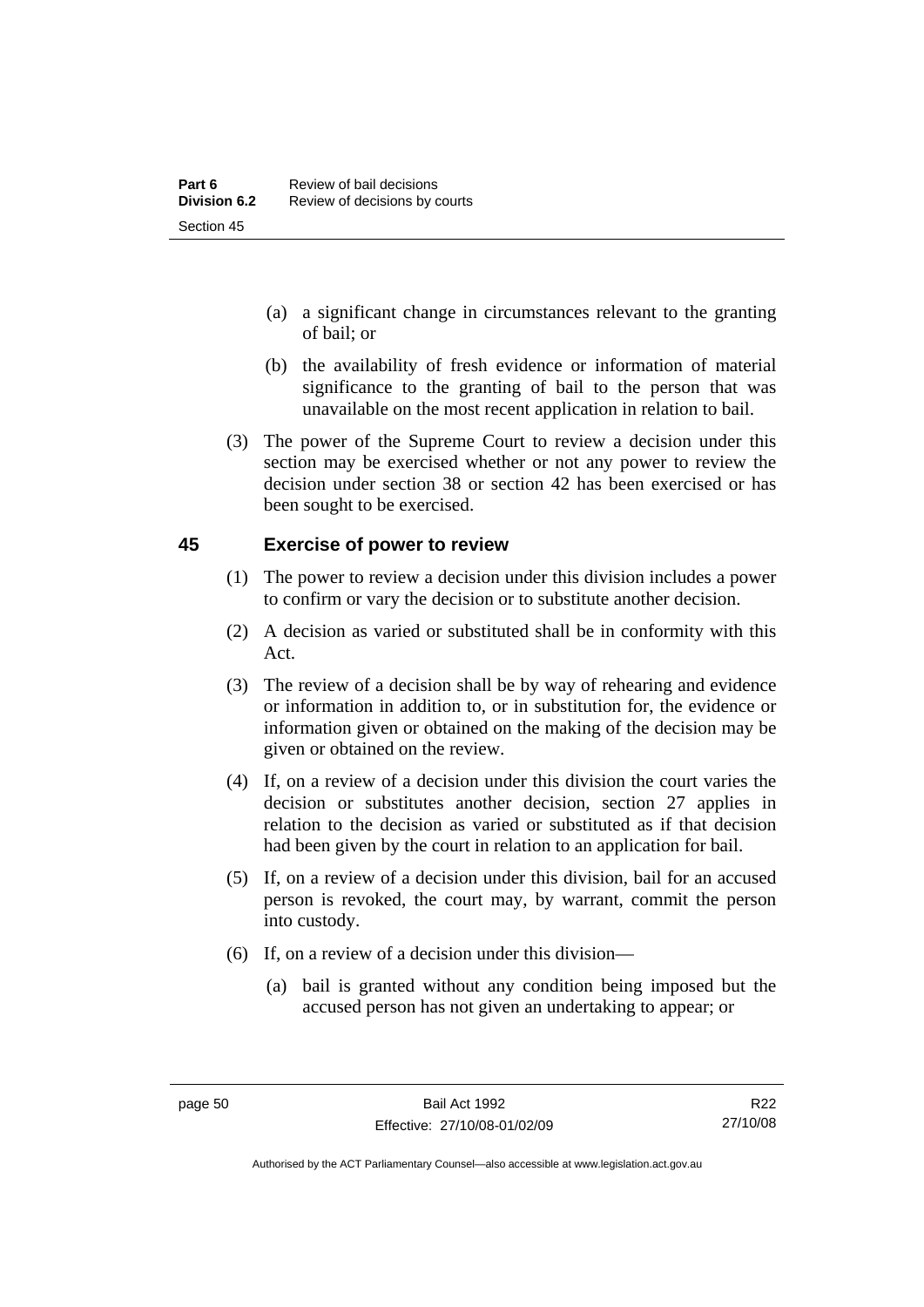(a) a significant change in circumstances relevant to the granting of bail; or

(b) the availability of fresh evidence or information of material significance to the granting of bail to the person that was unavailable on the most recent application in relation to bail.

(3) The power of the Supreme Court to review a decision under this section may be exercised whether or not any power to review the decision under section 38 or section 42 has been exercised or has been sought to be exercised.

## 45 Exercise of power to review

(1) The power to review a decision under this division includes a power to confirm or vary the decision or to substitute another decision.

(2) A decision as varied or substituted shall be in conformity with this Act.

(3) The review of a decision shall be by way of rehearing and evidence or information in addition to, or in substitution for, the evidence or information given or obtained on the making of the decision may be given or obtained on the review.

(4) If, on a review of a decision under this division the court varies the decision or substitutes another decision, section 27 applies in relation to the decision as varied or substituted as if that decision had been given by the court in relation to an application for bail.

(5) If, on a review of a decision under this division, bail for an accused person is revoked, the court may, by warrant, commit the person into custody.

(6) If, on a review of a decision under this division—

(a) bail is granted without any condition being imposed but the accused person has not given an undertaking to appear; or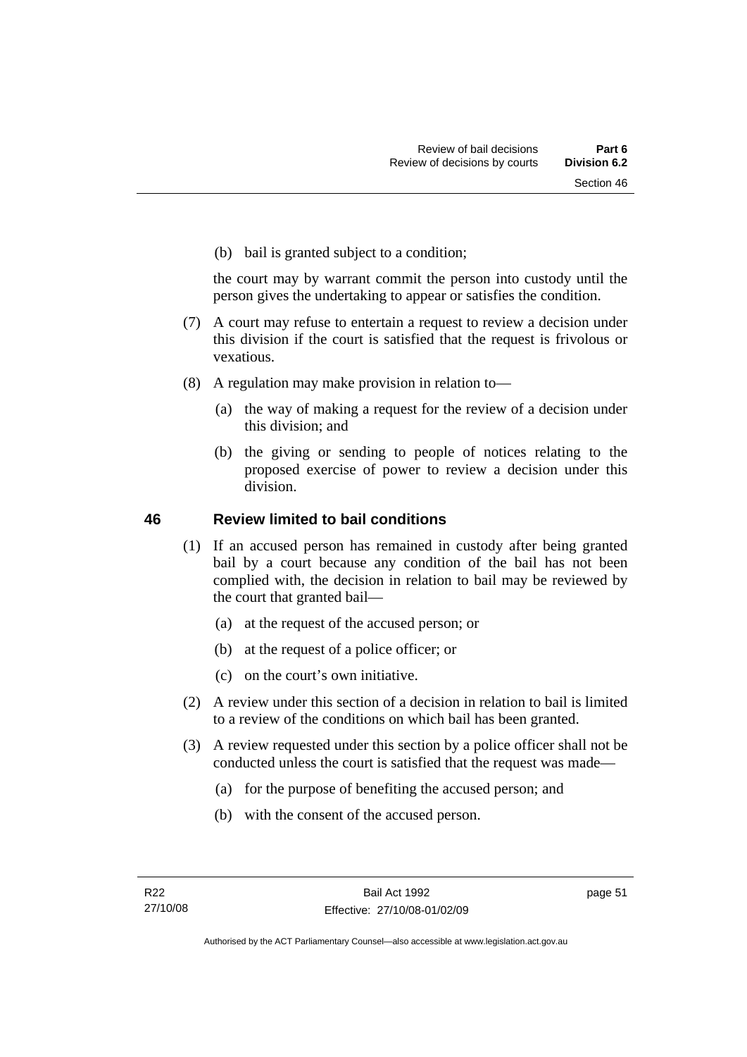(b) bail is granted subject to a condition;

the court may by warrant commit the person into custody until the person gives the undertaking to appear or satisfies the condition.

(7) A court may refuse to entertain a request to review a decision under this division if the court is satisfied that the request is frivolous or vexatious.

(8) A regulation may make provision in relation to—

(a) the way of making a request for the review of a decision under this division; and

(b) the giving or sending to people of notices relating to the proposed exercise of power to review a decision under this division.

## 46 Review limited to bail conditions

(1) If an accused person has remained in custody after being granted bail by a court because any condition of the bail has not been complied with, the decision in relation to bail may be reviewed by the court that granted bail—

(a) at the request of the accused person; or

(b) at the request of a police officer; or

(c) on the court's own initiative.

(2) A review under this section of a decision in relation to bail is limited to a review of the conditions on which bail has been granted.

(3) A review requested under this section by a police officer shall not be conducted unless the court is satisfied that the request was made—

(a) for the purpose of benefiting the accused person; and

(b) with the consent of the accused person.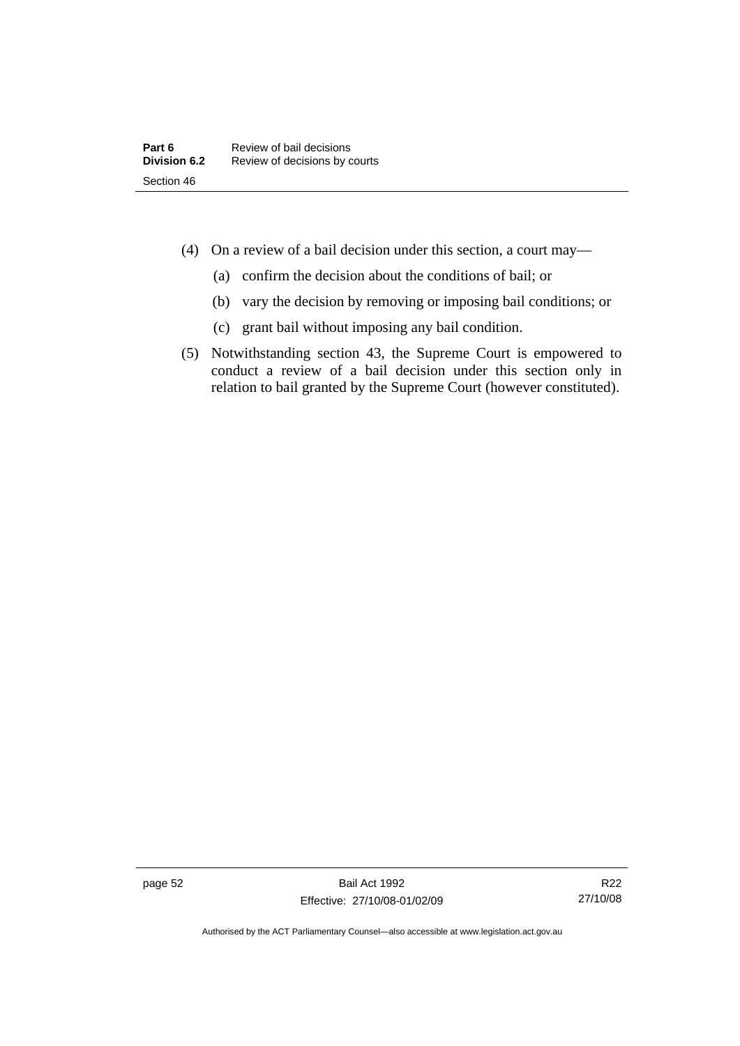(4) On a review of a bail decision under this section, a court may—

(a) confirm the decision about the conditions of bail; or

(b) vary the decision by removing or imposing bail conditions; or

(c) grant bail without imposing any bail condition.

(5) Notwithstanding section 43, the Supreme Court is empowered to conduct a review of a bail decision under this section only in relation to bail granted by the Supreme Court (however constituted).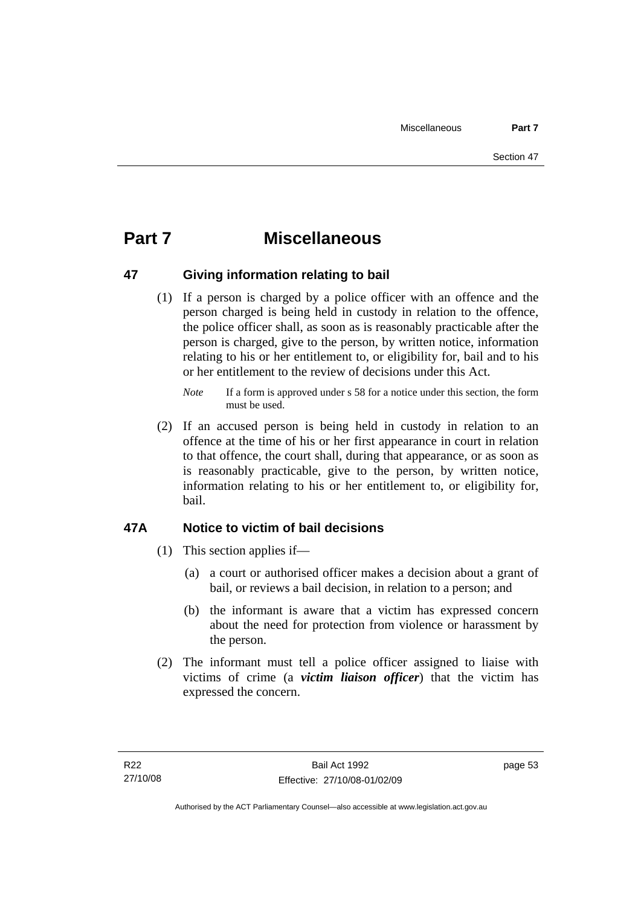# Part 7 Miscellaneous

## 47 Giving information relating to bail

(1) If a person is charged by a police officer with an offence and the person charged is being held in custody in relation to the offence, the police officer shall, as soon as is reasonably practicable after the person is charged, give to the person, by written notice, information relating to his or her entitlement to, or eligibility for, bail and to his or her entitlement to the review of decisions under this Act.

*Note* If a form is approved under s 58 for a notice under this section, the form must be used.

(2) If an accused person is being held in custody in relation to an offence at the time of his or her first appearance in court in relation to that offence, the court shall, during that appearance, or as soon as is reasonably practicable, give to the person, by written notice, information relating to his or her entitlement to, or eligibility for, bail.

## 47A Notice to victim of bail decisions

(1) This section applies if—

(a) a court or authorised officer makes a decision about a grant of bail, or reviews a bail decision, in relation to a person; and

(b) the informant is aware that a victim has expressed concern about the need for protection from violence or harassment by the person.

(2) The informant must tell a police officer assigned to liaise with victims of crime (a ***victim liaison officer***) that the victim has expressed the concern.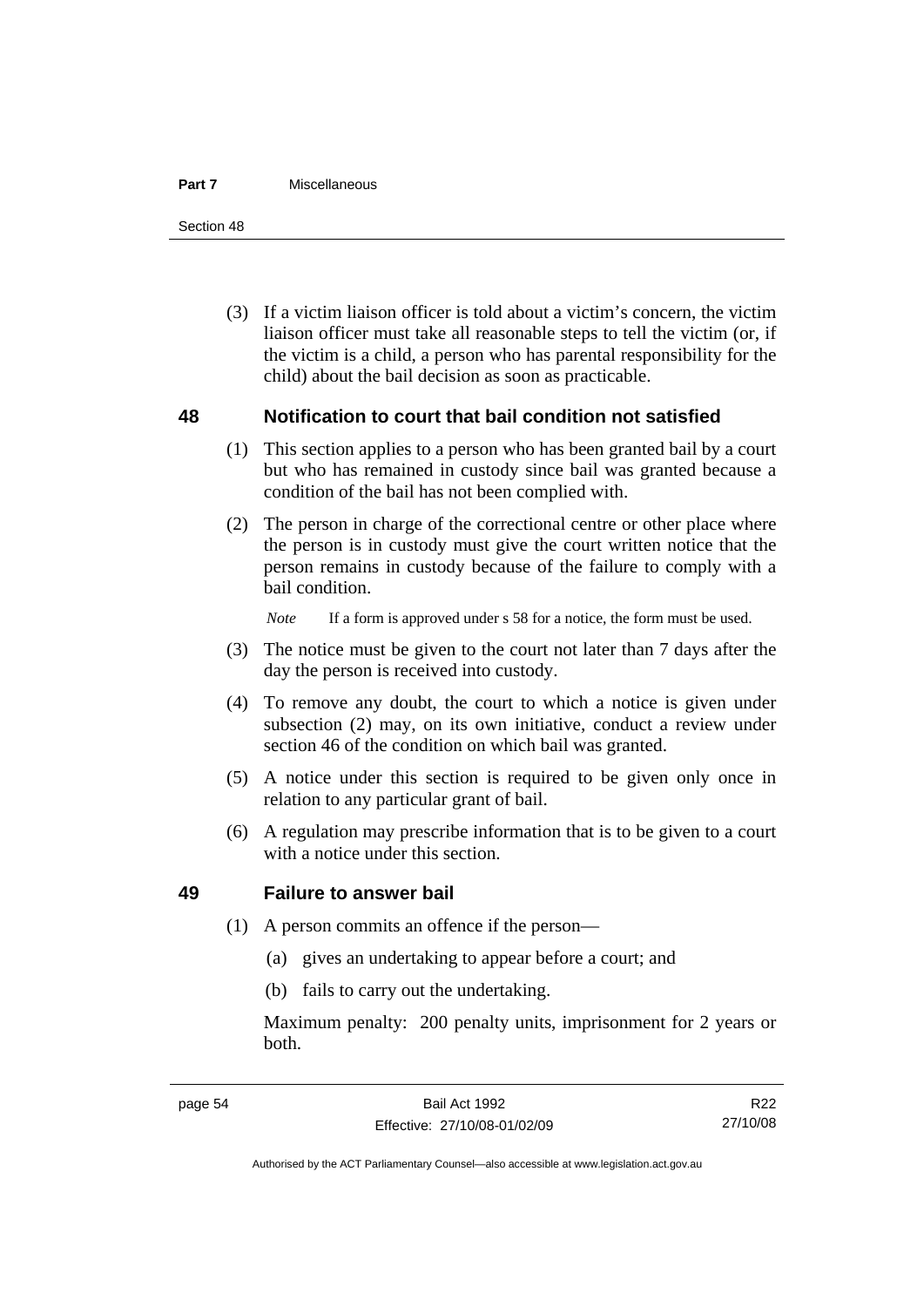(3) If a victim liaison officer is told about a victim's concern, the victim liaison officer must take all reasonable steps to tell the victim (or, if the victim is a child, a person who has parental responsibility for the child) about the bail decision as soon as practicable.

## 48 Notification to court that bail condition not satisfied

(1) This section applies to a person who has been granted bail by a court but who has remained in custody since bail was granted because a condition of the bail has not been complied with.

(2) The person in charge of the correctional centre or other place where the person is in custody must give the court written notice that the person remains in custody because of the failure to comply with a bail condition.

*Note* If a form is approved under s 58 for a notice, the form must be used.

(3) The notice must be given to the court not later than 7 days after the day the person is received into custody.

(4) To remove any doubt, the court to which a notice is given under subsection (2) may, on its own initiative, conduct a review under section 46 of the condition on which bail was granted.

(5) A notice under this section is required to be given only once in relation to any particular grant of bail.

(6) A regulation may prescribe information that is to be given to a court with a notice under this section.

## 49 Failure to answer bail

(1) A person commits an offence if the person—

(a) gives an undertaking to appear before a court; and

(b) fails to carry out the undertaking.

Maximum penalty: 200 penalty units, imprisonment for 2 years or both.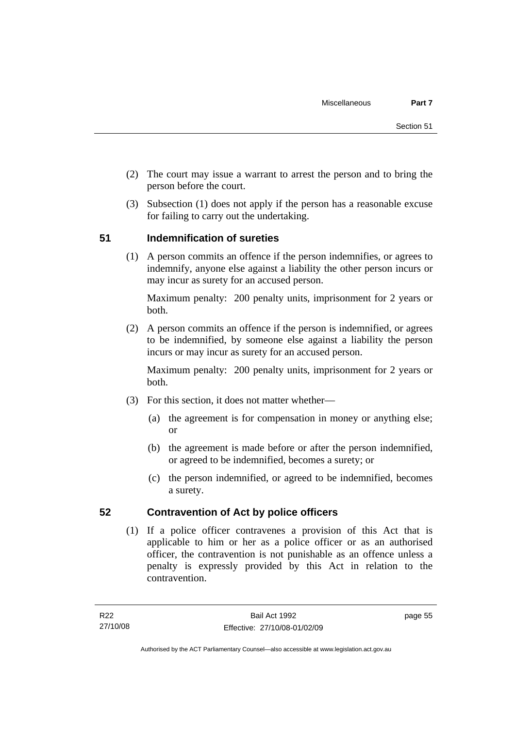(2) The court may issue a warrant to arrest the person and to bring the person before the court.

(3) Subsection (1) does not apply if the person has a reasonable excuse for failing to carry out the undertaking.

## 51 Indemnification of sureties

(1) A person commits an offence if the person indemnifies, or agrees to indemnify, anyone else against a liability the other person incurs or may incur as surety for an accused person.

Maximum penalty: 200 penalty units, imprisonment for 2 years or both.

(2) A person commits an offence if the person is indemnified, or agrees to be indemnified, by someone else against a liability the person incurs or may incur as surety for an accused person.

Maximum penalty: 200 penalty units, imprisonment for 2 years or both.

(3) For this section, it does not matter whether—

(a) the agreement is for compensation in money or anything else; or

(b) the agreement is made before or after the person indemnified, or agreed to be indemnified, becomes a surety; or

(c) the person indemnified, or agreed to be indemnified, becomes a surety.

## 52 Contravention of Act by police officers

(1) If a police officer contravenes a provision of this Act that is applicable to him or her as a police officer or as an authorised officer, the contravention is not punishable as an offence unless a penalty is expressly provided by this Act in relation to the contravention.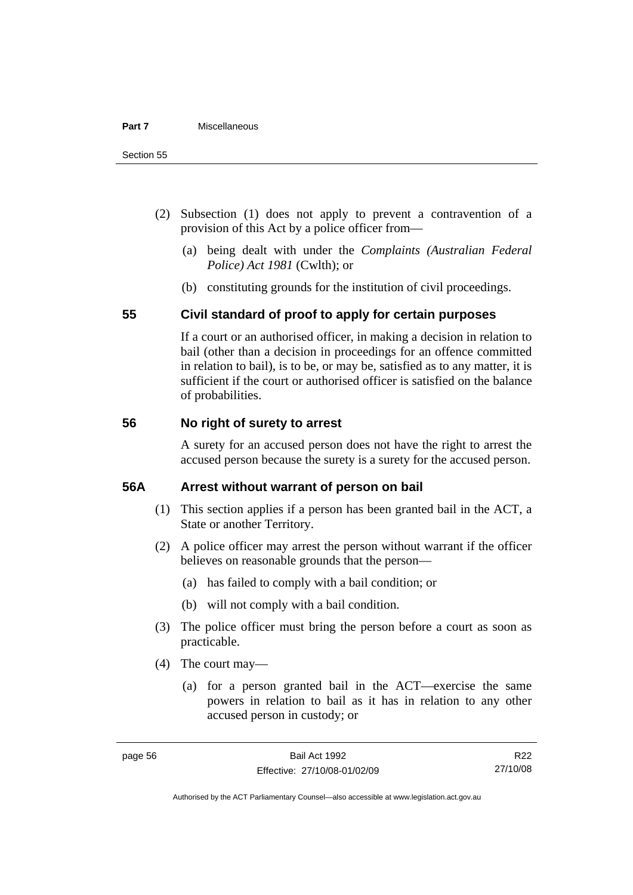(2) Subsection (1) does not apply to prevent a contravention of a provision of this Act by a police officer from—

(a) being dealt with under the *Complaints (Australian Federal Police) Act 1981* (Cwlth); or

(b) constituting grounds for the institution of civil proceedings.

## 55 Civil standard of proof to apply for certain purposes

If a court or an authorised officer, in making a decision in relation to bail (other than a decision in proceedings for an offence committed in relation to bail), is to be, or may be, satisfied as to any matter, it is sufficient if the court or authorised officer is satisfied on the balance of probabilities.

## 56 No right of surety to arrest

A surety for an accused person does not have the right to arrest the accused person because the surety is a surety for the accused person.

## 56A Arrest without warrant of person on bail

(1) This section applies if a person has been granted bail in the ACT, a State or another Territory.

(2) A police officer may arrest the person without warrant if the officer believes on reasonable grounds that the person—

(a) has failed to comply with a bail condition; or

(b) will not comply with a bail condition.

(3) The police officer must bring the person before a court as soon as practicable.

(4) The court may—

(a) for a person granted bail in the ACT—exercise the same powers in relation to bail as it has in relation to any other accused person in custody; or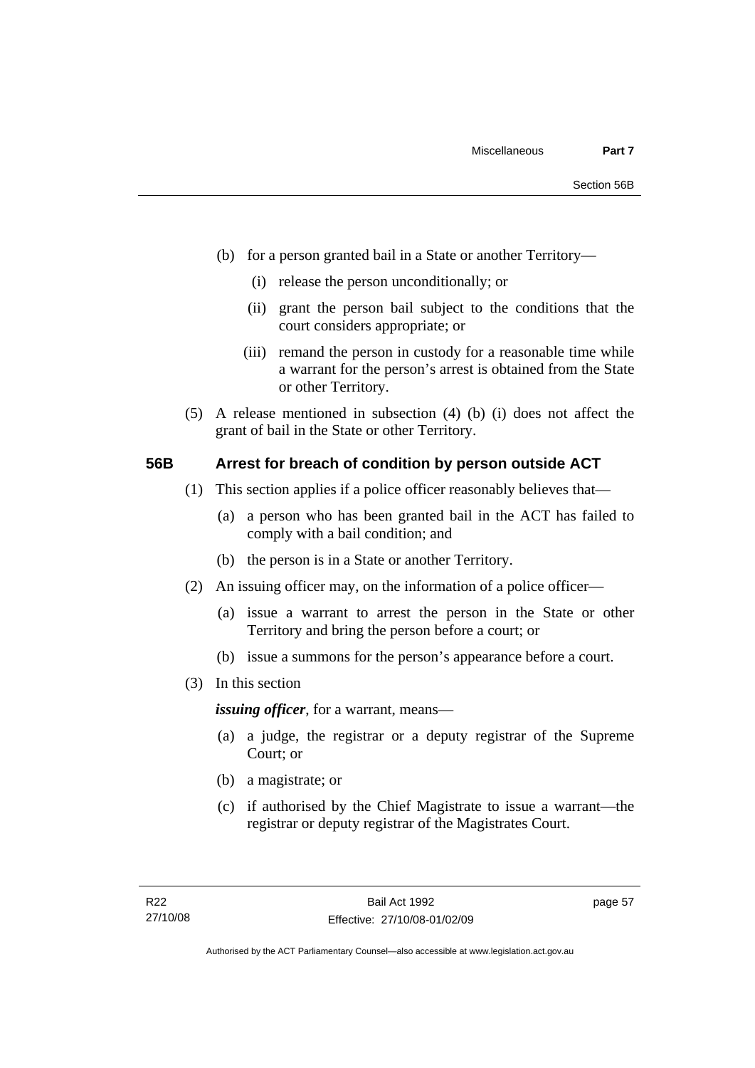(b) for a person granted bail in a State or another Territory—

  (i) release the person unconditionally; or

  (ii) grant the person bail subject to the conditions that the court considers appropriate; or

  (iii) remand the person in custody for a reasonable time while a warrant for the person's arrest is obtained from the State or other Territory.

(5) A release mentioned in subsection (4) (b) (i) does not affect the grant of bail in the State or other Territory.

## 56B Arrest for breach of condition by person outside ACT

(1) This section applies if a police officer reasonably believes that—

  (a) a person who has been granted bail in the ACT has failed to comply with a bail condition; and

  (b) the person is in a State or another Territory.

(2) An issuing officer may, on the information of a police officer—

  (a) issue a warrant to arrest the person in the State or other Territory and bring the person before a court; or

  (b) issue a summons for the person's appearance before a court.

(3) In this section

***issuing officer***, for a warrant, means—

  (a) a judge, the registrar or a deputy registrar of the Supreme Court; or

  (b) a magistrate; or

  (c) if authorised by the Chief Magistrate to issue a warrant—the registrar or deputy registrar of the Magistrates Court.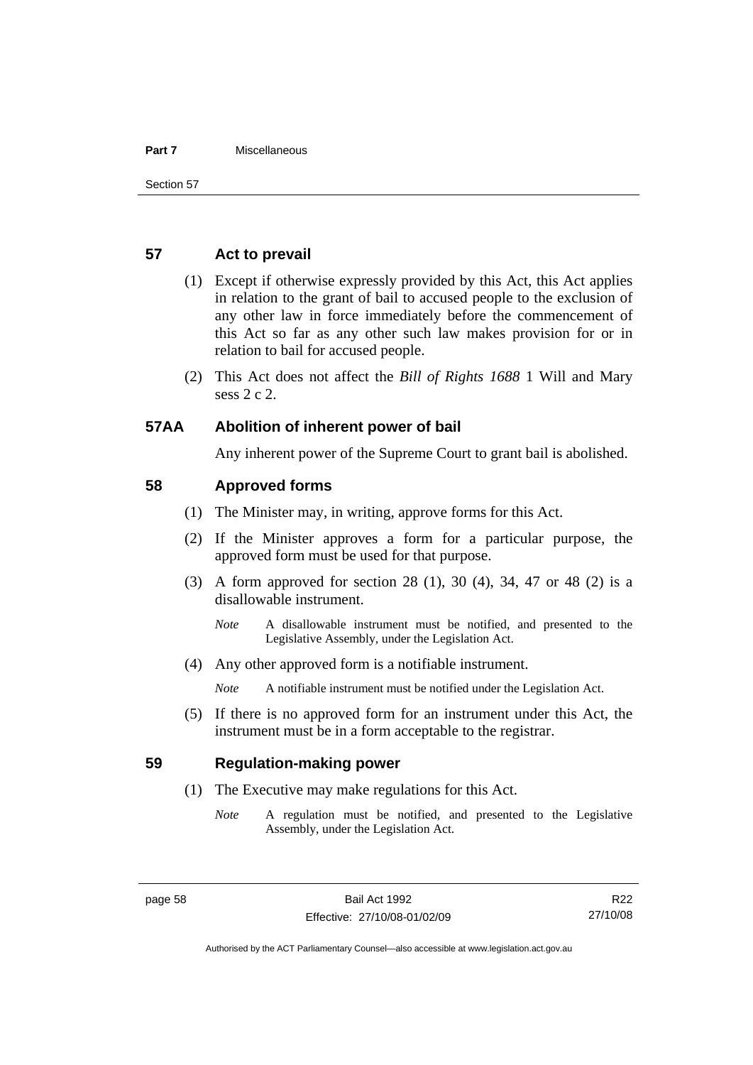## 57 Act to prevail

(1) Except if otherwise expressly provided by this Act, this Act applies in relation to the grant of bail to accused people to the exclusion of any other law in force immediately before the commencement of this Act so far as any other such law makes provision for or in relation to bail for accused people.

(2) This Act does not affect the *Bill of Rights 1688* 1 Will and Mary sess 2 c 2.

## 57AA Abolition of inherent power of bail

Any inherent power of the Supreme Court to grant bail is abolished.

## 58 Approved forms

(1) The Minister may, in writing, approve forms for this Act.

(2) If the Minister approves a form for a particular purpose, the approved form must be used for that purpose.

(3) A form approved for section 28 (1), 30 (4), 34, 47 or 48 (2) is a disallowable instrument.

*Note* A disallowable instrument must be notified, and presented to the Legislative Assembly, under the Legislation Act.

(4) Any other approved form is a notifiable instrument.

*Note* A notifiable instrument must be notified under the Legislation Act.

(5) If there is no approved form for an instrument under this Act, the instrument must be in a form acceptable to the registrar.

## 59 Regulation-making power

(1) The Executive may make regulations for this Act.

*Note* A regulation must be notified, and presented to the Legislative Assembly, under the Legislation Act.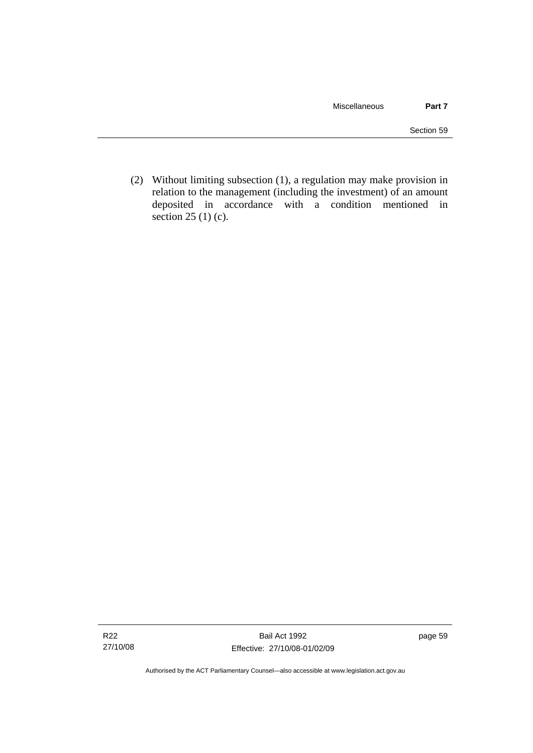(2) Without limiting subsection (1), a regulation may make provision in relation to the management (including the investment) of an amount deposited in accordance with a condition mentioned in section 25 (1) (c).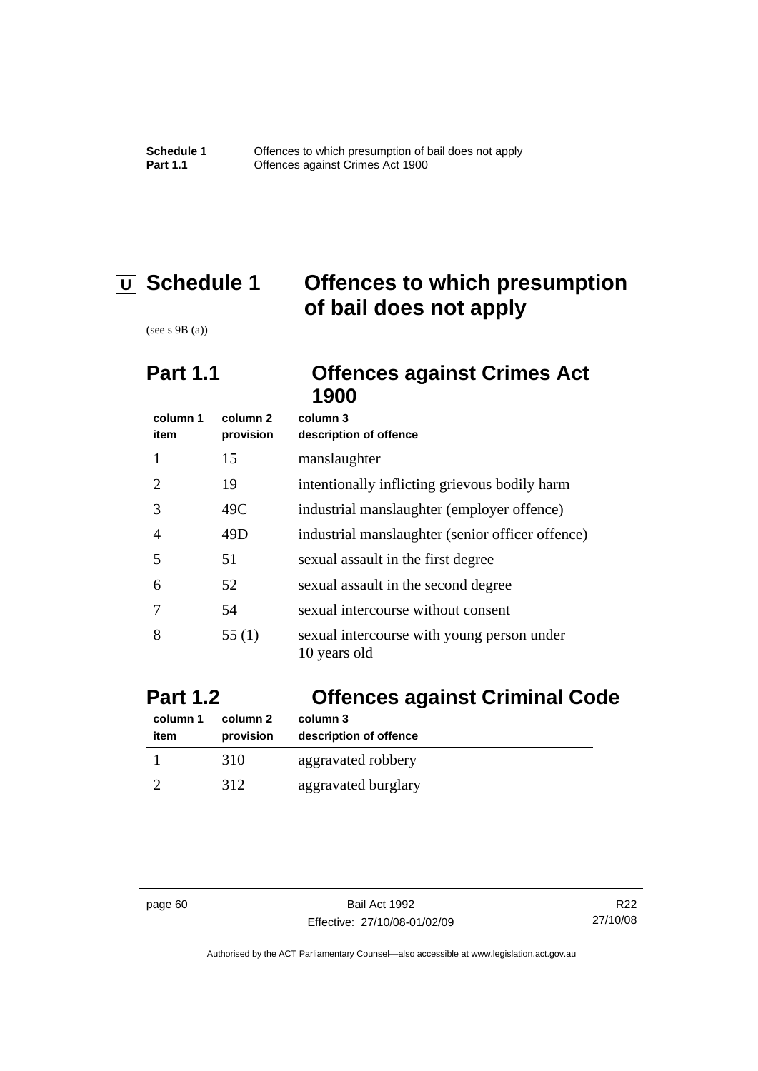# U Schedule 1 Offences to which presumption of bail does not apply

(see s 9B (a))

## Part 1.1 Offences against Crimes Act 1900

| column 1<br>item | column 2<br>provision | column 3<br>description of offence |
|---|---|---|
| 1 | 15 | manslaughter |
| 2 | 19 | intentionally inflicting grievous bodily harm |
| 3 | 49C | industrial manslaughter (employer offence) |
| 4 | 49D | industrial manslaughter (senior officer offence) |
| 5 | 51 | sexual assault in the first degree |
| 6 | 52 | sexual assault in the second degree |
| 7 | 54 | sexual intercourse without consent |
| 8 | 55 (1) | sexual intercourse with young person under 10 years old |

## Part 1.2 Offences against Criminal Code

| column 1<br>item | column 2<br>provision | column 3<br>description of offence |
|---|---|---|
| 1 | 310 | aggravated robbery |
| 2 | 312 | aggravated burglary |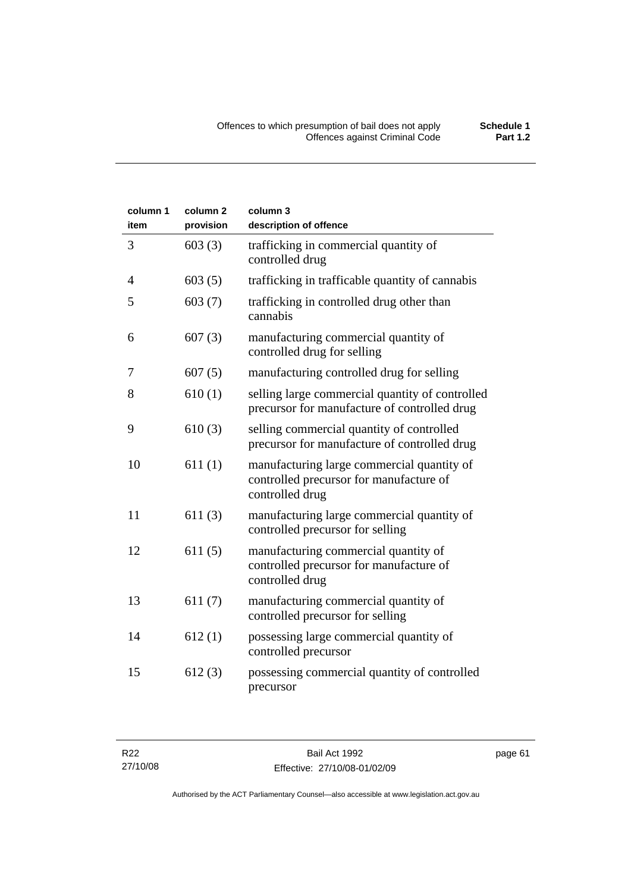| column 1 item | column 2 provision | column 3 description of offence |
|---|---|---|
| 3 | 603 (3) | trafficking in commercial quantity of controlled drug |
| 4 | 603 (5) | trafficking in trafficable quantity of cannabis |
| 5 | 603 (7) | trafficking in controlled drug other than cannabis |
| 6 | 607 (3) | manufacturing commercial quantity of controlled drug for selling |
| 7 | 607 (5) | manufacturing controlled drug for selling |
| 8 | 610 (1) | selling large commercial quantity of controlled precursor for manufacture of controlled drug |
| 9 | 610 (3) | selling commercial quantity of controlled precursor for manufacture of controlled drug |
| 10 | 611 (1) | manufacturing large commercial quantity of controlled precursor for manufacture of controlled drug |
| 11 | 611 (3) | manufacturing large commercial quantity of controlled precursor for selling |
| 12 | 611 (5) | manufacturing commercial quantity of controlled precursor for manufacture of controlled drug |
| 13 | 611 (7) | manufacturing commercial quantity of controlled precursor for selling |
| 14 | 612 (1) | possessing large commercial quantity of controlled precursor |
| 15 | 612 (3) | possessing commercial quantity of controlled precursor |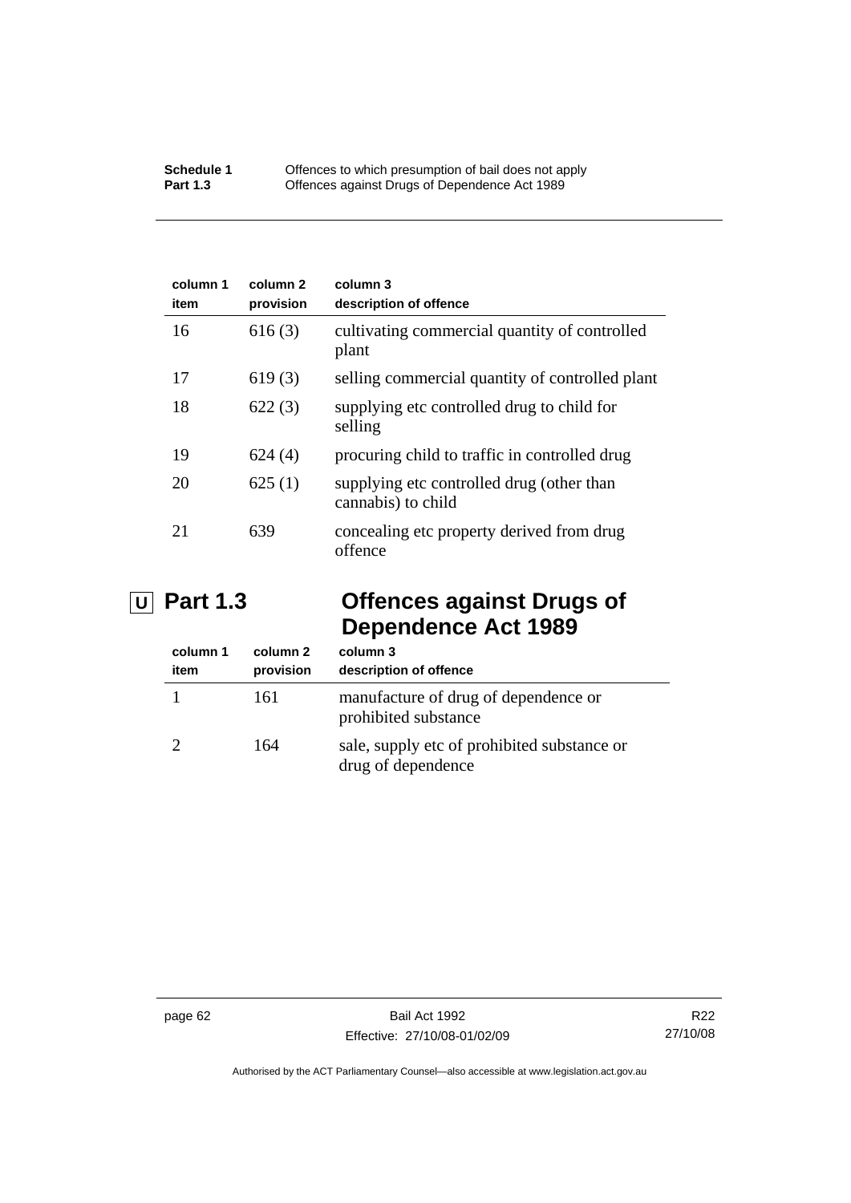| column 1 item | column 2 provision | column 3 description of offence |
|---|---|---|
| 16 | 616 (3) | cultivating commercial quantity of controlled plant |
| 17 | 619 (3) | selling commercial quantity of controlled plant |
| 18 | 622 (3) | supplying etc controlled drug to child for selling |
| 19 | 624 (4) | procuring child to traffic in controlled drug |
| 20 | 625 (1) | supplying etc controlled drug (other than cannabis) to child |
| 21 | 639 | concealing etc property derived from drug offence |

## U Part 1.3 Offences against Drugs of Dependence Act 1989

| column 1 item | column 2 provision | column 3 description of offence |
|---|---|---|
| 1 | 161 | manufacture of drug of dependence or prohibited substance |
| 2 | 164 | sale, supply etc of prohibited substance or drug of dependence |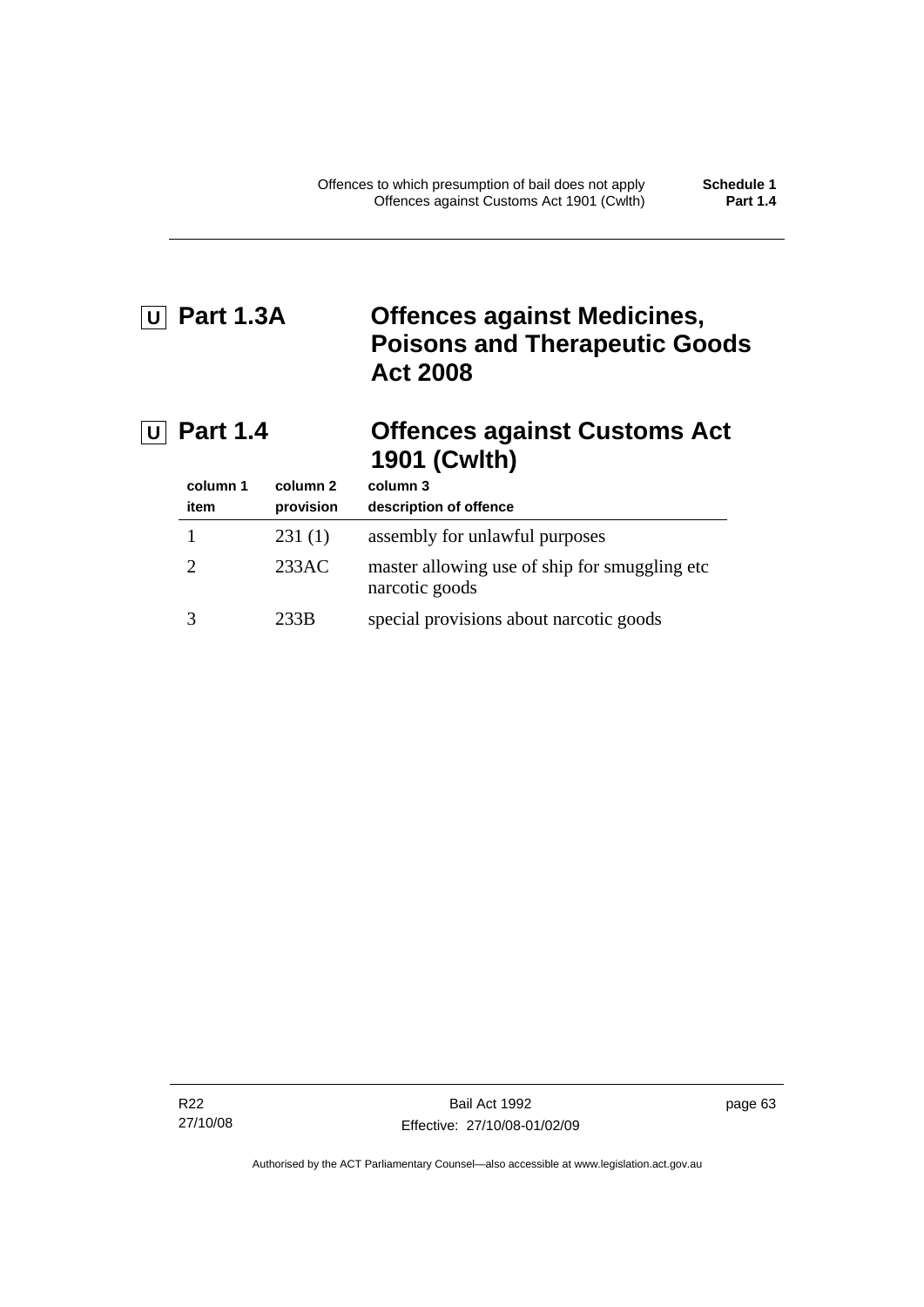## U Part 1.3A Offences against Medicines, Poisons and Therapeutic Goods Act 2008

## U Part 1.4 Offences against Customs Act 1901 (Cwlth)

| column 1<br>item | column 2<br>provision | column 3<br>description of offence |
|---|---|---|
| 1 | 231 (1) | assembly for unlawful purposes |
| 2 | 233AC | master allowing use of ship for smuggling etc narcotic goods |
| 3 | 233B | special provisions about narcotic goods |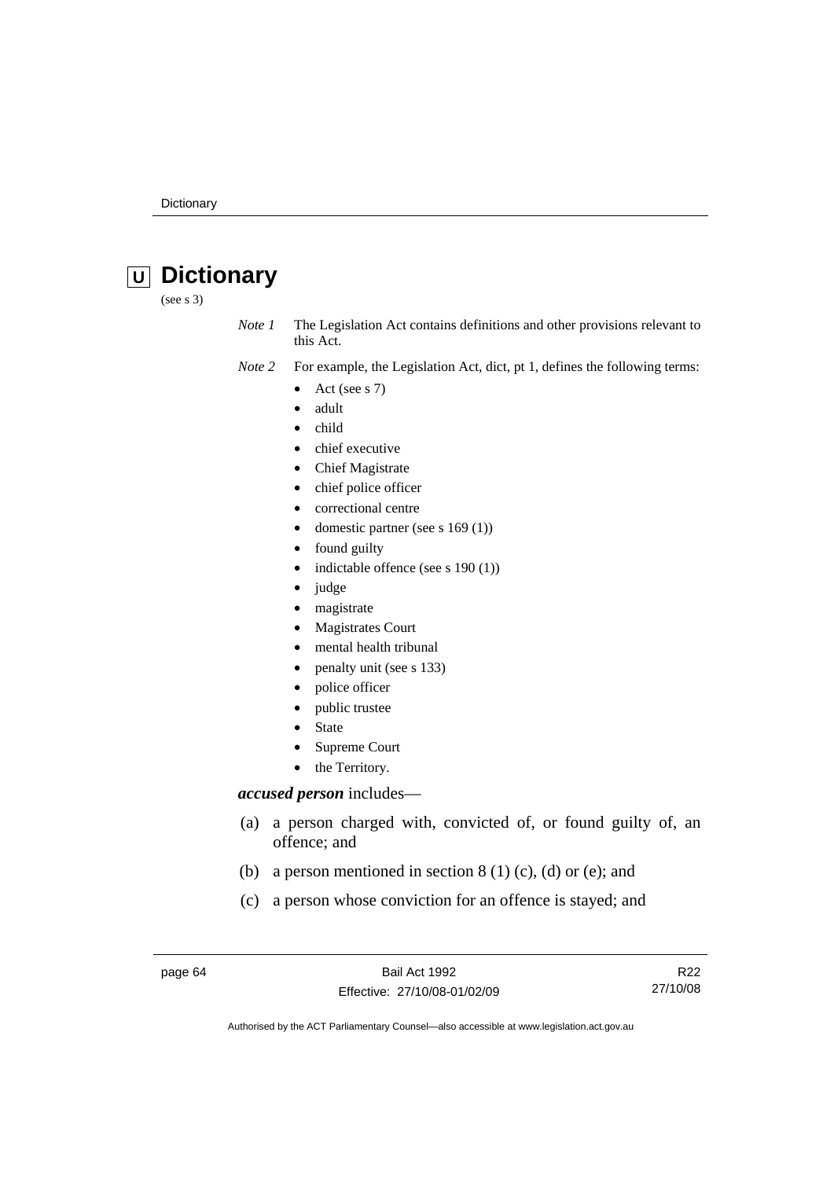# U Dictionary

(see s 3)

*Note 1* The Legislation Act contains definitions and other provisions relevant to this Act.

*Note 2* For example, the Legislation Act, dict, pt 1, defines the following terms:

- Act (see s 7)
- adult
- child
- chief executive
- Chief Magistrate
- chief police officer
- correctional centre
- domestic partner (see s 169 (1))
- found guilty
- indictable offence (see s 190 (1))
- judge
- magistrate
- Magistrates Court
- mental health tribunal
- penalty unit (see s 133)
- police officer
- public trustee
- State
- Supreme Court
- the Territory.

***accused person*** includes—

(a) a person charged with, convicted of, or found guilty of, an offence; and

(b) a person mentioned in section 8 (1) (c), (d) or (e); and

(c) a person whose conviction for an offence is stayed; and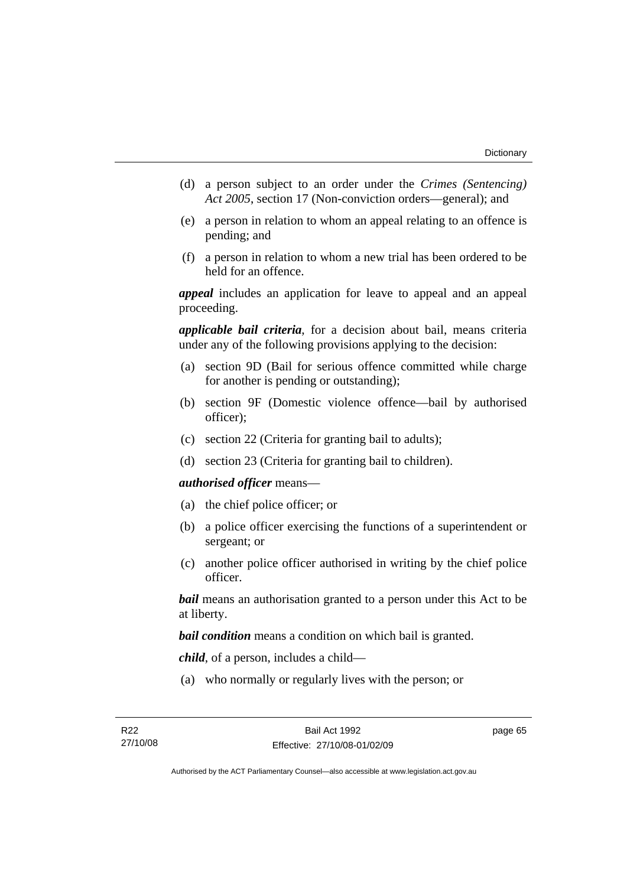(d) a person subject to an order under the *Crimes (Sentencing) Act 2005*, section 17 (Non-conviction orders—general); and

(e) a person in relation to whom an appeal relating to an offence is pending; and

(f) a person in relation to whom a new trial has been ordered to be held for an offence.

***appeal*** includes an application for leave to appeal and an appeal proceeding.

***applicable bail criteria***, for a decision about bail, means criteria under any of the following provisions applying to the decision:

(a) section 9D (Bail for serious offence committed while charge for another is pending or outstanding);

(b) section 9F (Domestic violence offence—bail by authorised officer);

(c) section 22 (Criteria for granting bail to adults);

(d) section 23 (Criteria for granting bail to children).

***authorised officer*** means—

(a) the chief police officer; or

(b) a police officer exercising the functions of a superintendent or sergeant; or

(c) another police officer authorised in writing by the chief police officer.

***bail*** means an authorisation granted to a person under this Act to be at liberty.

***bail condition*** means a condition on which bail is granted.

***child***, of a person, includes a child—

(a) who normally or regularly lives with the person; or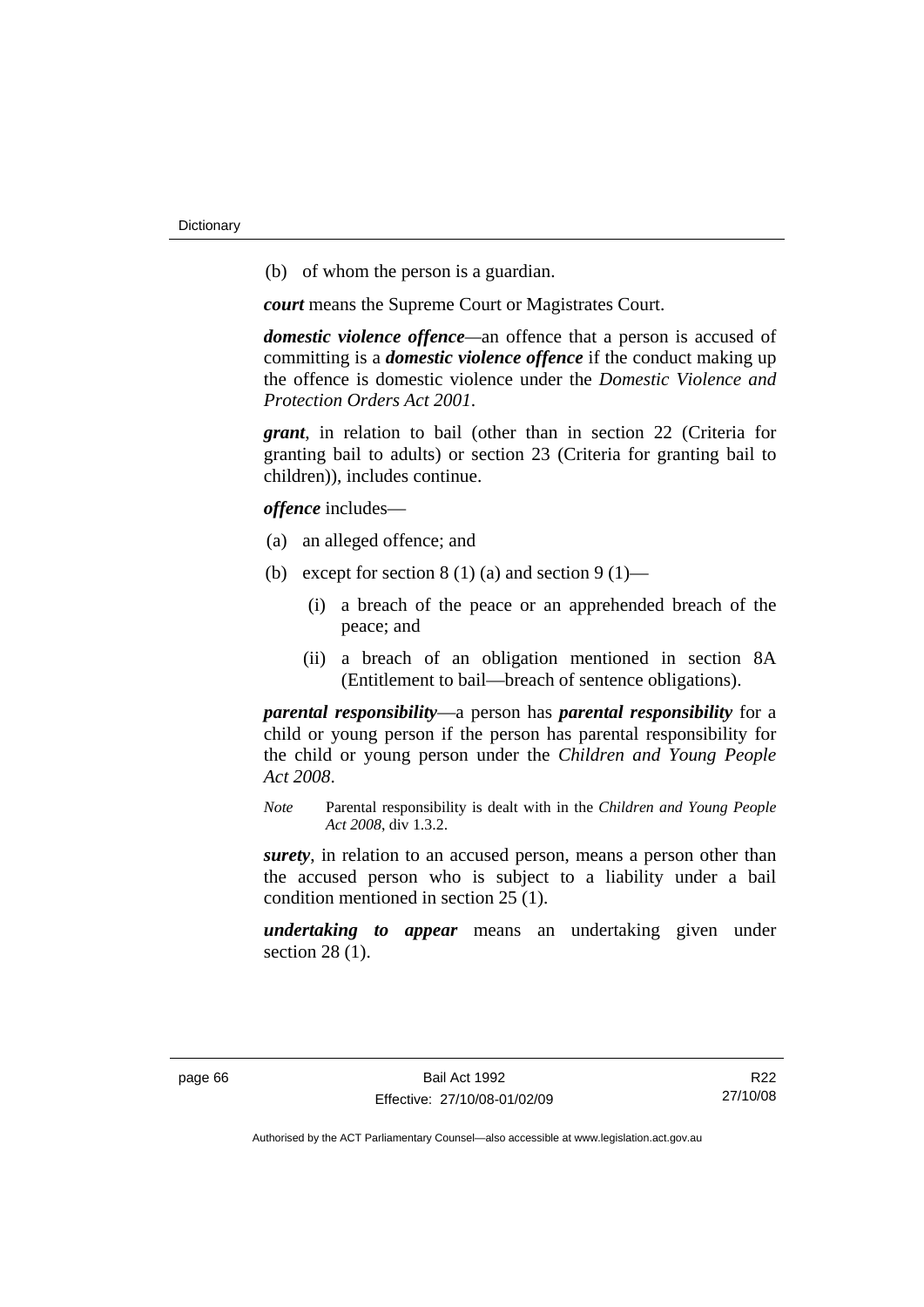(b) of whom the person is a guardian.

***court*** means the Supreme Court or Magistrates Court.

***domestic violence offence***—an offence that a person is accused of committing is a ***domestic violence offence*** if the conduct making up the offence is domestic violence under the *Domestic Violence and Protection Orders Act 2001*.

***grant***, in relation to bail (other than in section 22 (Criteria for granting bail to adults) or section 23 (Criteria for granting bail to children)), includes continue.

***offence*** includes—

(a) an alleged offence; and

(b) except for section 8 (1) (a) and section 9 (1)—

  (i) a breach of the peace or an apprehended breach of the peace; and

  (ii) a breach of an obligation mentioned in section 8A (Entitlement to bail—breach of sentence obligations).

***parental responsibility***—a person has ***parental responsibility*** for a child or young person if the person has parental responsibility for the child or young person under the *Children and Young People Act 2008*.

*Note* Parental responsibility is dealt with in the *Children and Young People Act 2008*, div 1.3.2.

***surety***, in relation to an accused person, means a person other than the accused person who is subject to a liability under a bail condition mentioned in section 25 (1).

***undertaking to appear*** means an undertaking given under section 28 (1).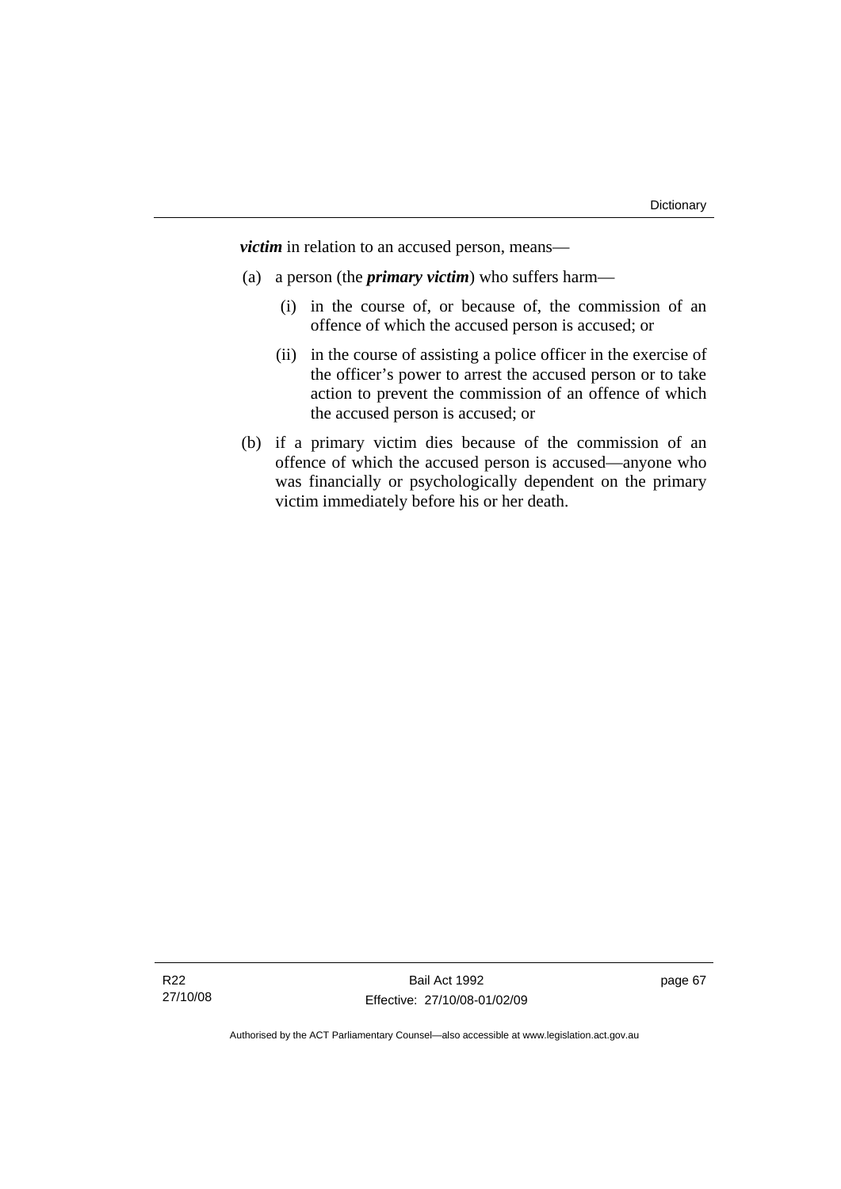***victim*** in relation to an accused person, means—

(a) a person (the ***primary victim***) who suffers harm—

  (i) in the course of, or because of, the commission of an offence of which the accused person is accused; or

  (ii) in the course of assisting a police officer in the exercise of the officer's power to arrest the accused person or to take action to prevent the commission of an offence of which the accused person is accused; or

(b) if a primary victim dies because of the commission of an offence of which the accused person is accused—anyone who was financially or psychologically dependent on the primary victim immediately before his or her death.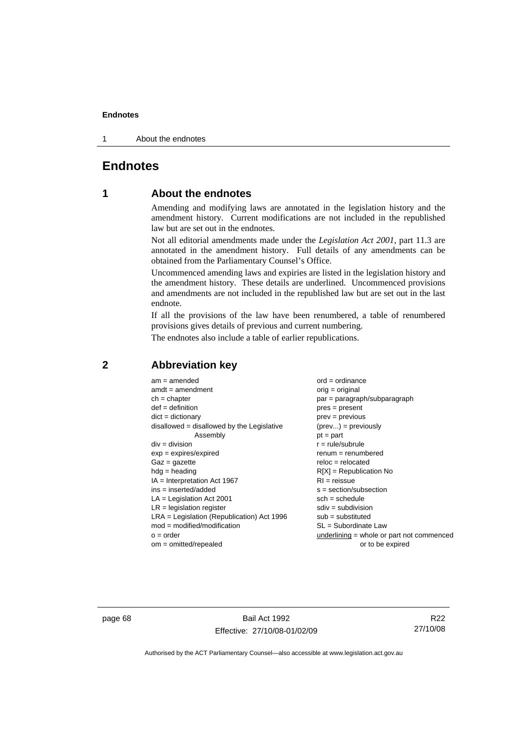# Endnotes

## 1 About the endnotes

Amending and modifying laws are annotated in the legislation history and the amendment history. Current modifications are not included in the republished law but are set out in the endnotes.

Not all editorial amendments made under the *Legislation Act 2001*, part 11.3 are annotated in the amendment history. Full details of any amendments can be obtained from the Parliamentary Counsel's Office.

Uncommenced amending laws and expiries are listed in the legislation history and the amendment history. These details are underlined. Uncommenced provisions and amendments are not included in the republished law but are set out in the last endnote.

If all the provisions of the law have been renumbered, a table of renumbered provisions gives details of previous and current numbering.

The endnotes also include a table of earlier republications.

## 2 Abbreviation key

am = amended
amdt = amendment
ch = chapter
def = definition
dict = dictionary
disallowed = disallowed by the Legislative Assembly
div = division
exp = expires/expired
Gaz = gazette
hdg = heading
IA = Interpretation Act 1967
ins = inserted/added
LA = Legislation Act 2001
LR = legislation register
LRA = Legislation (Republication) Act 1996
mod = modified/modification
o = order
om = omitted/repealed
ord = ordinance
orig = original
par = paragraph/subparagraph
pres = present
prev = previous
(prev...) = previously
pt = part
r = rule/subrule
renum = renumbered
reloc = relocated
R[X] = Republication No
RI = reissue
s = section/subsection
sch = schedule
sdiv = subdivision
sub = substituted
SL = Subordinate Law
underlining = whole or part not commenced or to be expired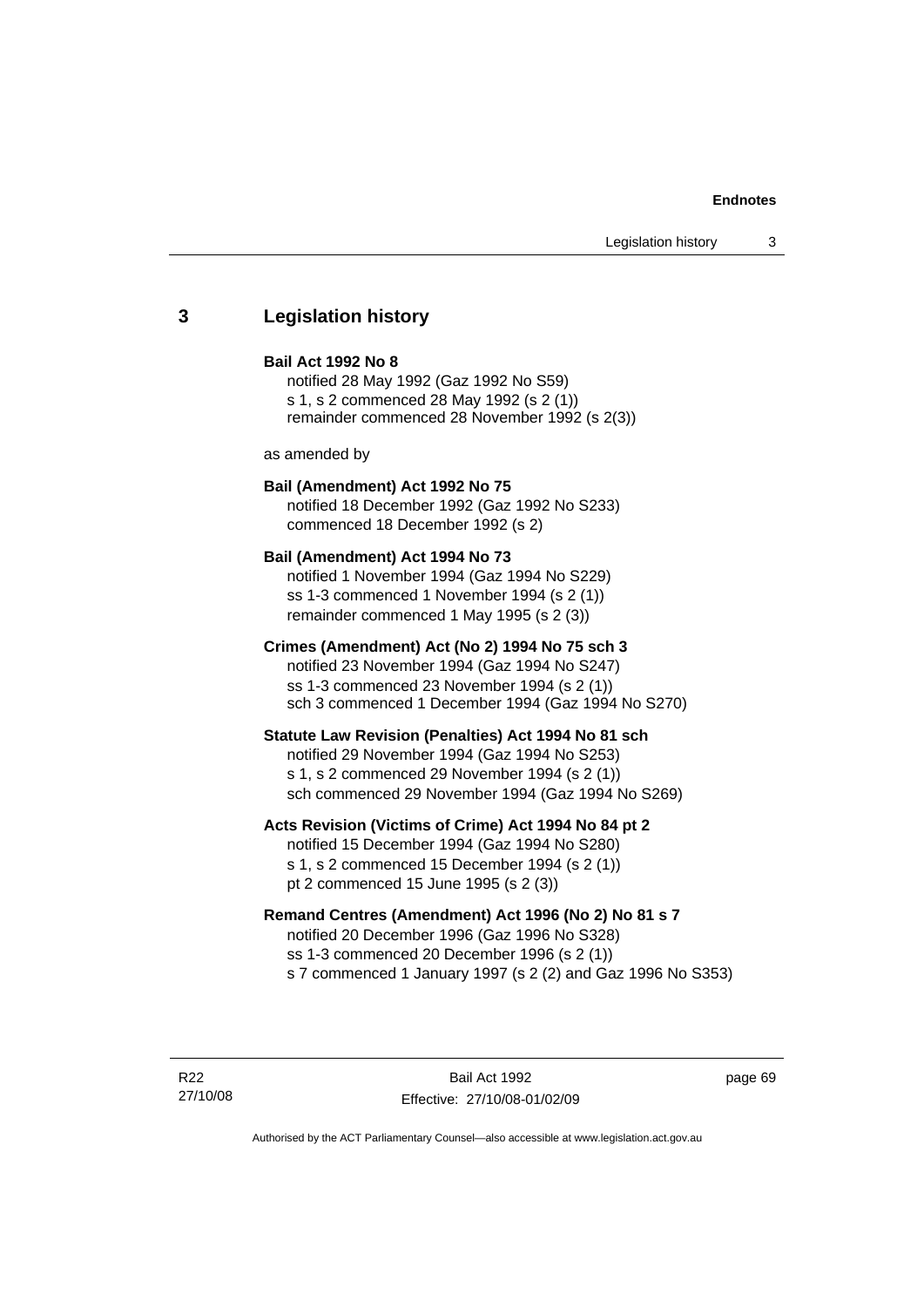## 3 Legislation history

**Bail Act 1992 No 8**

notified 28 May 1992 (Gaz 1992 No S59)
s 1, s 2 commenced 28 May 1992 (s 2 (1))
remainder commenced 28 November 1992 (s 2(3))

as amended by

**Bail (Amendment) Act 1992 No 75**

notified 18 December 1992 (Gaz 1992 No S233)
commenced 18 December 1992 (s 2)

**Bail (Amendment) Act 1994 No 73**

notified 1 November 1994 (Gaz 1994 No S229)
ss 1-3 commenced 1 November 1994 (s 2 (1))
remainder commenced 1 May 1995 (s 2 (3))

**Crimes (Amendment) Act (No 2) 1994 No 75 sch 3**

notified 23 November 1994 (Gaz 1994 No S247)
ss 1-3 commenced 23 November 1994 (s 2 (1))
sch 3 commenced 1 December 1994 (Gaz 1994 No S270)

**Statute Law Revision (Penalties) Act 1994 No 81 sch**

notified 29 November 1994 (Gaz 1994 No S253)
s 1, s 2 commenced 29 November 1994 (s 2 (1))
sch commenced 29 November 1994 (Gaz 1994 No S269)

**Acts Revision (Victims of Crime) Act 1994 No 84 pt 2**

notified 15 December 1994 (Gaz 1994 No S280)
s 1, s 2 commenced 15 December 1994 (s 2 (1))
pt 2 commenced 15 June 1995 (s 2 (3))

**Remand Centres (Amendment) Act 1996 (No 2) No 81 s 7**

notified 20 December 1996 (Gaz 1996 No S328)
ss 1-3 commenced 20 December 1996 (s 2 (1))
s 7 commenced 1 January 1997 (s 2 (2) and Gaz 1996 No S353)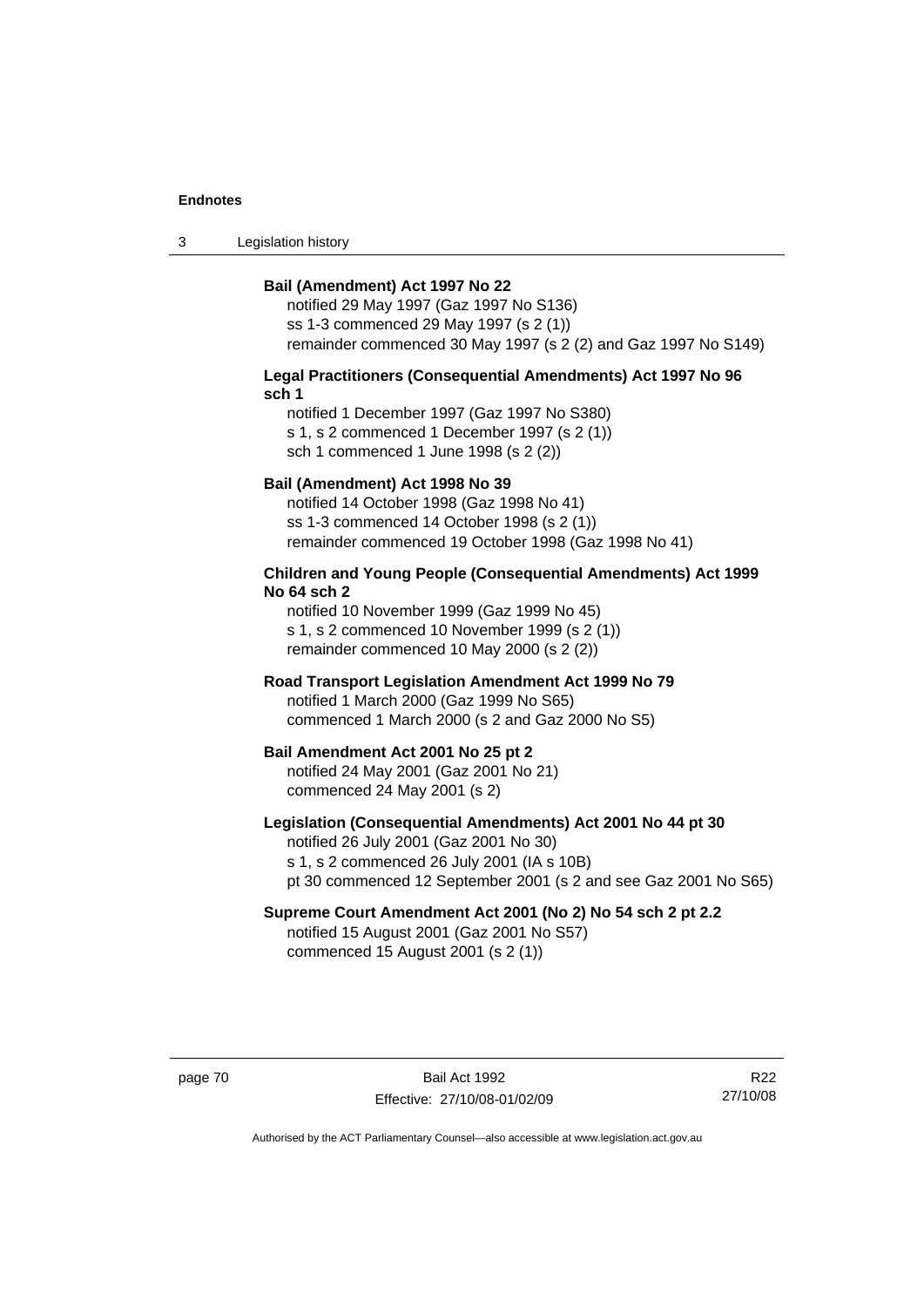**Bail (Amendment) Act 1997 No 22**

notified 29 May 1997 (Gaz 1997 No S136)
ss 1-3 commenced 29 May 1997 (s 2 (1))
remainder commenced 30 May 1997 (s 2 (2) and Gaz 1997 No S149)

**Legal Practitioners (Consequential Amendments) Act 1997 No 96 sch 1**

notified 1 December 1997 (Gaz 1997 No S380)
s 1, s 2 commenced 1 December 1997 (s 2 (1))
sch 1 commenced 1 June 1998 (s 2 (2))

**Bail (Amendment) Act 1998 No 39**

notified 14 October 1998 (Gaz 1998 No 41)
ss 1-3 commenced 14 October 1998 (s 2 (1))
remainder commenced 19 October 1998 (Gaz 1998 No 41)

**Children and Young People (Consequential Amendments) Act 1999 No 64 sch 2**

notified 10 November 1999 (Gaz 1999 No 45)
s 1, s 2 commenced 10 November 1999 (s 2 (1))
remainder commenced 10 May 2000 (s 2 (2))

**Road Transport Legislation Amendment Act 1999 No 79**

notified 1 March 2000 (Gaz 1999 No S65)
commenced 1 March 2000 (s 2 and Gaz 2000 No S5)

**Bail Amendment Act 2001 No 25 pt 2**

notified 24 May 2001 (Gaz 2001 No 21)
commenced 24 May 2001 (s 2)

**Legislation (Consequential Amendments) Act 2001 No 44 pt 30**

notified 26 July 2001 (Gaz 2001 No 30)
s 1, s 2 commenced 26 July 2001 (IA s 10B)
pt 30 commenced 12 September 2001 (s 2 and see Gaz 2001 No S65)

**Supreme Court Amendment Act 2001 (No 2) No 54 sch 2 pt 2.2**

notified 15 August 2001 (Gaz 2001 No S57)
commenced 15 August 2001 (s 2 (1))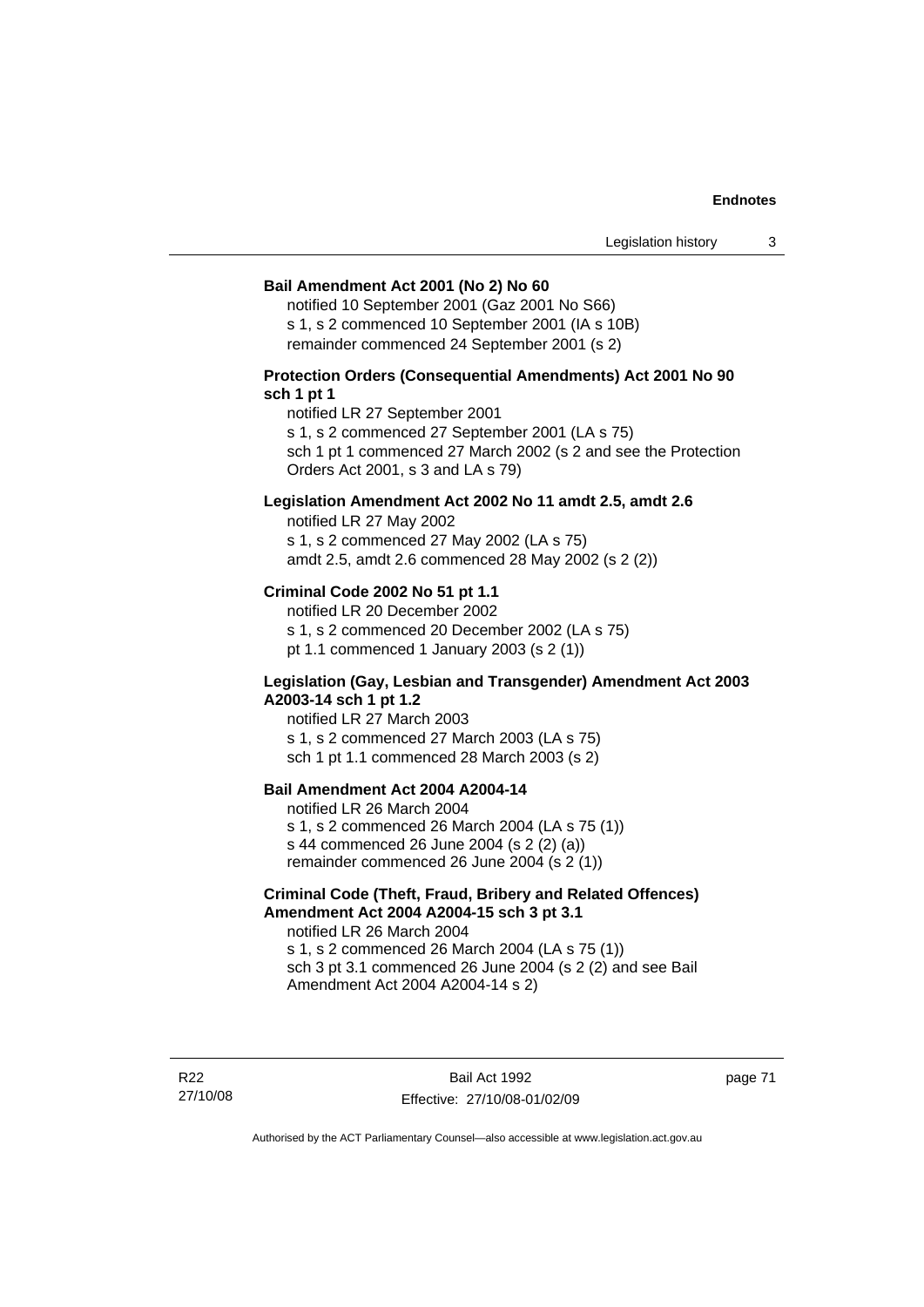**Bail Amendment Act 2001 (No 2) No 60**

notified 10 September 2001 (Gaz 2001 No S66)
s 1, s 2 commenced 10 September 2001 (IA s 10B)
remainder commenced 24 September 2001 (s 2)

**Protection Orders (Consequential Amendments) Act 2001 No 90 sch 1 pt 1**

notified LR 27 September 2001
s 1, s 2 commenced 27 September 2001 (LA s 75)
sch 1 pt 1 commenced 27 March 2002 (s 2 and see the Protection Orders Act 2001, s 3 and LA s 79)

**Legislation Amendment Act 2002 No 11 amdt 2.5, amdt 2.6**

notified LR 27 May 2002
s 1, s 2 commenced 27 May 2002 (LA s 75)
amdt 2.5, amdt 2.6 commenced 28 May 2002 (s 2 (2))

**Criminal Code 2002 No 51 pt 1.1**

notified LR 20 December 2002
s 1, s 2 commenced 20 December 2002 (LA s 75)
pt 1.1 commenced 1 January 2003 (s 2 (1))

**Legislation (Gay, Lesbian and Transgender) Amendment Act 2003 A2003-14 sch 1 pt 1.2**

notified LR 27 March 2003
s 1, s 2 commenced 27 March 2003 (LA s 75)
sch 1 pt 1.1 commenced 28 March 2003 (s 2)

**Bail Amendment Act 2004 A2004-14**

notified LR 26 March 2004
s 1, s 2 commenced 26 March 2004 (LA s 75 (1))
s 44 commenced 26 June 2004 (s 2 (2) (a))
remainder commenced 26 June 2004 (s 2 (1))

**Criminal Code (Theft, Fraud, Bribery and Related Offences) Amendment Act 2004 A2004-15 sch 3 pt 3.1**

notified LR 26 March 2004
s 1, s 2 commenced 26 March 2004 (LA s 75 (1))
sch 3 pt 3.1 commenced 26 June 2004 (s 2 (2) and see Bail Amendment Act 2004 A2004-14 s 2)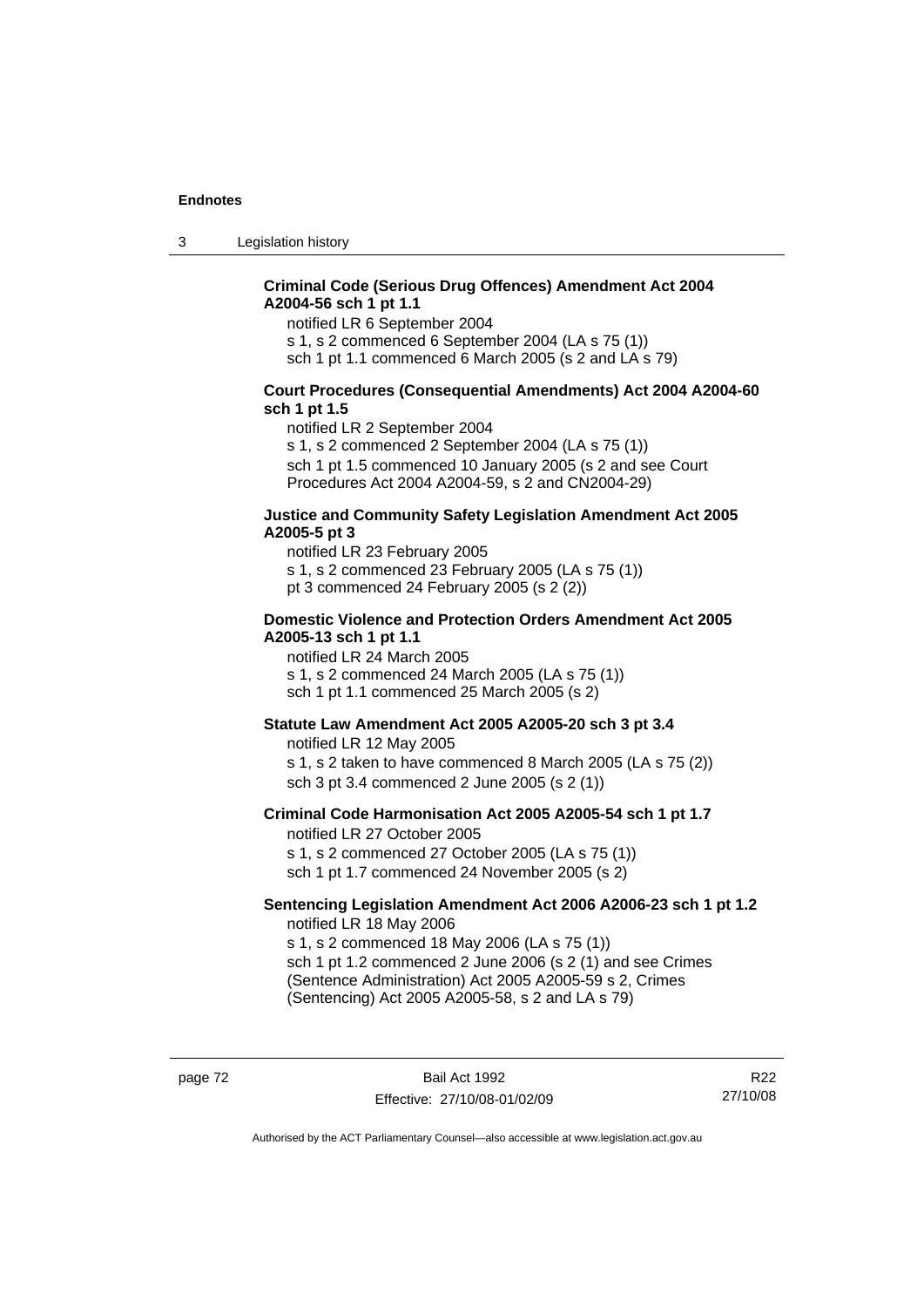**Criminal Code (Serious Drug Offences) Amendment Act 2004 A2004-56 sch 1 pt 1.1**

notified LR 6 September 2004
s 1, s 2 commenced 6 September 2004 (LA s 75 (1))
sch 1 pt 1.1 commenced 6 March 2005 (s 2 and LA s 79)

**Court Procedures (Consequential Amendments) Act 2004 A2004-60 sch 1 pt 1.5**

notified LR 2 September 2004
s 1, s 2 commenced 2 September 2004 (LA s 75 (1))
sch 1 pt 1.5 commenced 10 January 2005 (s 2 and see Court Procedures Act 2004 A2004-59, s 2 and CN2004-29)

**Justice and Community Safety Legislation Amendment Act 2005 A2005-5 pt 3**

notified LR 23 February 2005
s 1, s 2 commenced 23 February 2005 (LA s 75 (1))
pt 3 commenced 24 February 2005 (s 2 (2))

**Domestic Violence and Protection Orders Amendment Act 2005 A2005-13 sch 1 pt 1.1**

notified LR 24 March 2005
s 1, s 2 commenced 24 March 2005 (LA s 75 (1))
sch 1 pt 1.1 commenced 25 March 2005 (s 2)

**Statute Law Amendment Act 2005 A2005-20 sch 3 pt 3.4**

notified LR 12 May 2005
s 1, s 2 taken to have commenced 8 March 2005 (LA s 75 (2))
sch 3 pt 3.4 commenced 2 June 2005 (s 2 (1))

**Criminal Code Harmonisation Act 2005 A2005-54 sch 1 pt 1.7**

notified LR 27 October 2005
s 1, s 2 commenced 27 October 2005 (LA s 75 (1))
sch 1 pt 1.7 commenced 24 November 2005 (s 2)

**Sentencing Legislation Amendment Act 2006 A2006-23 sch 1 pt 1.2**

notified LR 18 May 2006
s 1, s 2 commenced 18 May 2006 (LA s 75 (1))
sch 1 pt 1.2 commenced 2 June 2006 (s 2 (1) and see Crimes (Sentence Administration) Act 2005 A2005-59 s 2, Crimes (Sentencing) Act 2005 A2005-58, s 2 and LA s 79)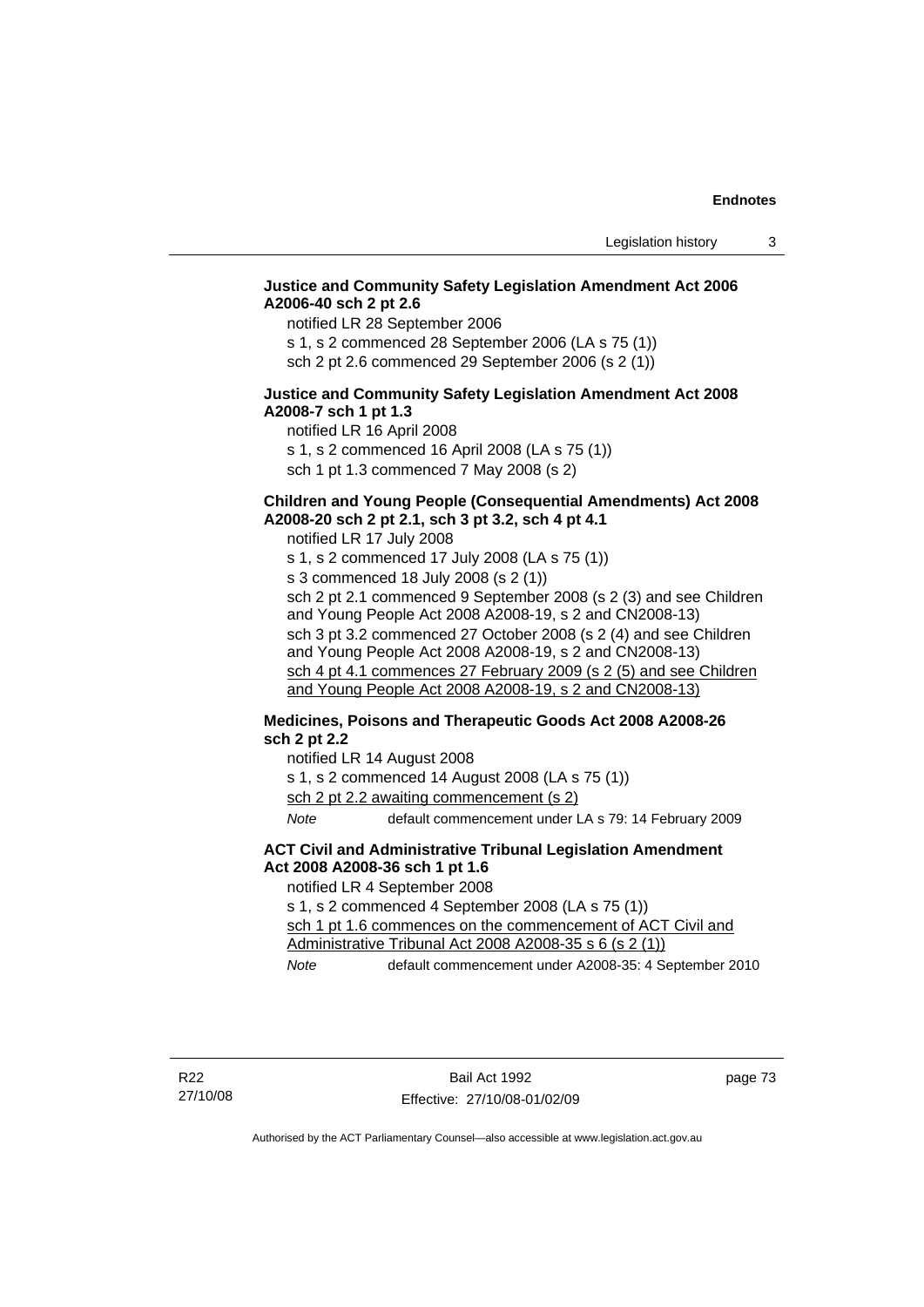**Justice and Community Safety Legislation Amendment Act 2006 A2006-40 sch 2 pt 2.6**

notified LR 28 September 2006

s 1, s 2 commenced 28 September 2006 (LA s 75 (1))

sch 2 pt 2.6 commenced 29 September 2006 (s 2 (1))

**Justice and Community Safety Legislation Amendment Act 2008 A2008-7 sch 1 pt 1.3**

notified LR 16 April 2008

s 1, s 2 commenced 16 April 2008 (LA s 75 (1))

sch 1 pt 1.3 commenced 7 May 2008 (s 2)

**Children and Young People (Consequential Amendments) Act 2008 A2008-20 sch 2 pt 2.1, sch 3 pt 3.2, sch 4 pt 4.1**

notified LR 17 July 2008

s 1, s 2 commenced 17 July 2008 (LA s 75 (1))

s 3 commenced 18 July 2008 (s 2 (1))

sch 2 pt 2.1 commenced 9 September 2008 (s 2 (3) and see Children and Young People Act 2008 A2008-19, s 2 and CN2008-13)

sch 3 pt 3.2 commenced 27 October 2008 (s 2 (4) and see Children and Young People Act 2008 A2008-19, s 2 and CN2008-13)

<u>sch 4 pt 4.1 commences 27 February 2009 (s 2 (5) and see Children and Young People Act 2008 A2008-19, s 2 and CN2008-13)</u>

**Medicines, Poisons and Therapeutic Goods Act 2008 A2008-26 sch 2 pt 2.2**

notified LR 14 August 2008

s 1, s 2 commenced 14 August 2008 (LA s 75 (1))

<u>sch 2 pt 2.2 awaiting commencement (s 2)</u>

*Note* default commencement under LA s 79: 14 February 2009

**ACT Civil and Administrative Tribunal Legislation Amendment Act 2008 A2008-36 sch 1 pt 1.6**

notified LR 4 September 2008

s 1, s 2 commenced 4 September 2008 (LA s 75 (1))

<u>sch 1 pt 1.6 commences on the commencement of ACT Civil and Administrative Tribunal Act 2008 A2008-35 s 6 (s 2 (1))</u>

*Note* default commencement under A2008-35: 4 September 2010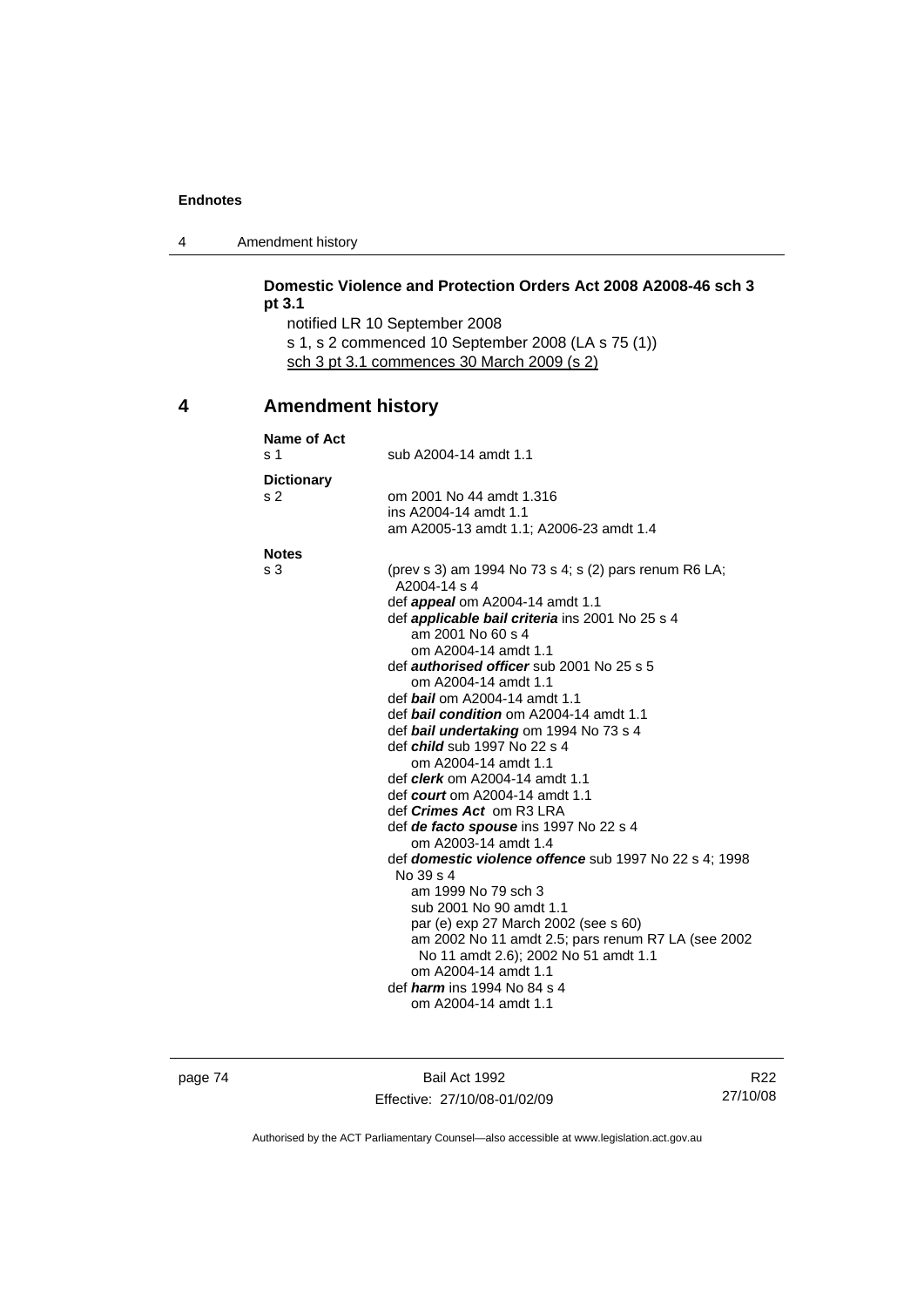**Domestic Violence and Protection Orders Act 2008 A2008-46 sch 3 pt 3.1**

notified LR 10 September 2008

s 1, s 2 commenced 10 September 2008 (LA s 75 (1))

<u>sch 3 pt 3.1 commences 30 March 2009 (s 2)</u>

## 4 Amendment history

**Name of Act**

s 1 sub A2004-14 amdt 1.1

**Dictionary**

s 2 om 2001 No 44 amdt 1.316
ins A2004-14 amdt 1.1
am A2005-13 amdt 1.1; A2006-23 amdt 1.4

**Notes**

s 3 (prev s 3) am 1994 No 73 s 4; s (2) pars renum R6 LA; A2004-14 s 4
def ***appeal*** om A2004-14 amdt 1.1
def ***applicable bail criteria*** ins 2001 No 25 s 4
  am 2001 No 60 s 4
  om A2004-14 amdt 1.1
def ***authorised officer*** sub 2001 No 25 s 5
  om A2004-14 amdt 1.1
def ***bail*** om A2004-14 amdt 1.1
def ***bail condition*** om A2004-14 amdt 1.1
def ***bail undertaking*** om 1994 No 73 s 4
def ***child*** sub 1997 No 22 s 4
  om A2004-14 amdt 1.1
def ***clerk*** om A2004-14 amdt 1.1
def ***court*** om A2004-14 amdt 1.1
def ***Crimes Act*** om R3 LRA
def ***de facto spouse*** ins 1997 No 22 s 4
  om A2003-14 amdt 1.4
def ***domestic violence offence*** sub 1997 No 22 s 4; 1998 No 39 s 4
  am 1999 No 79 sch 3
  sub 2001 No 90 amdt 1.1
  par (e) exp 27 March 2002 (see s 60)
  am 2002 No 11 amdt 2.5; pars renum R7 LA (see 2002 No 11 amdt 2.6); 2002 No 51 amdt 1.1
  om A2004-14 amdt 1.1
def ***harm*** ins 1994 No 84 s 4
  om A2004-14 amdt 1.1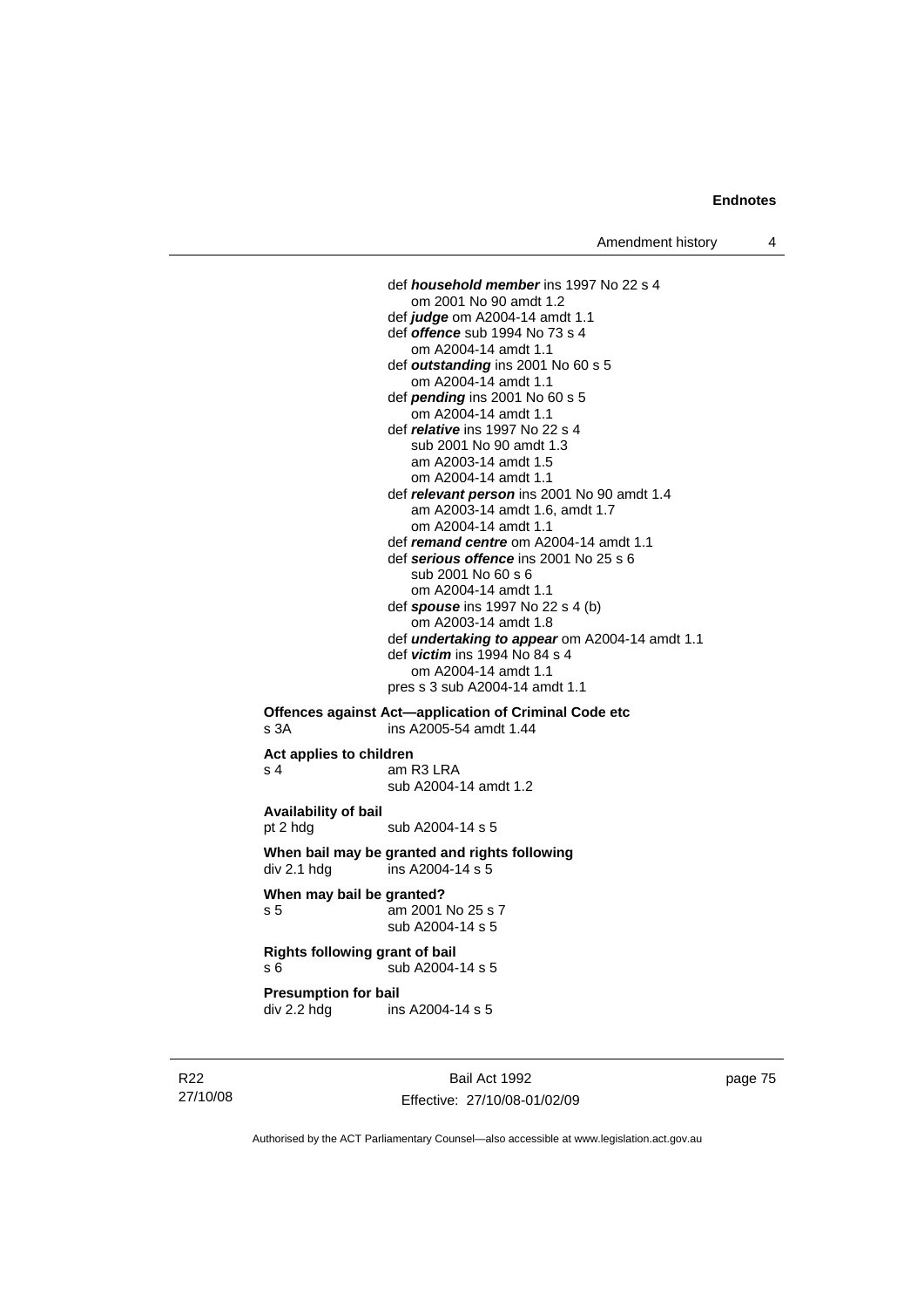def ***household member*** ins 1997 No 22 s 4
om 2001 No 90 amdt 1.2
def ***judge*** om A2004-14 amdt 1.1
def ***offence*** sub 1994 No 73 s 4
om A2004-14 amdt 1.1
def ***outstanding*** ins 2001 No 60 s 5
om A2004-14 amdt 1.1
def ***pending*** ins 2001 No 60 s 5
om A2004-14 amdt 1.1
def ***relative*** ins 1997 No 22 s 4
sub 2001 No 90 amdt 1.3
am A2003-14 amdt 1.5
om A2004-14 amdt 1.1
def ***relevant person*** ins 2001 No 90 amdt 1.4
am A2003-14 amdt 1.6, amdt 1.7
om A2004-14 amdt 1.1
def ***remand centre*** om A2004-14 amdt 1.1
def ***serious offence*** ins 2001 No 25 s 6
sub 2001 No 60 s 6
om A2004-14 amdt 1.1
def ***spouse*** ins 1997 No 22 s 4 (b)
om A2003-14 amdt 1.8
def ***undertaking to appear*** om A2004-14 amdt 1.1
def ***victim*** ins 1994 No 84 s 4
om A2004-14 amdt 1.1
pres s 3 sub A2004-14 amdt 1.1

**Offences against Act—application of Criminal Code etc**
s 3A ins A2005-54 amdt 1.44

**Act applies to children**
s 4 am R3 LRA
sub A2004-14 amdt 1.2

**Availability of bail**
pt 2 hdg sub A2004-14 s 5

**When bail may be granted and rights following**
div 2.1 hdg ins A2004-14 s 5

**When may bail be granted?**
s 5 am 2001 No 25 s 7
sub A2004-14 s 5

**Rights following grant of bail**
s 6 sub A2004-14 s 5

**Presumption for bail**
div 2.2 hdg ins A2004-14 s 5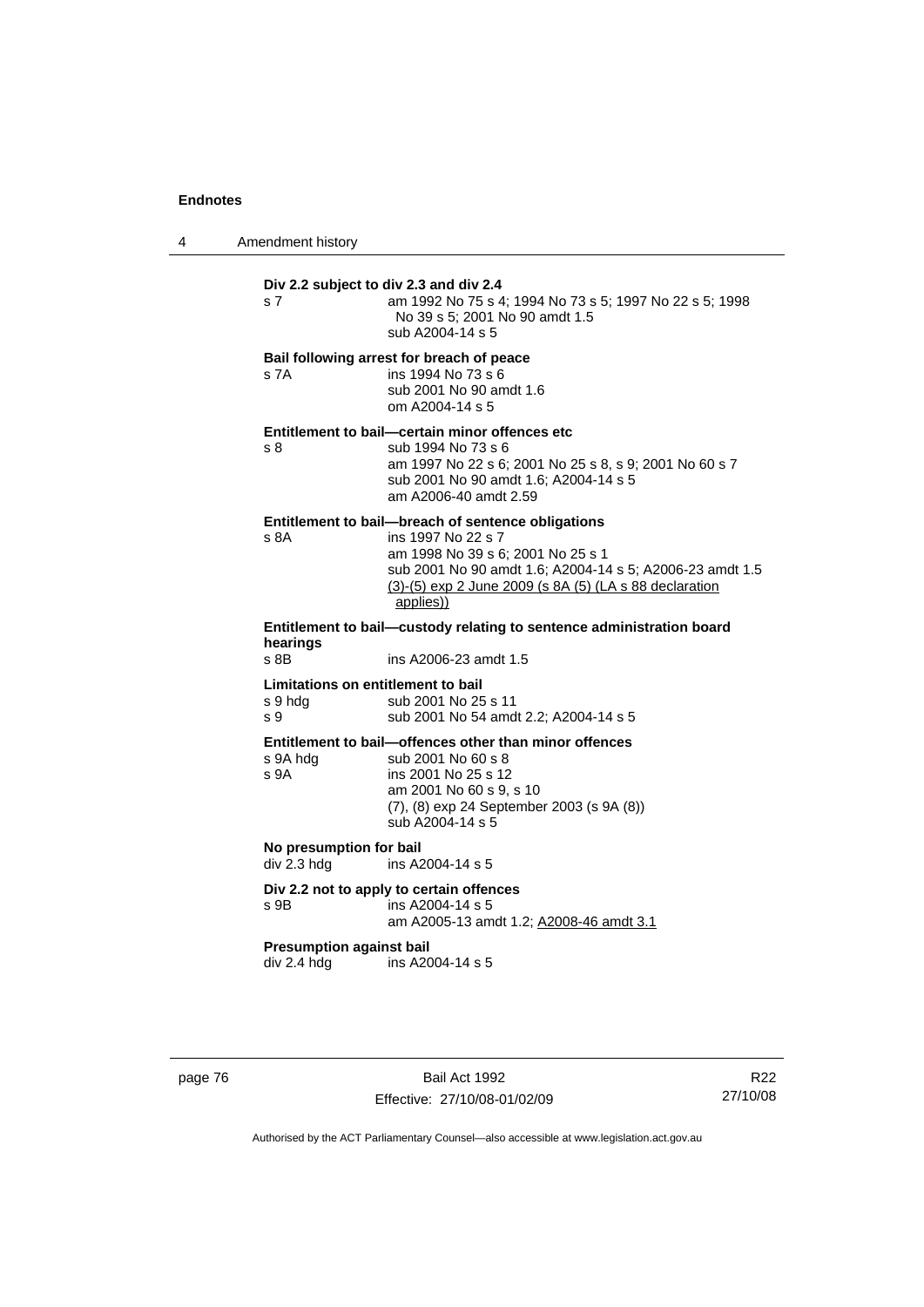**Div 2.2 subject to div 2.3 and div 2.4**

s 7 — am 1992 No 75 s 4; 1994 No 73 s 5; 1997 No 22 s 5; 1998 No 39 s 5; 2001 No 90 amdt 1.5
sub A2004-14 s 5

**Bail following arrest for breach of peace**

s 7A — ins 1994 No 73 s 6
sub 2001 No 90 amdt 1.6
om A2004-14 s 5

**Entitlement to bail—certain minor offences etc**

s 8 — sub 1994 No 73 s 6
am 1997 No 22 s 6; 2001 No 25 s 8, s 9; 2001 No 60 s 7
sub 2001 No 90 amdt 1.6; A2004-14 s 5
am A2006-40 amdt 2.59

**Entitlement to bail—breach of sentence obligations**

s 8A — ins 1997 No 22 s 7
am 1998 No 39 s 6; 2001 No 25 s 1
sub 2001 No 90 amdt 1.6; A2004-14 s 5; A2006-23 amdt 1.5
(3)-(5) exp 2 June 2009 (s 8A (5) (LA s 88 declaration applies))

**Entitlement to bail—custody relating to sentence administration board hearings**

s 8B — ins A2006-23 amdt 1.5

**Limitations on entitlement to bail**

s 9 hdg — sub 2001 No 25 s 11
s 9 — sub 2001 No 54 amdt 2.2; A2004-14 s 5

**Entitlement to bail—offences other than minor offences**

s 9A hdg — sub 2001 No 60 s 8
s 9A — ins 2001 No 25 s 12
am 2001 No 60 s 9, s 10
(7), (8) exp 24 September 2003 (s 9A (8))
sub A2004-14 s 5

**No presumption for bail**

div 2.3 hdg — ins A2004-14 s 5

**Div 2.2 not to apply to certain offences**

s 9B — ins A2004-14 s 5
am A2005-13 amdt 1.2; A2008-46 amdt 3.1

**Presumption against bail**

div 2.4 hdg — ins A2004-14 s 5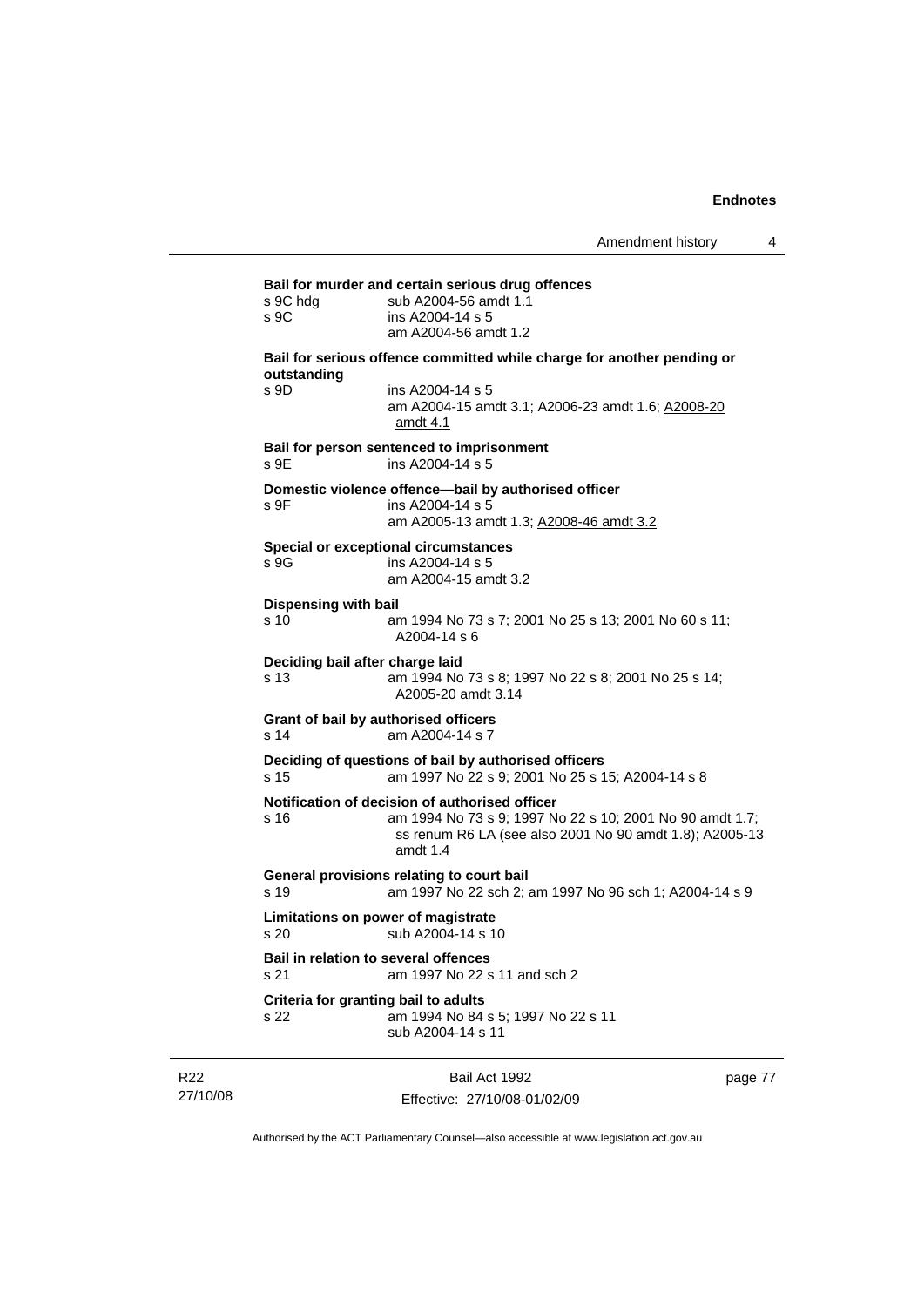**Bail for murder and certain serious drug offences**

s 9C hdg sub A2004-56 amdt 1.1

s 9C ins A2004-14 s 5
am A2004-56 amdt 1.2

**Bail for serious offence committed while charge for another pending or outstanding**

s 9D ins A2004-14 s 5
am A2004-15 amdt 3.1; A2006-23 amdt 1.6; A2008-20 amdt 4.1

**Bail for person sentenced to imprisonment**

s 9E ins A2004-14 s 5

**Domestic violence offence—bail by authorised officer**

s 9F ins A2004-14 s 5
am A2005-13 amdt 1.3; A2008-46 amdt 3.2

**Special or exceptional circumstances**

s 9G ins A2004-14 s 5
am A2004-15 amdt 3.2

**Dispensing with bail**

s 10 am 1994 No 73 s 7; 2001 No 25 s 13; 2001 No 60 s 11; A2004-14 s 6

**Deciding bail after charge laid**

s 13 am 1994 No 73 s 8; 1997 No 22 s 8; 2001 No 25 s 14; A2005-20 amdt 3.14

**Grant of bail by authorised officers**

s 14 am A2004-14 s 7

**Deciding of questions of bail by authorised officers**

s 15 am 1997 No 22 s 9; 2001 No 25 s 15; A2004-14 s 8

**Notification of decision of authorised officer**

s 16 am 1994 No 73 s 9; 1997 No 22 s 10; 2001 No 90 amdt 1.7; ss renum R6 LA (see also 2001 No 90 amdt 1.8); A2005-13 amdt 1.4

**General provisions relating to court bail**

s 19 am 1997 No 22 sch 2; am 1997 No 96 sch 1; A2004-14 s 9

**Limitations on power of magistrate**

s 20 sub A2004-14 s 10

**Bail in relation to several offences**

s 21 am 1997 No 22 s 11 and sch 2

**Criteria for granting bail to adults**

s 22 am 1994 No 84 s 5; 1997 No 22 s 11
sub A2004-14 s 11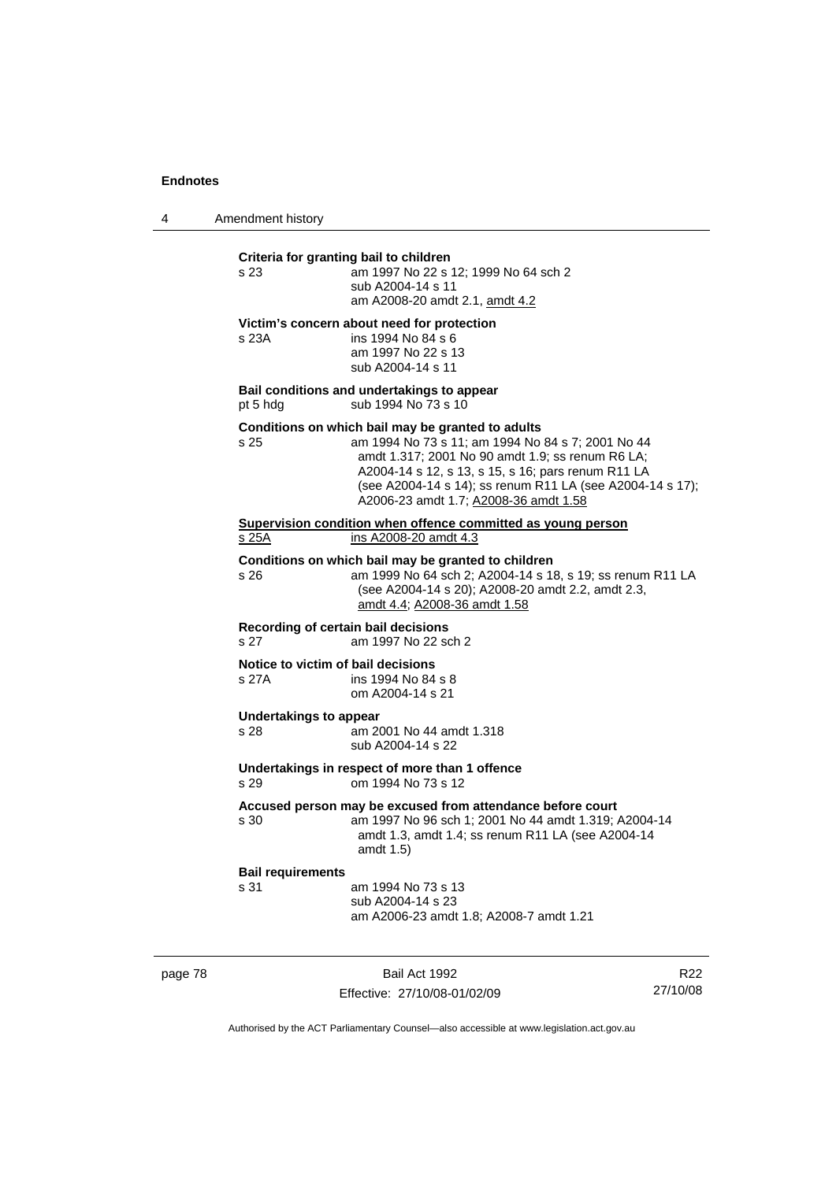**Criteria for granting bail to children**

s 23 am 1997 No 22 s 12; 1999 No 64 sch 2
sub A2004-14 s 11
am A2008-20 amdt 2.1, amdt 4.2

**Victim's concern about need for protection**

s 23A ins 1994 No 84 s 6
am 1997 No 22 s 13
sub A2004-14 s 11

**Bail conditions and undertakings to appear**

pt 5 hdg sub 1994 No 73 s 10

**Conditions on which bail may be granted to adults**

s 25 am 1994 No 73 s 11; am 1994 No 84 s 7; 2001 No 44 amdt 1.317; 2001 No 90 amdt 1.9; ss renum R6 LA; A2004-14 s 12, s 13, s 15, s 16; pars renum R11 LA (see A2004-14 s 14); ss renum R11 LA (see A2004-14 s 17); A2006-23 amdt 1.7; A2008-36 amdt 1.58

**Supervision condition when offence committed as young person**

s 25A ins A2008-20 amdt 4.3

**Conditions on which bail may be granted to children**

s 26 am 1999 No 64 sch 2; A2004-14 s 18, s 19; ss renum R11 LA (see A2004-14 s 20); A2008-20 amdt 2.2, amdt 2.3, amdt 4.4; A2008-36 amdt 1.58

**Recording of certain bail decisions**

s 27 am 1997 No 22 sch 2

**Notice to victim of bail decisions**

s 27A ins 1994 No 84 s 8
om A2004-14 s 21

**Undertakings to appear**

s 28 am 2001 No 44 amdt 1.318
sub A2004-14 s 22

**Undertakings in respect of more than 1 offence**

s 29 om 1994 No 73 s 12

**Accused person may be excused from attendance before court**

s 30 am 1997 No 96 sch 1; 2001 No 44 amdt 1.319; A2004-14 amdt 1.3, amdt 1.4; ss renum R11 LA (see A2004-14 amdt 1.5)

**Bail requirements**

s 31 am 1994 No 73 s 13
sub A2004-14 s 23
am A2006-23 amdt 1.8; A2008-7 amdt 1.21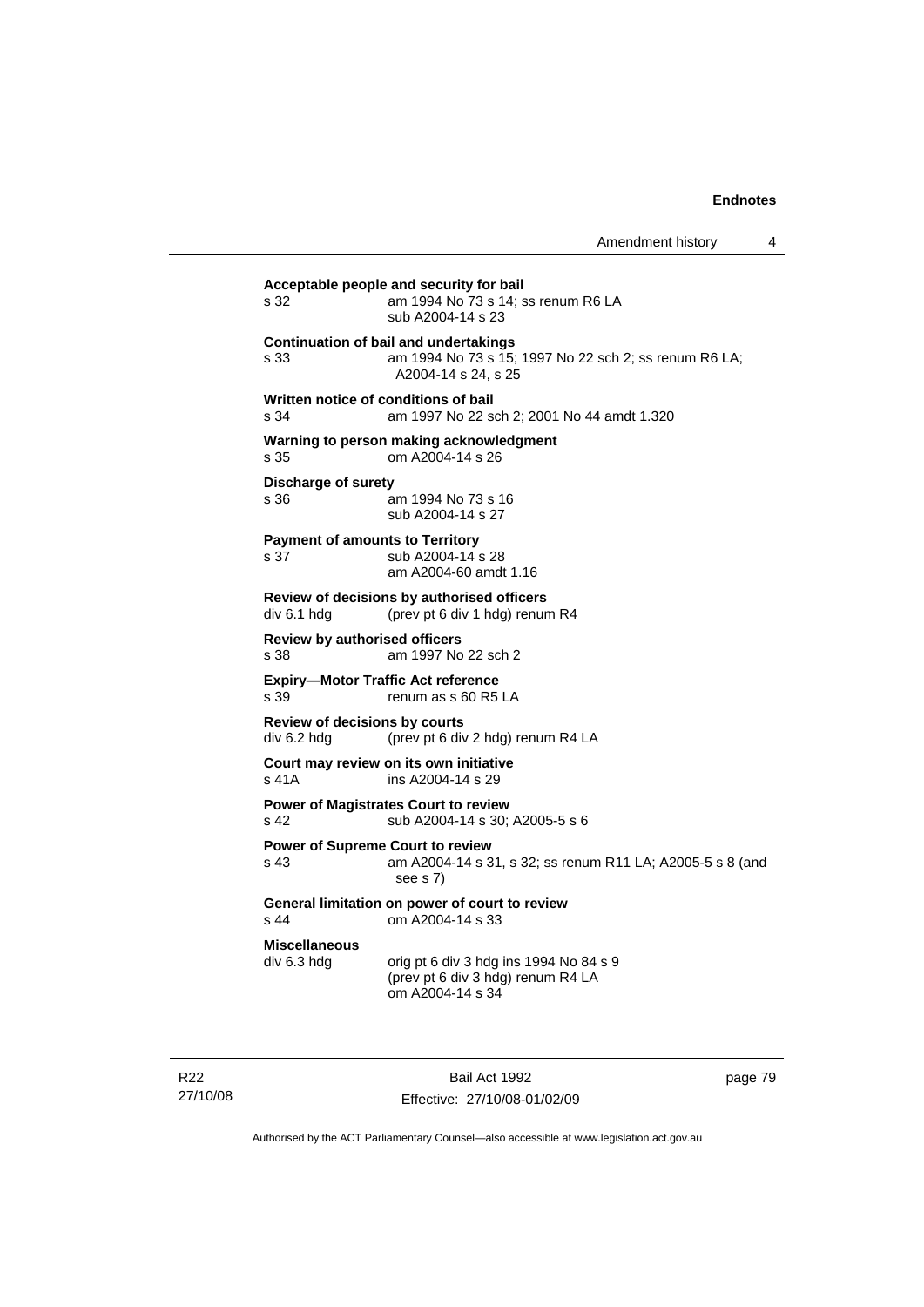**Acceptable people and security for bail**
s 32 am 1994 No 73 s 14; ss renum R6 LA
sub A2004-14 s 23

**Continuation of bail and undertakings**
s 33 am 1994 No 73 s 15; 1997 No 22 sch 2; ss renum R6 LA; A2004-14 s 24, s 25

**Written notice of conditions of bail**
s 34 am 1997 No 22 sch 2; 2001 No 44 amdt 1.320

**Warning to person making acknowledgment**
s 35 om A2004-14 s 26

**Discharge of surety**
s 36 am 1994 No 73 s 16
sub A2004-14 s 27

**Payment of amounts to Territory**
s 37 sub A2004-14 s 28
am A2004-60 amdt 1.16

**Review of decisions by authorised officers**
div 6.1 hdg (prev pt 6 div 1 hdg) renum R4

**Review by authorised officers**
s 38 am 1997 No 22 sch 2

**Expiry—Motor Traffic Act reference**
s 39 renum as s 60 R5 LA

**Review of decisions by courts**
div 6.2 hdg (prev pt 6 div 2 hdg) renum R4 LA

**Court may review on its own initiative**
s 41A ins A2004-14 s 29

**Power of Magistrates Court to review**
s 42 sub A2004-14 s 30; A2005-5 s 6

**Power of Supreme Court to review**
s 43 am A2004-14 s 31, s 32; ss renum R11 LA; A2005-5 s 8 (and see s 7)

**General limitation on power of court to review**
s 44 om A2004-14 s 33

**Miscellaneous**
div 6.3 hdg orig pt 6 div 3 hdg ins 1994 No 84 s 9
(prev pt 6 div 3 hdg) renum R4 LA
om A2004-14 s 34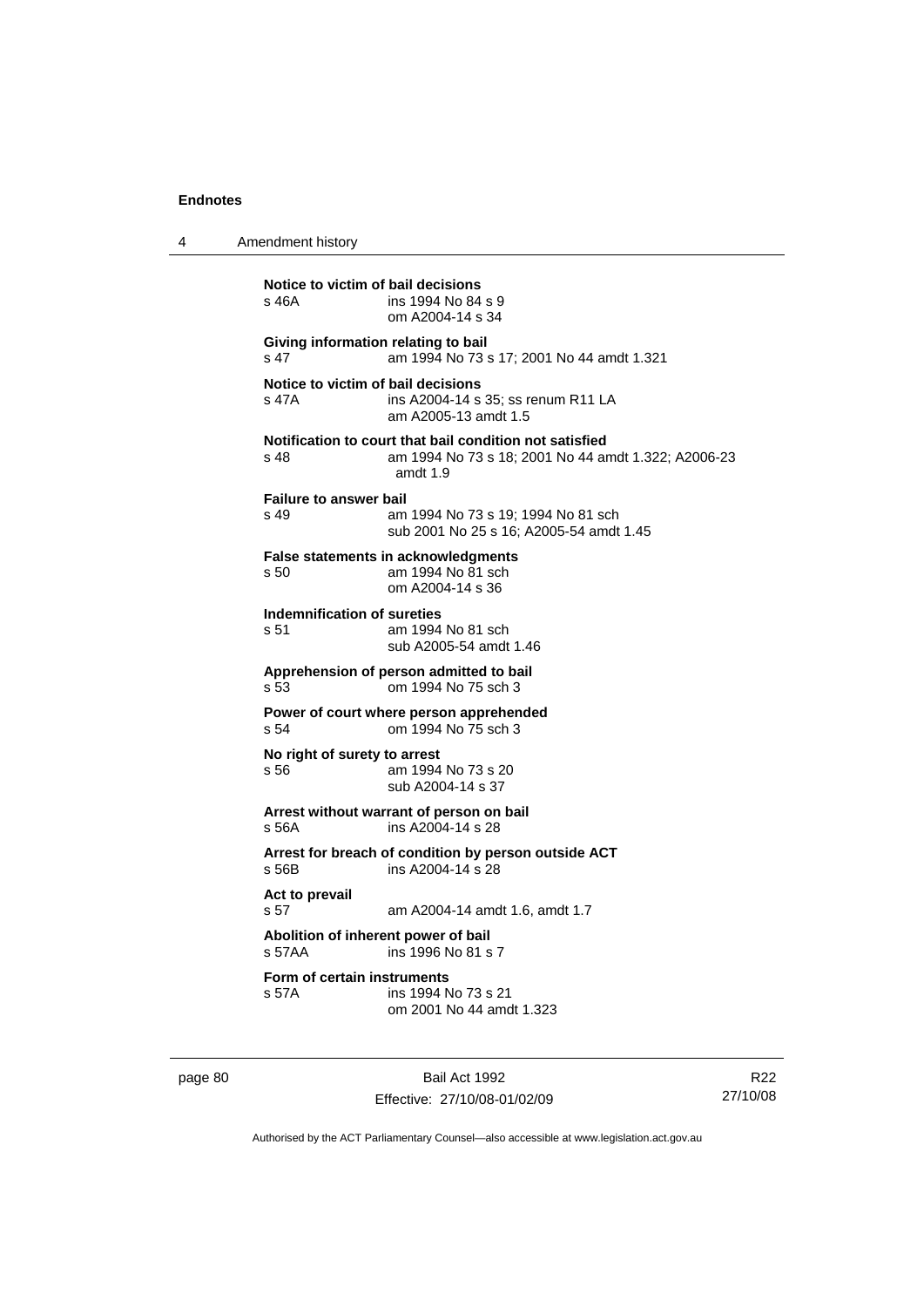**Notice to victim of bail decisions**
s 46A ins 1994 No 84 s 9
om A2004-14 s 34

**Giving information relating to bail**
s 47 am 1994 No 73 s 17; 2001 No 44 amdt 1.321

**Notice to victim of bail decisions**
s 47A ins A2004-14 s 35; ss renum R11 LA
am A2005-13 amdt 1.5

**Notification to court that bail condition not satisfied**
s 48 am 1994 No 73 s 18; 2001 No 44 amdt 1.322; A2006-23 amdt 1.9

**Failure to answer bail**
s 49 am 1994 No 73 s 19; 1994 No 81 sch
sub 2001 No 25 s 16; A2005-54 amdt 1.45

**False statements in acknowledgments**
s 50 am 1994 No 81 sch
om A2004-14 s 36

**Indemnification of sureties**
s 51 am 1994 No 81 sch
sub A2005-54 amdt 1.46

**Apprehension of person admitted to bail**
s 53 om 1994 No 75 sch 3

**Power of court where person apprehended**
s 54 om 1994 No 75 sch 3

**No right of surety to arrest**
s 56 am 1994 No 73 s 20
sub A2004-14 s 37

**Arrest without warrant of person on bail**
s 56A ins A2004-14 s 28

**Arrest for breach of condition by person outside ACT**
s 56B ins A2004-14 s 28

**Act to prevail**
s 57 am A2004-14 amdt 1.6, amdt 1.7

**Abolition of inherent power of bail**
s 57AA ins 1996 No 81 s 7

**Form of certain instruments**
s 57A ins 1994 No 73 s 21
om 2001 No 44 amdt 1.323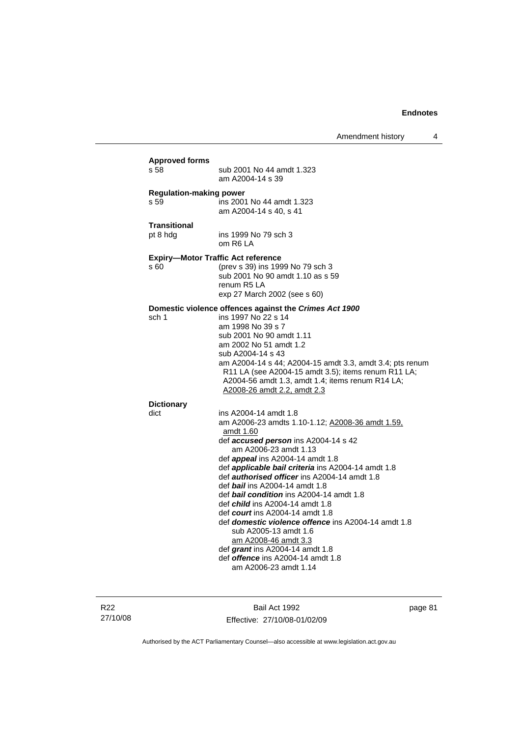**Approved forms**

| | |
|---|---|
| s 58 | sub 2001 No 44 amdt 1.323<br>am A2004-14 s 39 |

**Regulation-making power**

| | |
|---|---|
| s 59 | ins 2001 No 44 amdt 1.323<br>am A2004-14 s 40, s 41 |

**Transitional**

| | |
|---|---|
| pt 8 hdg | ins 1999 No 79 sch 3<br>om R6 LA |

**Expiry—Motor Traffic Act reference**

| | |
|---|---|
| s 60 | (prev s 39) ins 1999 No 79 sch 3<br>sub 2001 No 90 amdt 1.10 as s 59<br>renum R5 LA<br>exp 27 March 2002 (see s 60) |

**Domestic violence offences against the *Crimes Act 1900***

| | |
|---|---|
| sch 1 | ins 1997 No 22 s 14<br>am 1998 No 39 s 7<br>sub 2001 No 90 amdt 1.11<br>am 2002 No 51 amdt 1.2<br>sub A2004-14 s 43<br>am A2004-14 s 44; A2004-15 amdt 3.3, amdt 3.4; pts renum R11 LA (see A2004-15 amdt 3.5); items renum R11 LA; A2004-56 amdt 1.3, amdt 1.4; items renum R14 LA; A2008-26 amdt 2.2, amdt 2.3 |

**Dictionary**

| | |
|---|---|
| dict | ins A2004-14 amdt 1.8<br>am A2006-23 amdts 1.10-1.12; A2008-36 amdt 1.59, amdt 1.60<br>def ***accused person*** ins A2004-14 s 42<br>am A2006-23 amdt 1.13<br>def ***appeal*** ins A2004-14 amdt 1.8<br>def ***applicable bail criteria*** ins A2004-14 amdt 1.8<br>def ***authorised officer*** ins A2004-14 amdt 1.8<br>def ***bail*** ins A2004-14 amdt 1.8<br>def ***bail condition*** ins A2004-14 amdt 1.8<br>def ***child*** ins A2004-14 amdt 1.8<br>def ***court*** ins A2004-14 amdt 1.8<br>def ***domestic violence offence*** ins A2004-14 amdt 1.8<br>sub A2005-13 amdt 1.6<br>am A2008-46 amdt 3.3<br>def ***grant*** ins A2004-14 amdt 1.8<br>def ***offence*** ins A2004-14 amdt 1.8<br>am A2006-23 amdt 1.14 |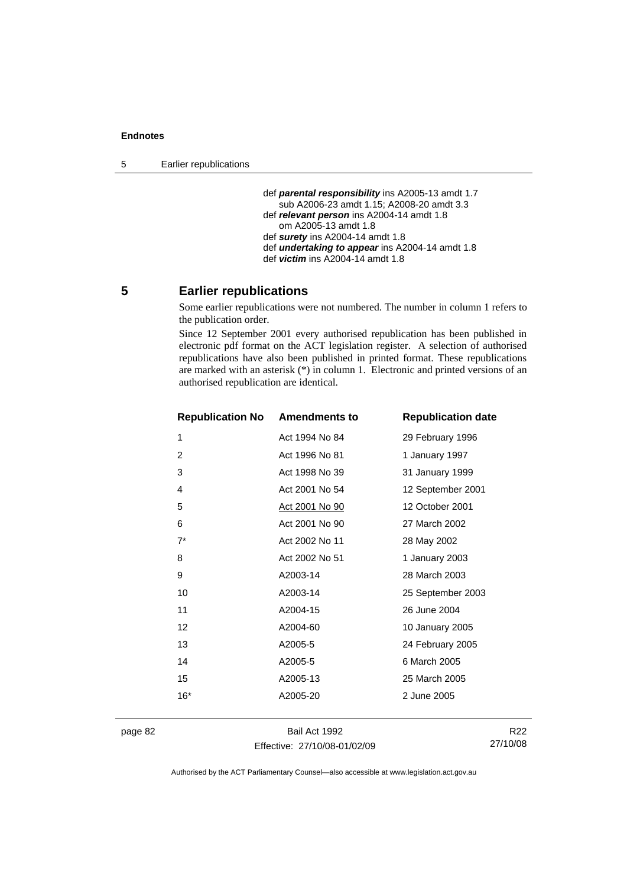def ***parental responsibility*** ins A2005-13 amdt 1.7
sub A2006-23 amdt 1.15; A2008-20 amdt 3.3
def ***relevant person*** ins A2004-14 amdt 1.8
om A2005-13 amdt 1.8
def ***surety*** ins A2004-14 amdt 1.8
def ***undertaking to appear*** ins A2004-14 amdt 1.8
def ***victim*** ins A2004-14 amdt 1.8

## 5 Earlier republications

Some earlier republications were not numbered. The number in column 1 refers to the publication order.

Since 12 September 2001 every authorised republication has been published in electronic pdf format on the ACT legislation register. A selection of authorised republications have also been published in printed format. These republications are marked with an asterisk (*) in column 1. Electronic and printed versions of an authorised republication are identical.

| Republication No | Amendments to | Republication date |
|---|---|---|
| 1 | Act 1994 No 84 | 29 February 1996 |
| 2 | Act 1996 No 81 | 1 January 1997 |
| 3 | Act 1998 No 39 | 31 January 1999 |
| 4 | Act 2001 No 54 | 12 September 2001 |
| 5 | Act 2001 No 90 | 12 October 2001 |
| 6 | Act 2001 No 90 | 27 March 2002 |
| 7* | Act 2002 No 11 | 28 May 2002 |
| 8 | Act 2002 No 51 | 1 January 2003 |
| 9 | A2003-14 | 28 March 2003 |
| 10 | A2003-14 | 25 September 2003 |
| 11 | A2004-15 | 26 June 2004 |
| 12 | A2004-60 | 10 January 2005 |
| 13 | A2005-5 | 24 February 2005 |
| 14 | A2005-5 | 6 March 2005 |
| 15 | A2005-13 | 25 March 2005 |
| 16* | A2005-20 | 2 June 2005 |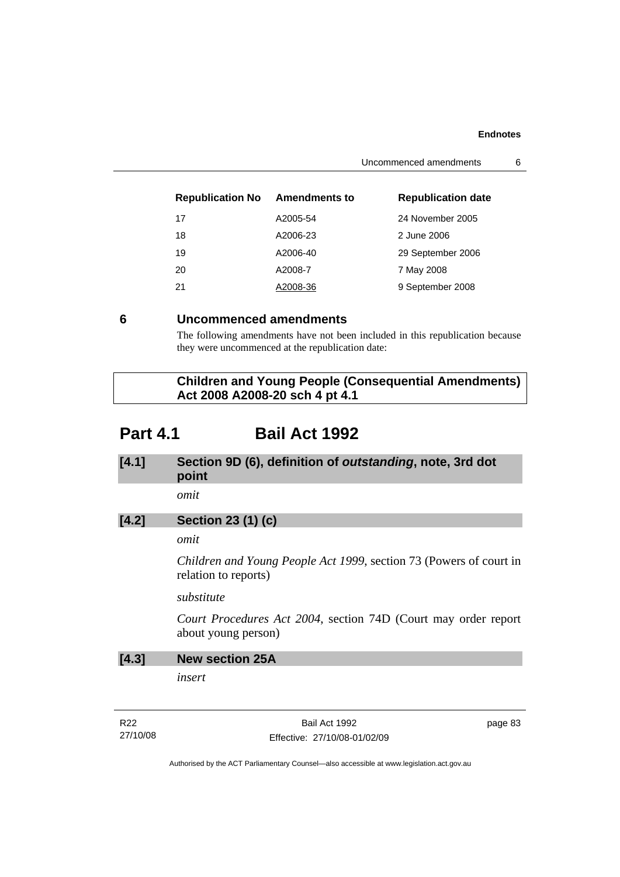| Republication No | Amendments to | Republication date |
|---|---|---|
| 17 | A2005-54 | 24 November 2005 |
| 18 | A2006-23 | 2 June 2006 |
| 19 | A2006-40 | 29 September 2006 |
| 20 | A2008-7 | 7 May 2008 |
| 21 | A2008-36 | 9 September 2008 |

## 6 Uncommenced amendments

The following amendments have not been included in this republication because they were uncommenced at the republication date:

**Children and Young People (Consequential Amendments) Act 2008 A2008-20 sch 4 pt 4.1**

# Part 4.1 Bail Act 1992

### [4.1] Section 9D (6), definition of *outstanding*, note, 3rd dot point

*omit*

### [4.2] Section 23 (1) (c)

*omit*

*Children and Young People Act 1999*, section 73 (Powers of court in relation to reports)

*substitute*

*Court Procedures Act 2004*, section 74D (Court may order report about young person)

### [4.3] New section 25A

*insert*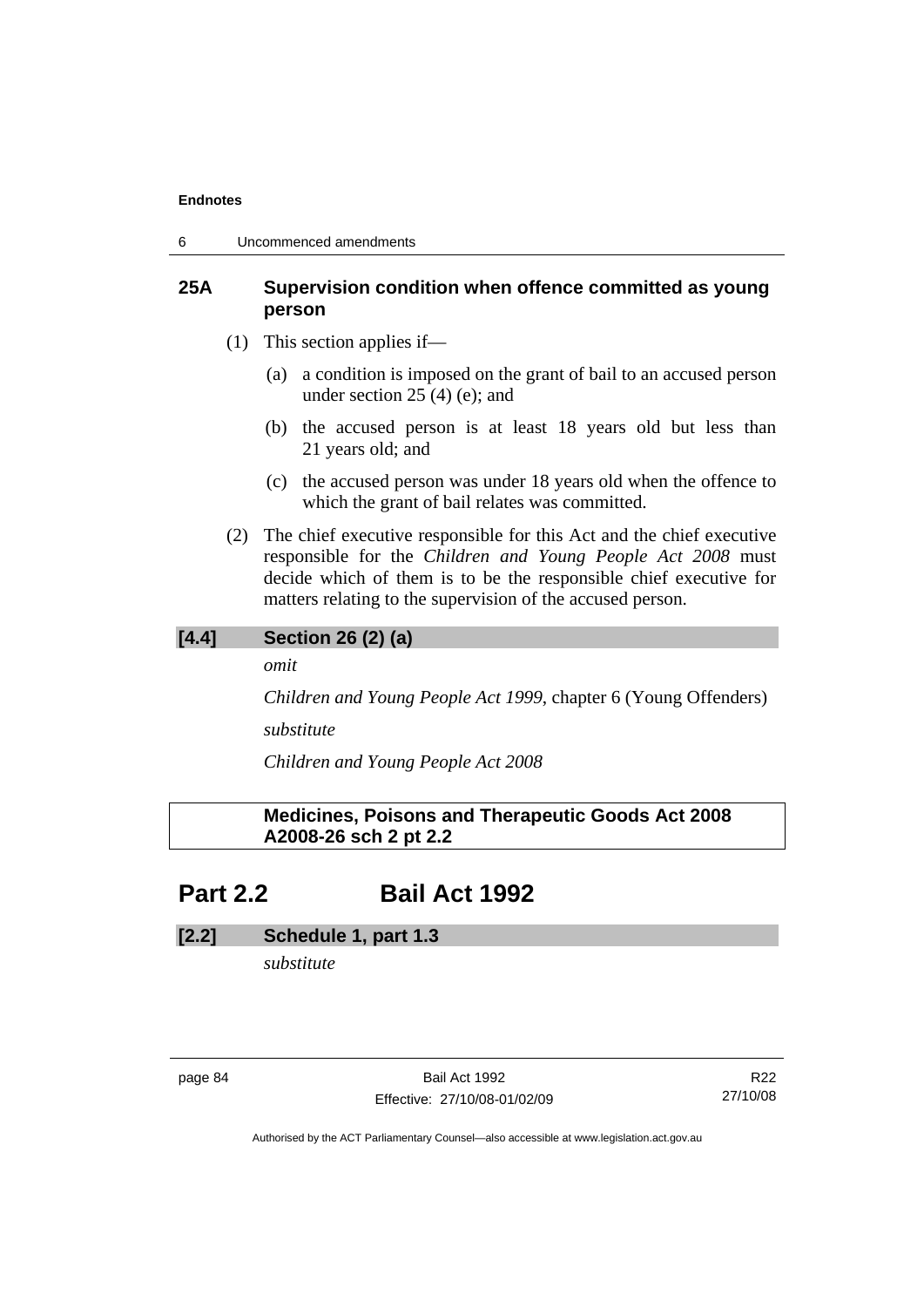### 25A Supervision condition when offence committed as young person

(1) This section applies if—

(a) a condition is imposed on the grant of bail to an accused person under section 25 (4) (e); and

(b) the accused person is at least 18 years old but less than 21 years old; and

(c) the accused person was under 18 years old when the offence to which the grant of bail relates was committed.

(2) The chief executive responsible for this Act and the chief executive responsible for the *Children and Young People Act 2008* must decide which of them is to be the responsible chief executive for matters relating to the supervision of the accused person.

**[4.4] Section 26 (2) (a)**

*omit*

*Children and Young People Act 1999*, chapter 6 (Young Offenders)

*substitute*

*Children and Young People Act 2008*

**Medicines, Poisons and Therapeutic Goods Act 2008 A2008-26 sch 2 pt 2.2**

## Part 2.2 Bail Act 1992

**[2.2] Schedule 1, part 1.3**

*substitute*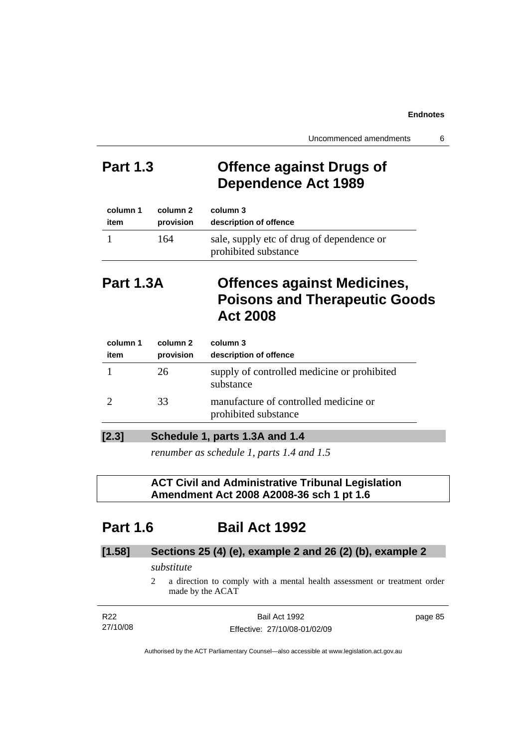## Part 1.3 Offence against Drugs of Dependence Act 1989

| column 1 item | column 2 provision | column 3 description of offence |
|---|---|---|
| 1 | 164 | sale, supply etc of drug of dependence or prohibited substance |

## Part 1.3A Offences against Medicines, Poisons and Therapeutic Goods Act 2008

| column 1 item | column 2 provision | column 3 description of offence |
|---|---|---|
| 1 | 26 | supply of controlled medicine or prohibited substance |
| 2 | 33 | manufacture of controlled medicine or prohibited substance |

**[2.3] Schedule 1, parts 1.3A and 1.4**

*renumber as schedule 1, parts 1.4 and 1.5*

**ACT Civil and Administrative Tribunal Legislation Amendment Act 2008 A2008-36 sch 1 pt 1.6**

## Part 1.6 Bail Act 1992

**[1.58] Sections 25 (4) (e), example 2 and 26 (2) (b), example 2**

*substitute*

2 a direction to comply with a mental health assessment or treatment order made by the ACAT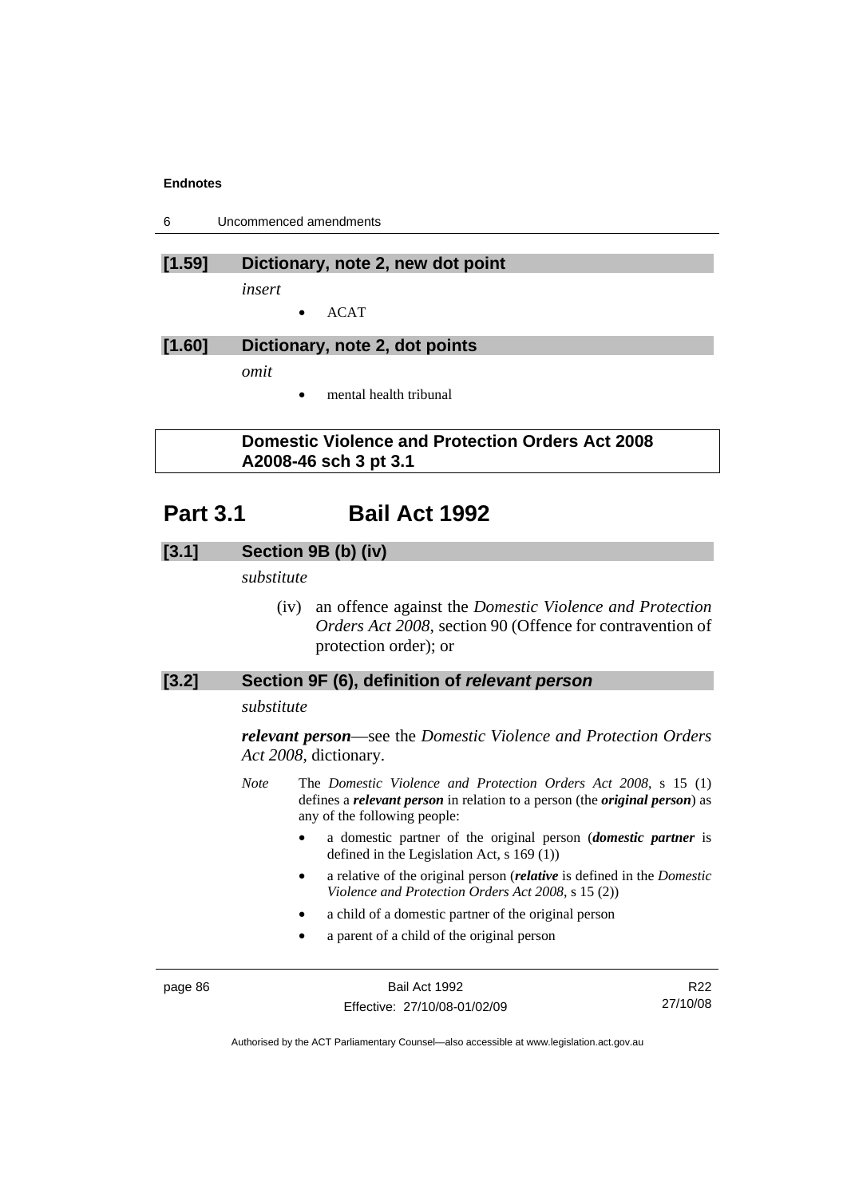**[1.59] Dictionary, note 2, new dot point**

*insert*

- ACAT

**[1.60] Dictionary, note 2, dot points**

*omit*

- mental health tribunal

**Domestic Violence and Protection Orders Act 2008 A2008-46 sch 3 pt 3.1**

# Part 3.1 Bail Act 1992

**[3.1] Section 9B (b) (iv)**

*substitute*

(iv) an offence against the *Domestic Violence and Protection Orders Act 2008*, section 90 (Offence for contravention of protection order); or

**[3.2] Section 9F (6), definition of *relevant person***

*substitute*

***relevant person***—see the *Domestic Violence and Protection Orders Act 2008*, dictionary.

*Note* The *Domestic Violence and Protection Orders Act 2008*, s 15 (1) defines a ***relevant person*** in relation to a person (the ***original person***) as any of the following people:

- a domestic partner of the original person (***domestic partner*** is defined in the Legislation Act, s 169 (1))
- a relative of the original person (***relative*** is defined in the *Domestic Violence and Protection Orders Act 2008*, s 15 (2))
- a child of a domestic partner of the original person
- a parent of a child of the original person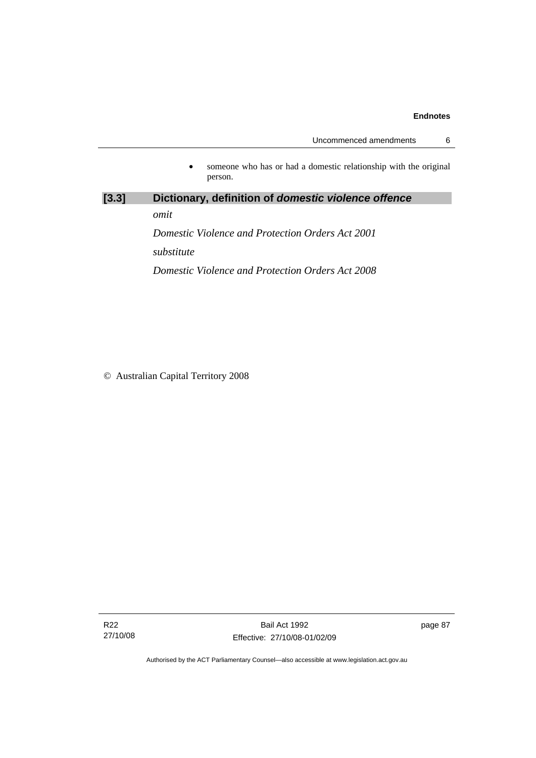- someone who has or had a domestic relationship with the original person.

### [3.3] Dictionary, definition of ***domestic violence offence***

*omit*

*Domestic Violence and Protection Orders Act 2001*

*substitute*

*Domestic Violence and Protection Orders Act 2008*

© Australian Capital Territory 2008